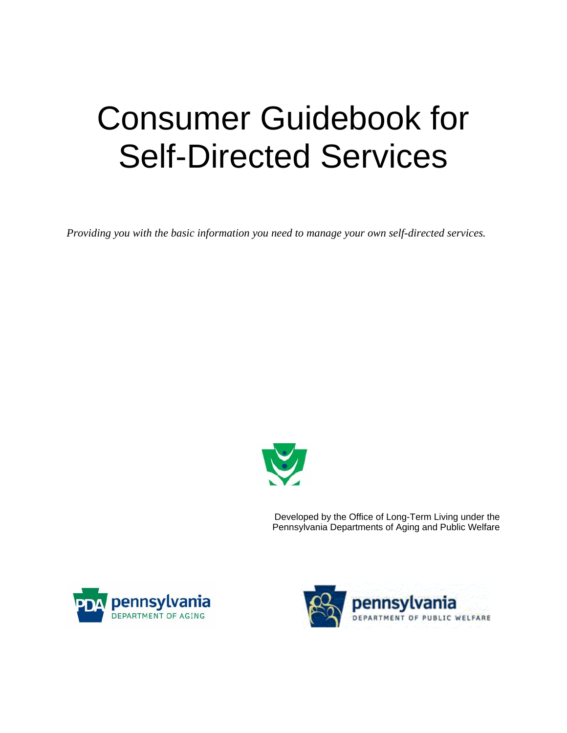# Consumer Guidebook for Self-Directed Services

*Providing you with the basic information you need to manage your own self-directed services.*

Developed by the Office of Long-Term Living under the Pennsylvania Departments of Aging and Public Welfare

PDA pennsylvania DEPARTMENT OF AGING

pennsylvania DEPARTMENT OF PUBLIC WELFARE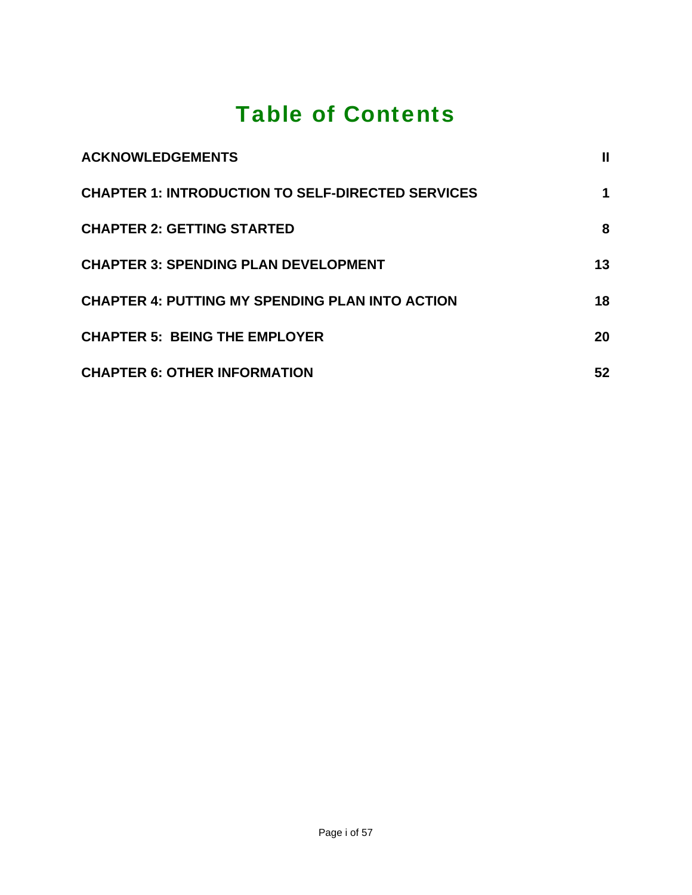# Table of Contents

| | |
|---|---|
| **ACKNOWLEDGEMENTS** | **II** |
| **CHAPTER 1: INTRODUCTION TO SELF-DIRECTED SERVICES** | **1** |
| **CHAPTER 2: GETTING STARTED** | **8** |
| **CHAPTER 3: SPENDING PLAN DEVELOPMENT** | **13** |
| **CHAPTER 4: PUTTING MY SPENDING PLAN INTO ACTION** | **18** |
| **CHAPTER 5: BEING THE EMPLOYER** | **20** |
| **CHAPTER 6: OTHER INFORMATION** | **52** |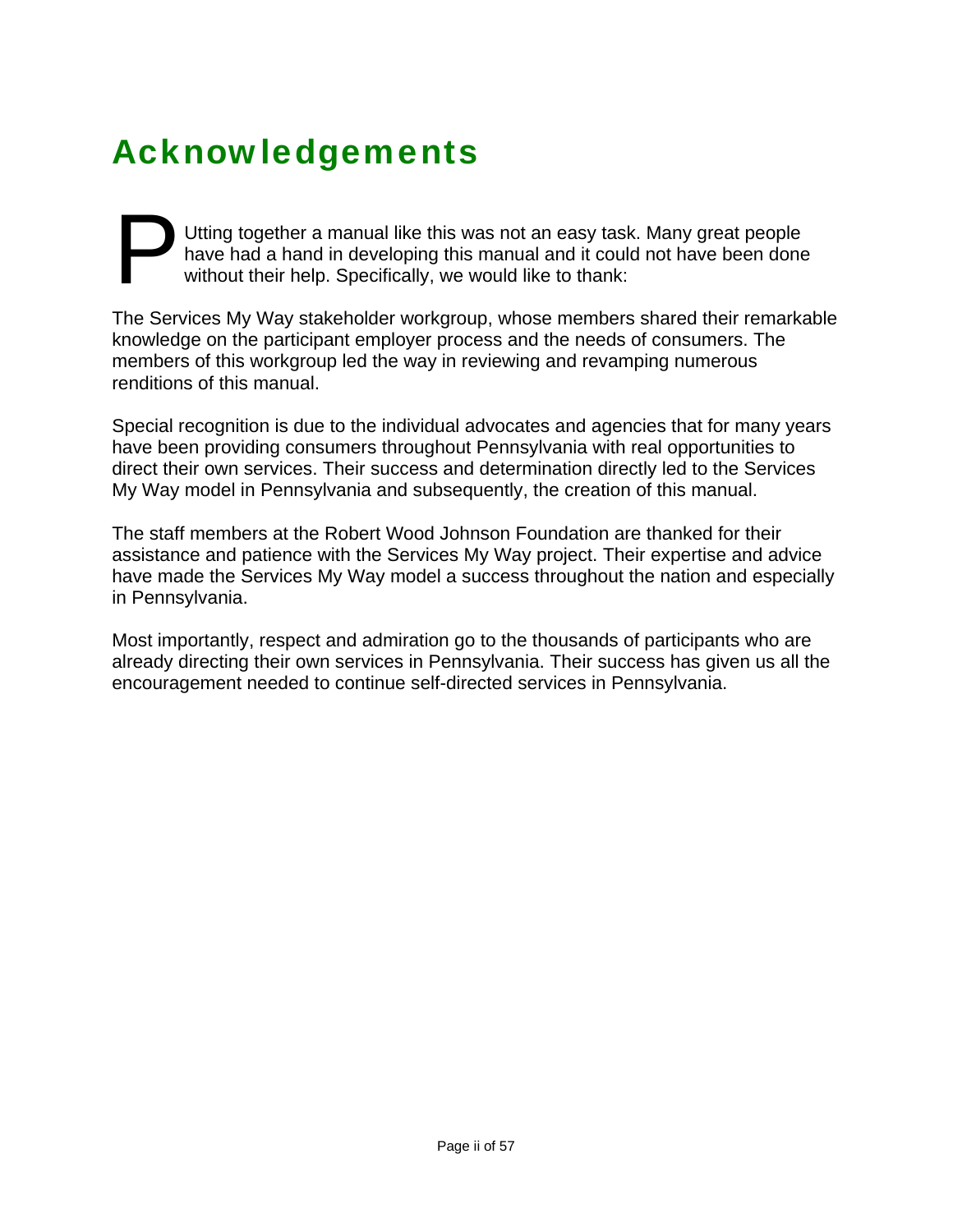# Acknowledgements

PUtting together a manual like this was not an easy task. Many great people have had a hand in developing this manual and it could not have been done without their help. Specifically, we would like to thank:

The Services My Way stakeholder workgroup, whose members shared their remarkable knowledge on the participant employer process and the needs of consumers. The members of this workgroup led the way in reviewing and revamping numerous renditions of this manual.

Special recognition is due to the individual advocates and agencies that for many years have been providing consumers throughout Pennsylvania with real opportunities to direct their own services. Their success and determination directly led to the Services My Way model in Pennsylvania and subsequently, the creation of this manual.

The staff members at the Robert Wood Johnson Foundation are thanked for their assistance and patience with the Services My Way project. Their expertise and advice have made the Services My Way model a success throughout the nation and especially in Pennsylvania.

Most importantly, respect and admiration go to the thousands of participants who are already directing their own services in Pennsylvania. Their success has given us all the encouragement needed to continue self-directed services in Pennsylvania.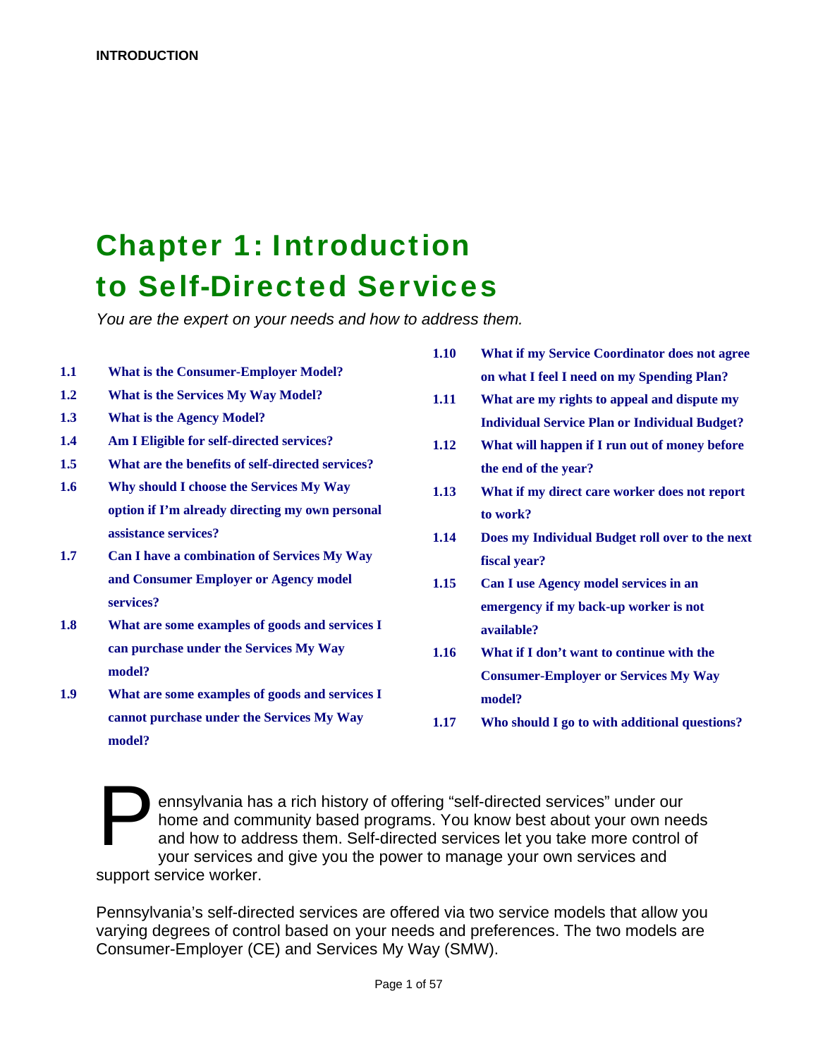# Chapter 1: Introduction to Self-Directed Services

*You are the expert on your needs and how to address them.*

- **1.1** What is the Consumer-Employer Model?
- **1.2** What is the Services My Way Model?
- **1.3** What is the Agency Model?
- **1.4** Am I Eligible for self-directed services?
- **1.5** What are the benefits of self-directed services?
- **1.6** Why should I choose the Services My Way option if I'm already directing my own personal assistance services?
- **1.7** Can I have a combination of Services My Way and Consumer Employer or Agency model services?
- **1.8** What are some examples of goods and services I can purchase under the Services My Way model?
- **1.9** What are some examples of goods and services I cannot purchase under the Services My Way model?
- **1.10** What if my Service Coordinator does not agree on what I feel I need on my Spending Plan?
- **1.11** What are my rights to appeal and dispute my Individual Service Plan or Individual Budget?
- **1.12** What will happen if I run out of money before the end of the year?
- **1.13** What if my direct care worker does not report to work?
- **1.14** Does my Individual Budget roll over to the next fiscal year?
- **1.15** Can I use Agency model services in an emergency if my back-up worker is not available?
- **1.16** What if I don't want to continue with the Consumer-Employer or Services My Way model?
- **1.17** Who should I go to with additional questions?

Pennsylvania has a rich history of offering "self-directed services" under our home and community based programs. You know best about your own needs and how to address them. Self-directed services let you take more control of your services and give you the power to manage your own services and support service worker.

Pennsylvania's self-directed services are offered via two service models that allow you varying degrees of control based on your needs and preferences. The two models are Consumer-Employer (CE) and Services My Way (SMW).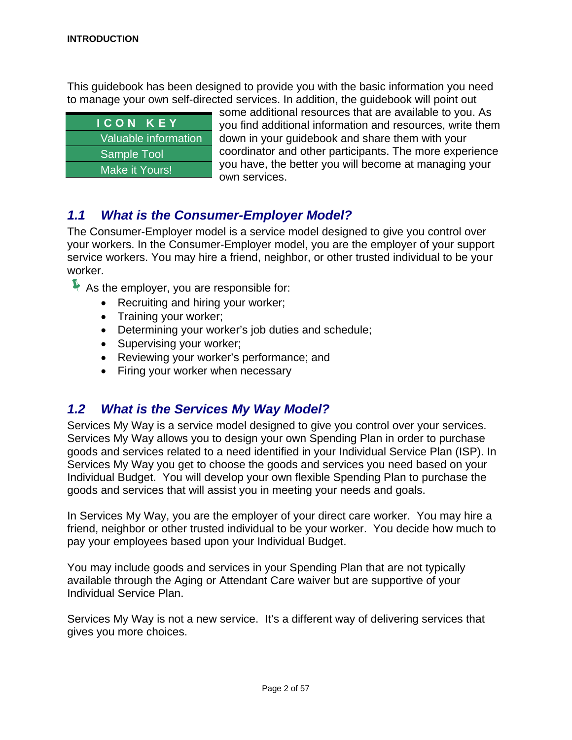**INTRODUCTION**

This guidebook has been designed to provide you with the basic information you need to manage your own self-directed services. In addition, the guidebook will point out some additional resources that are available to you. As you find additional information and resources, write them down in your guidebook and share them with your coordinator and other participants. The more experience you have, the better you will become at managing your own services.

| ICON KEY |
| --- |
| Valuable information |
| Sample Tool |
| Make it Yours! |

## 1.1 What is the Consumer-Employer Model?

The Consumer-Employer model is a service model designed to give you control over your workers. In the Consumer-Employer model, you are the employer of your support service workers. You may hire a friend, neighbor, or other trusted individual to be your worker.

As the employer, you are responsible for:

- Recruiting and hiring your worker;
- Training your worker;
- Determining your worker's job duties and schedule;
- Supervising your worker;
- Reviewing your worker's performance; and
- Firing your worker when necessary

## 1.2 What is the Services My Way Model?

Services My Way is a service model designed to give you control over your services. Services My Way allows you to design your own Spending Plan in order to purchase goods and services related to a need identified in your Individual Service Plan (ISP). In Services My Way you get to choose the goods and services you need based on your Individual Budget. You will develop your own flexible Spending Plan to purchase the goods and services that will assist you in meeting your needs and goals.

In Services My Way, you are the employer of your direct care worker. You may hire a friend, neighbor or other trusted individual to be your worker. You decide how much to pay your employees based upon your Individual Budget.

You may include goods and services in your Spending Plan that are not typically available through the Aging or Attendant Care waiver but are supportive of your Individual Service Plan.

Services My Way is not a new service. It's a different way of delivering services that gives you more choices.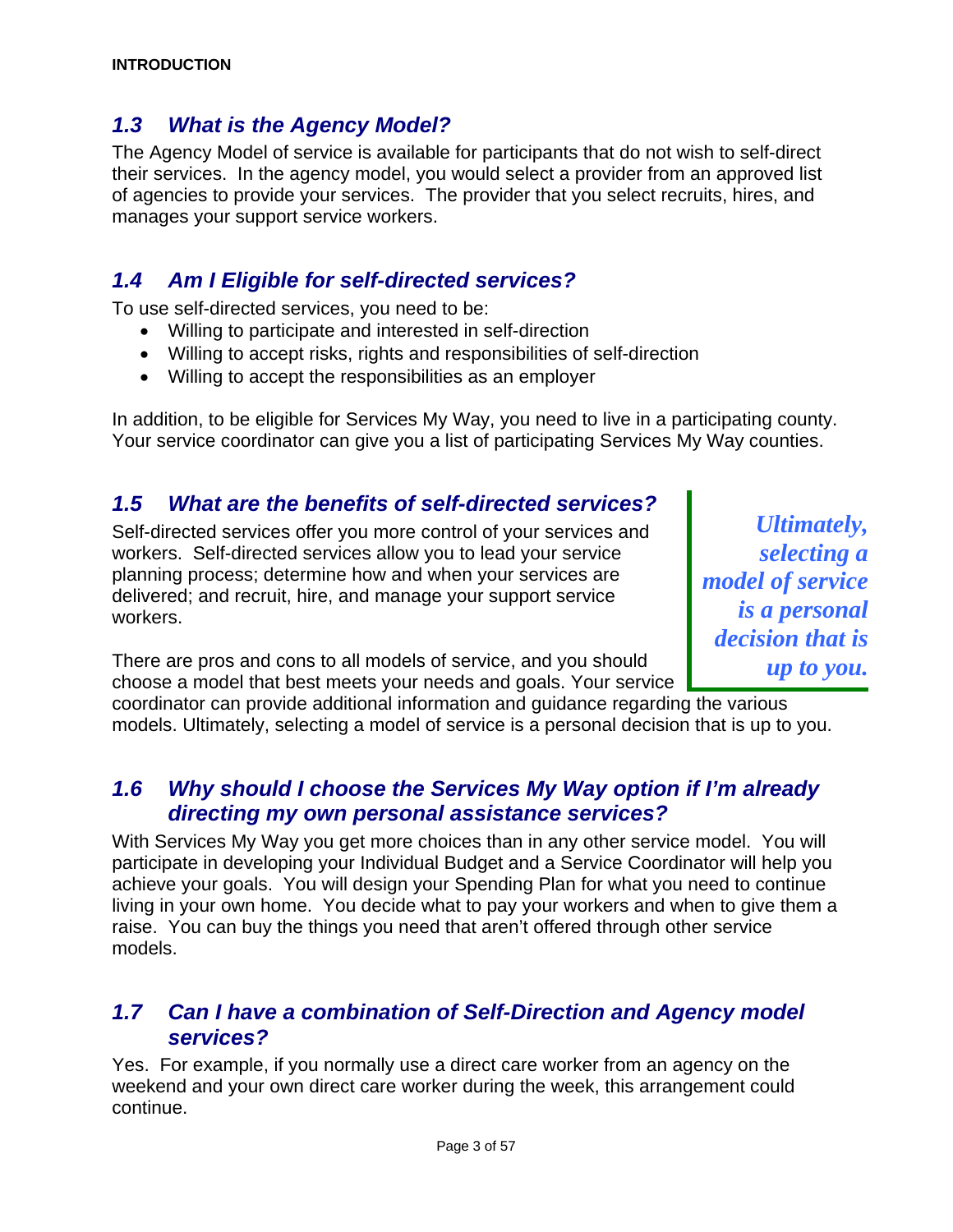## 1.3 What is the Agency Model?

The Agency Model of service is available for participants that do not wish to self-direct their services. In the agency model, you would select a provider from an approved list of agencies to provide your services. The provider that you select recruits, hires, and manages your support service workers.

## 1.4 Am I Eligible for self-directed services?

To use self-directed services, you need to be:

- Willing to participate and interested in self-direction
- Willing to accept risks, rights and responsibilities of self-direction
- Willing to accept the responsibilities as an employer

In addition, to be eligible for Services My Way, you need to live in a participating county. Your service coordinator can give you a list of participating Services My Way counties.

## 1.5 What are the benefits of self-directed services?

Self-directed services offer you more control of your services and workers. Self-directed services allow you to lead your service planning process; determine how and when your services are delivered; and recruit, hire, and manage your support service workers.

*Ultimately, selecting a model of service is a personal decision that is up to you.*

There are pros and cons to all models of service, and you should choose a model that best meets your needs and goals. Your service coordinator can provide additional information and guidance regarding the various models. Ultimately, selecting a model of service is a personal decision that is up to you.

## 1.6 Why should I choose the Services My Way option if I'm already directing my own personal assistance services?

With Services My Way you get more choices than in any other service model. You will participate in developing your Individual Budget and a Service Coordinator will help you achieve your goals. You will design your Spending Plan for what you need to continue living in your own home. You decide what to pay your workers and when to give them a raise. You can buy the things you need that aren't offered through other service models.

## 1.7 Can I have a combination of Self-Direction and Agency model services?

Yes. For example, if you normally use a direct care worker from an agency on the weekend and your own direct care worker during the week, this arrangement could continue.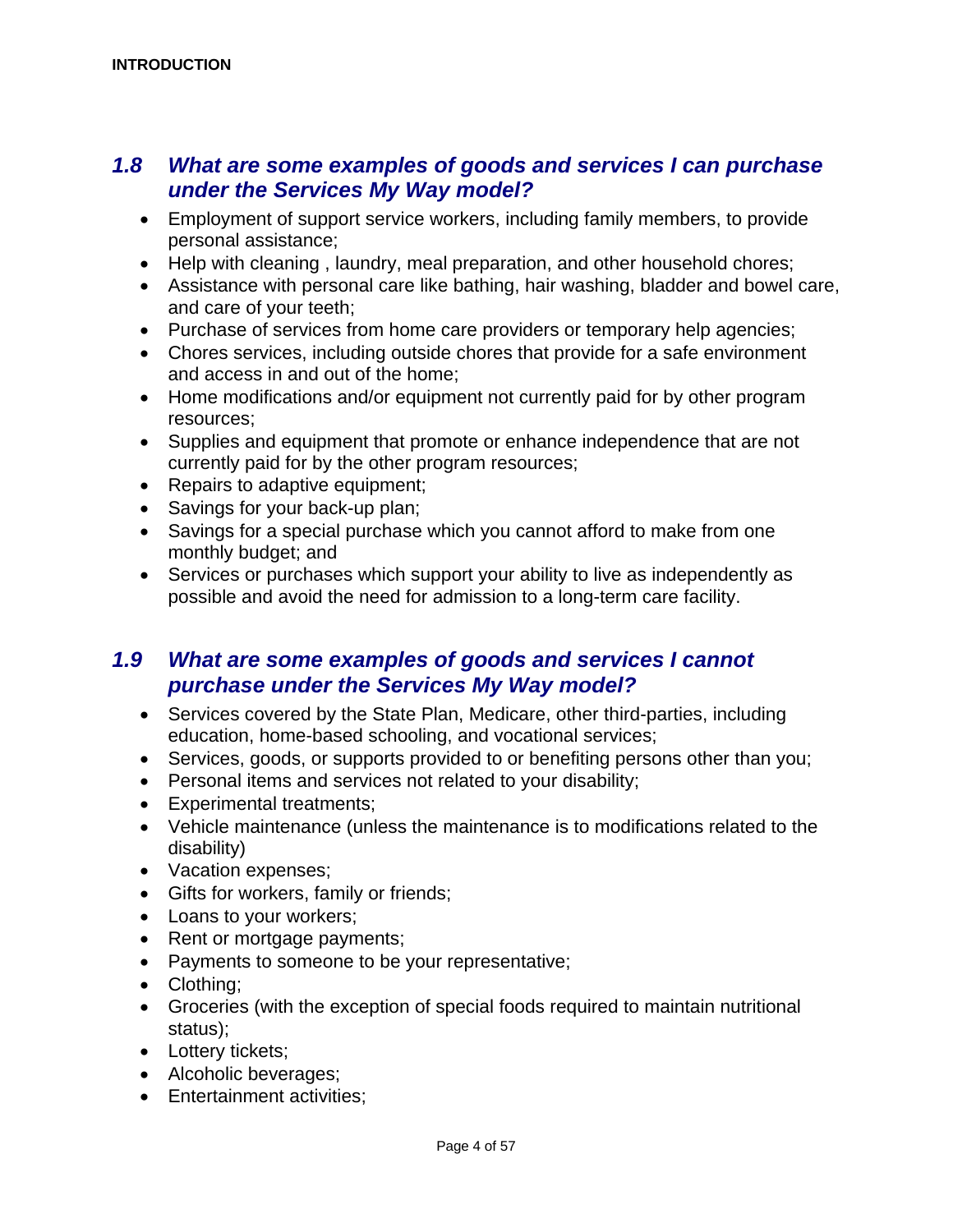## 1.8 What are some examples of goods and services I can purchase under the Services My Way model?

- Employment of support service workers, including family members, to provide personal assistance;
- Help with cleaning , laundry, meal preparation, and other household chores;
- Assistance with personal care like bathing, hair washing, bladder and bowel care, and care of your teeth;
- Purchase of services from home care providers or temporary help agencies;
- Chores services, including outside chores that provide for a safe environment and access in and out of the home;
- Home modifications and/or equipment not currently paid for by other program resources;
- Supplies and equipment that promote or enhance independence that are not currently paid for by the other program resources;
- Repairs to adaptive equipment;
- Savings for your back-up plan;
- Savings for a special purchase which you cannot afford to make from one monthly budget; and
- Services or purchases which support your ability to live as independently as possible and avoid the need for admission to a long-term care facility.

## 1.9 What are some examples of goods and services I cannot purchase under the Services My Way model?

- Services covered by the State Plan, Medicare, other third-parties, including education, home-based schooling, and vocational services;
- Services, goods, or supports provided to or benefiting persons other than you;
- Personal items and services not related to your disability;
- Experimental treatments;
- Vehicle maintenance (unless the maintenance is to modifications related to the disability)
- Vacation expenses;
- Gifts for workers, family or friends;
- Loans to your workers;
- Rent or mortgage payments;
- Payments to someone to be your representative;
- Clothing;
- Groceries (with the exception of special foods required to maintain nutritional status);
- Lottery tickets;
- Alcoholic beverages;
- Entertainment activities;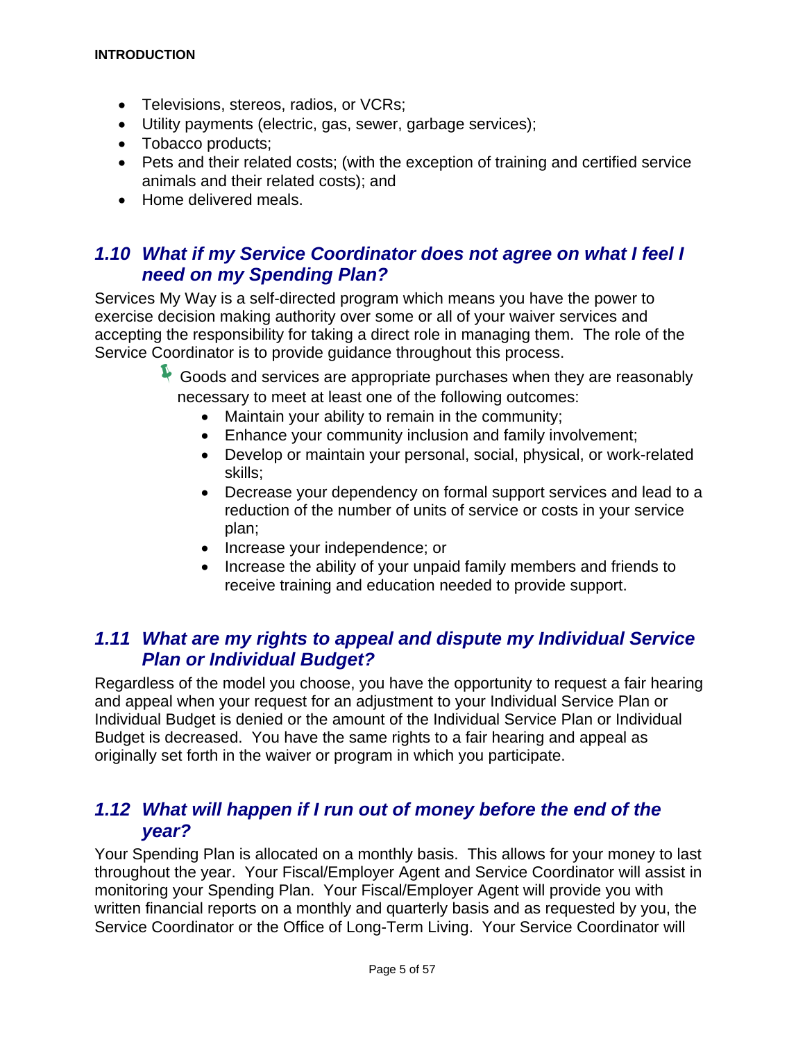- Televisions, stereos, radios, or VCRs;
- Utility payments (electric, gas, sewer, garbage services);
- Tobacco products;
- Pets and their related costs; (with the exception of training and certified service animals and their related costs); and
- Home delivered meals.

## *1.10 What if my Service Coordinator does not agree on what I feel I need on my Spending Plan?*

Services My Way is a self-directed program which means you have the power to exercise decision making authority over some or all of your waiver services and accepting the responsibility for taking a direct role in managing them. The role of the Service Coordinator is to provide guidance throughout this process.

Goods and services are appropriate purchases when they are reasonably necessary to meet at least one of the following outcomes:

- Maintain your ability to remain in the community;
- Enhance your community inclusion and family involvement;
- Develop or maintain your personal, social, physical, or work-related skills;
- Decrease your dependency on formal support services and lead to a reduction of the number of units of service or costs in your service plan;
- Increase your independence; or
- Increase the ability of your unpaid family members and friends to receive training and education needed to provide support.

## *1.11 What are my rights to appeal and dispute my Individual Service Plan or Individual Budget?*

Regardless of the model you choose, you have the opportunity to request a fair hearing and appeal when your request for an adjustment to your Individual Service Plan or Individual Budget is denied or the amount of the Individual Service Plan or Individual Budget is decreased. You have the same rights to a fair hearing and appeal as originally set forth in the waiver or program in which you participate.

## *1.12 What will happen if I run out of money before the end of the year?*

Your Spending Plan is allocated on a monthly basis. This allows for your money to last throughout the year. Your Fiscal/Employer Agent and Service Coordinator will assist in monitoring your Spending Plan. Your Fiscal/Employer Agent will provide you with written financial reports on a monthly and quarterly basis and as requested by you, the Service Coordinator or the Office of Long-Term Living. Your Service Coordinator will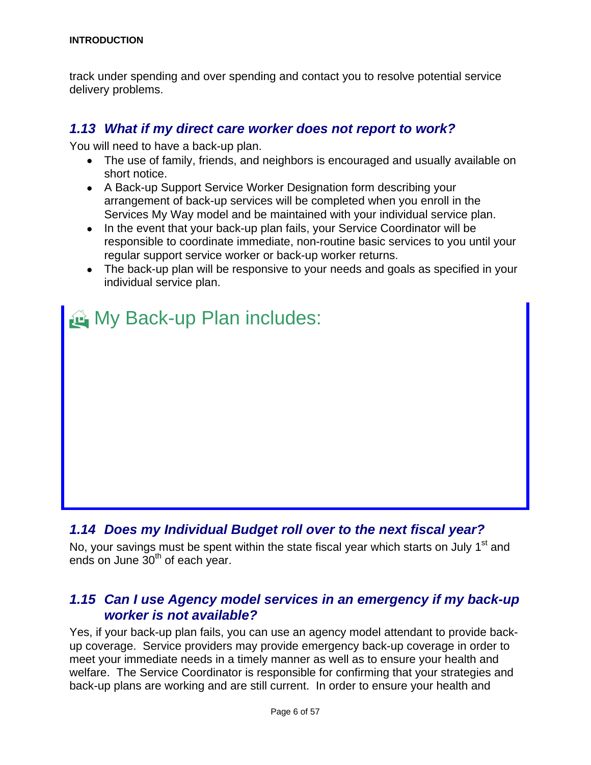track under spending and over spending and contact you to resolve potential service delivery problems.

## *1.13 What if my direct care worker does not report to work?*

You will need to have a back-up plan.

- The use of family, friends, and neighbors is encouraged and usually available on short notice.
- A Back-up Support Service Worker Designation form describing your arrangement of back-up services will be completed when you enroll in the Services My Way model and be maintained with your individual service plan.
- In the event that your back-up plan fails, your Service Coordinator will be responsible to coordinate immediate, non-routine basic services to you until your regular support service worker or back-up worker returns.
- The back-up plan will be responsive to your needs and goals as specified in your individual service plan.

### My Back-up Plan includes:

## *1.14 Does my Individual Budget roll over to the next fiscal year?*

No, your savings must be spent within the state fiscal year which starts on July 1st and ends on June 30th of each year.

## *1.15 Can I use Agency model services in an emergency if my back-up worker is not available?*

Yes, if your back-up plan fails, you can use an agency model attendant to provide back-up coverage. Service providers may provide emergency back-up coverage in order to meet your immediate needs in a timely manner as well as to ensure your health and welfare. The Service Coordinator is responsible for confirming that your strategies and back-up plans are working and are still current. In order to ensure your health and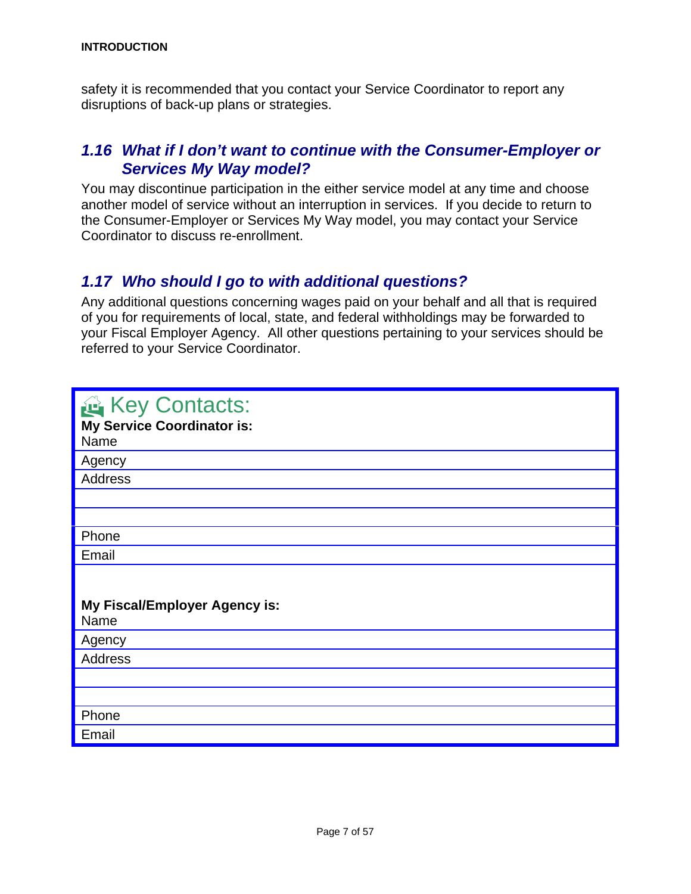safety it is recommended that you contact your Service Coordinator to report any disruptions of back-up plans or strategies.

## *1.16 What if I don't want to continue with the Consumer-Employer or Services My Way model?*

You may discontinue participation in the either service model at any time and choose another model of service without an interruption in services. If you decide to return to the Consumer-Employer or Services My Way model, you may contact your Service Coordinator to discuss re-enrollment.

## *1.17 Who should I go to with additional questions?*

Any additional questions concerning wages paid on your behalf and all that is required of you for requirements of local, state, and federal withholdings may be forwarded to your Fiscal Employer Agency. All other questions pertaining to your services should be referred to your Service Coordinator.

### Key Contacts:

**My Service Coordinator is:**

| |
|---|
| Name |
| Agency |
| Address |
| |
| |
| Phone |
| Email |

**My Fiscal/Employer Agency is:**

| |
|---|
| Name |
| Agency |
| Address |
| |
| |
| Phone |
| Email |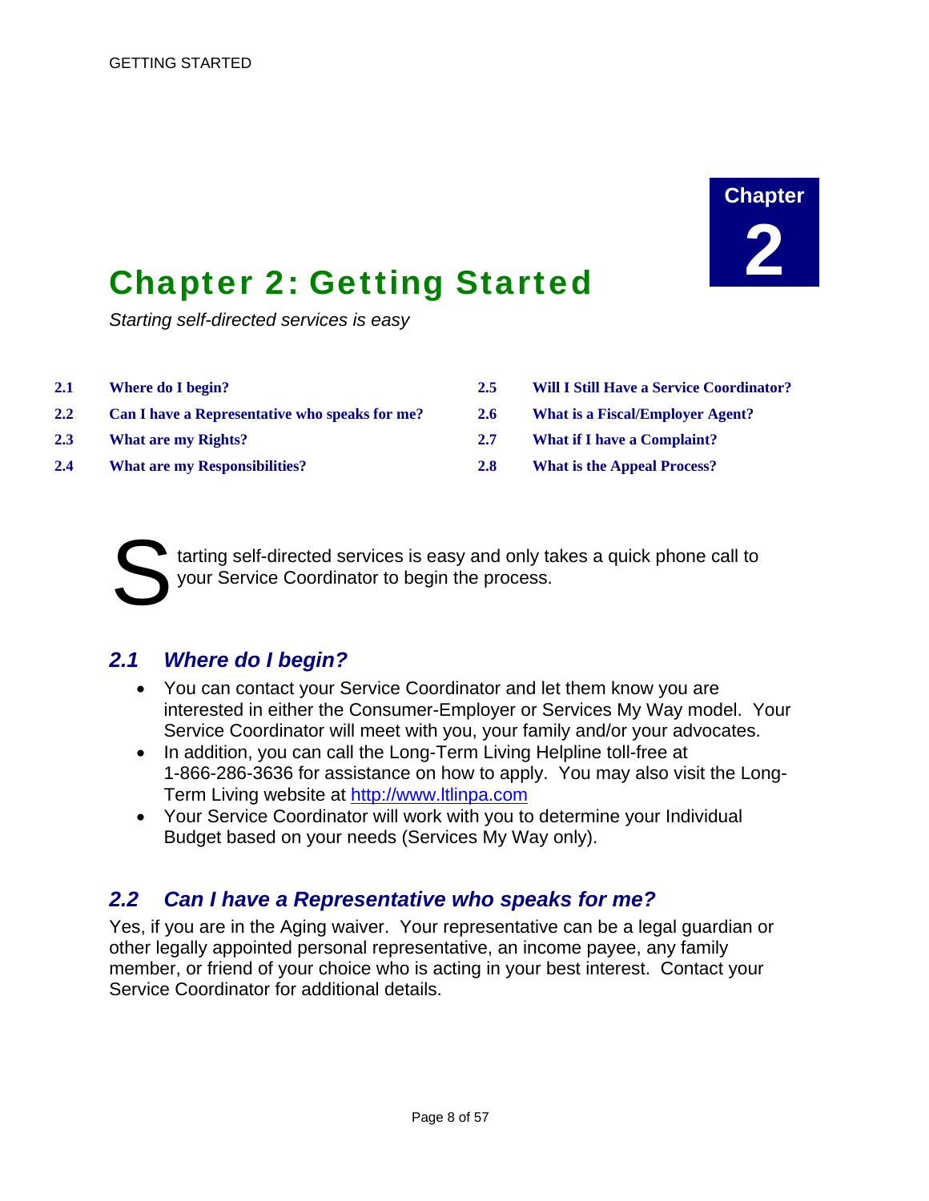**Chapter 2**

# Chapter 2: Getting Started

*Starting self-directed services is easy*

| | | | |
|---|---|---|---|
| **2.1** | **Where do I begin?** | **2.5** | **Will I Still Have a Service Coordinator?** |
| **2.2** | **Can I have a Representative who speaks for me?** | **2.6** | **What is a Fiscal/Employer Agent?** |
| **2.3** | **What are my Rights?** | **2.7** | **What if I have a Complaint?** |
| **2.4** | **What are my Responsibilities?** | **2.8** | **What is the Appeal Process?** |

Starting self-directed services is easy and only takes a quick phone call to your Service Coordinator to begin the process.

## *2.1 Where do I begin?*

- You can contact your Service Coordinator and let them know you are interested in either the Consumer-Employer or Services My Way model. Your Service Coordinator will meet with you, your family and/or your advocates.
- In addition, you can call the Long-Term Living Helpline toll-free at 1-866-286-3636 for assistance on how to apply. You may also visit the Long-Term Living website at http://www.ltlinpa.com
- Your Service Coordinator will work with you to determine your Individual Budget based on your needs (Services My Way only).

## *2.2 Can I have a Representative who speaks for me?*

Yes, if you are in the Aging waiver. Your representative can be a legal guardian or other legally appointed personal representative, an income payee, any family member, or friend of your choice who is acting in your best interest. Contact your Service Coordinator for additional details.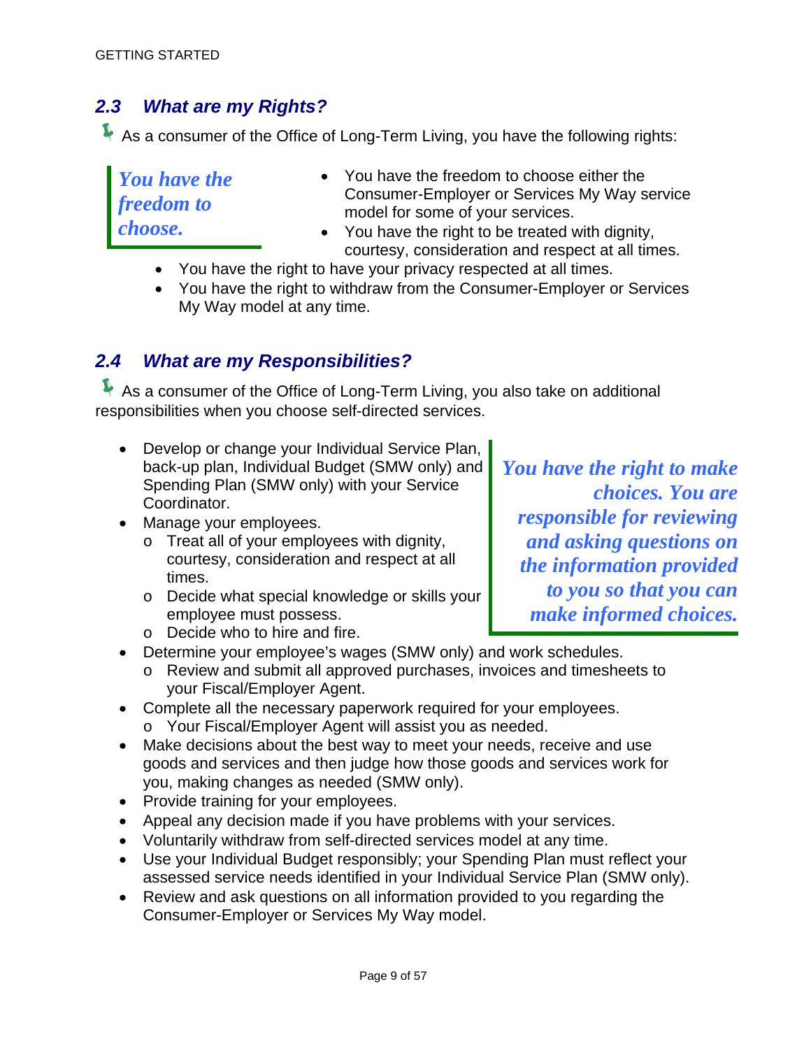## 2.3 What are my Rights?

As a consumer of the Office of Long-Term Living, you have the following rights:

> *You have the freedom to choose.*

- You have the freedom to choose either the Consumer-Employer or Services My Way service model for some of your services.
- You have the right to be treated with dignity, courtesy, consideration and respect at all times.
- You have the right to have your privacy respected at all times.
- You have the right to withdraw from the Consumer-Employer or Services My Way model at any time.

## 2.4 What are my Responsibilities?

As a consumer of the Office of Long-Term Living, you also take on additional responsibilities when you choose self-directed services.

> *You have the right to make choices. You are responsible for reviewing and asking questions on the information provided to you so that you can make informed choices.*

- Develop or change your Individual Service Plan, back-up plan, Individual Budget (SMW only) and Spending Plan (SMW only) with your Service Coordinator.
- Manage your employees.
  - Treat all of your employees with dignity, courtesy, consideration and respect at all times.
  - Decide what special knowledge or skills your employee must possess.
  - Decide who to hire and fire.
- Determine your employee's wages (SMW only) and work schedules.
  - Review and submit all approved purchases, invoices and timesheets to your Fiscal/Employer Agent.
- Complete all the necessary paperwork required for your employees.
  - Your Fiscal/Employer Agent will assist you as needed.
- Make decisions about the best way to meet your needs, receive and use goods and services and then judge how those goods and services work for you, making changes as needed (SMW only).
- Provide training for your employees.
- Appeal any decision made if you have problems with your services.
- Voluntarily withdraw from self-directed services model at any time.
- Use your Individual Budget responsibly; your Spending Plan must reflect your assessed service needs identified in your Individual Service Plan (SMW only).
- Review and ask questions on all information provided to you regarding the Consumer-Employer or Services My Way model.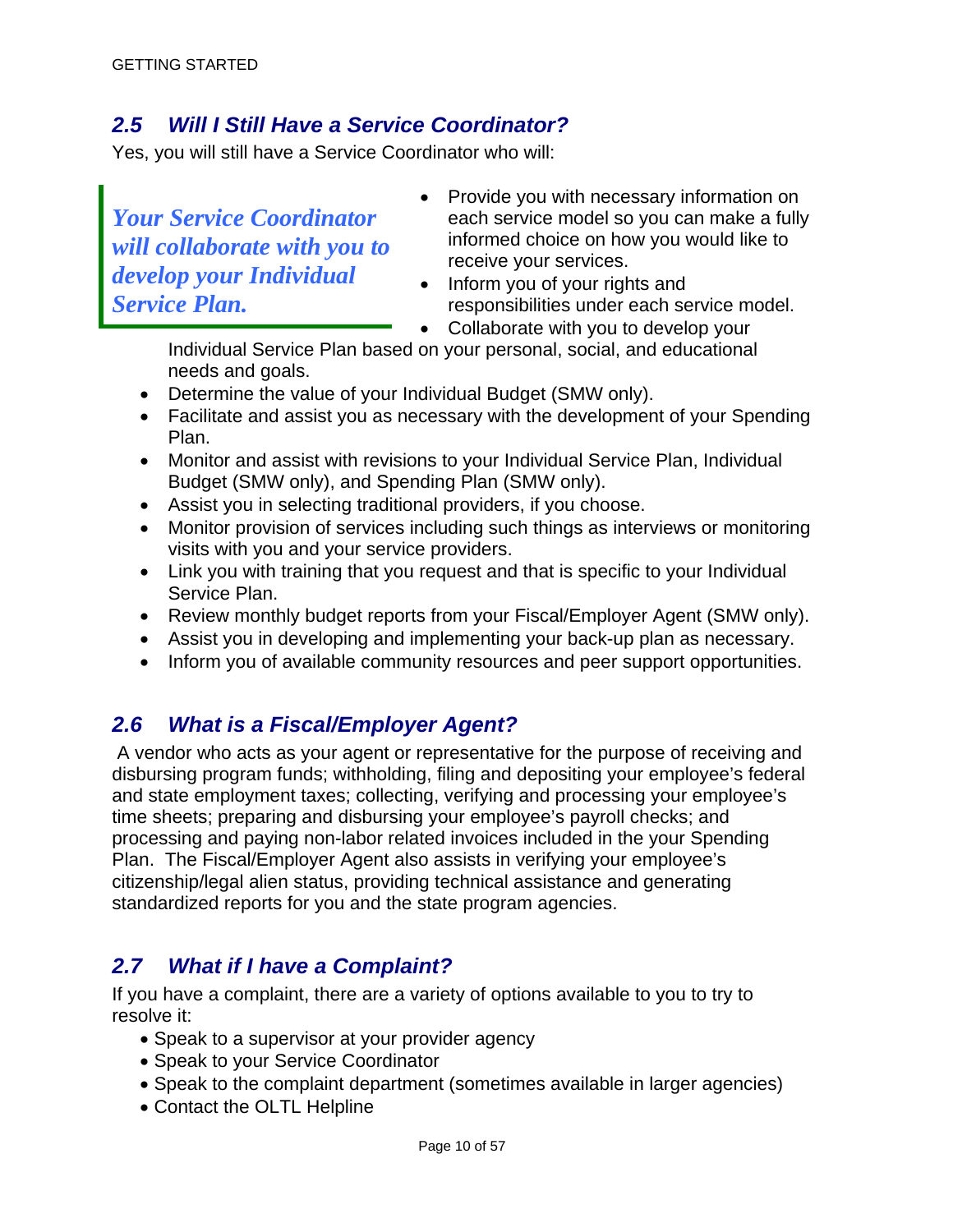## 2.5 Will I Still Have a Service Coordinator?

Yes, you will still have a Service Coordinator who will:

> ***Your Service Coordinator will collaborate with you to develop your Individual Service Plan.***

- Provide you with necessary information on each service model so you can make a fully informed choice on how you would like to receive your services.
- Inform you of your rights and responsibilities under each service model.
- Collaborate with you to develop your Individual Service Plan based on your personal, social, and educational needs and goals.
- Determine the value of your Individual Budget (SMW only).
- Facilitate and assist you as necessary with the development of your Spending Plan.
- Monitor and assist with revisions to your Individual Service Plan, Individual Budget (SMW only), and Spending Plan (SMW only).
- Assist you in selecting traditional providers, if you choose.
- Monitor provision of services including such things as interviews or monitoring visits with you and your service providers.
- Link you with training that you request and that is specific to your Individual Service Plan.
- Review monthly budget reports from your Fiscal/Employer Agent (SMW only).
- Assist you in developing and implementing your back-up plan as necessary.
- Inform you of available community resources and peer support opportunities.

## 2.6 What is a Fiscal/Employer Agent?

A vendor who acts as your agent or representative for the purpose of receiving and disbursing program funds; withholding, filing and depositing your employee's federal and state employment taxes; collecting, verifying and processing your employee's time sheets; preparing and disbursing your employee's payroll checks; and processing and paying non-labor related invoices included in the your Spending Plan. The Fiscal/Employer Agent also assists in verifying your employee's citizenship/legal alien status, providing technical assistance and generating standardized reports for you and the state program agencies.

## 2.7 What if I have a Complaint?

If you have a complaint, there are a variety of options available to you to try to resolve it:

- Speak to a supervisor at your provider agency
- Speak to your Service Coordinator
- Speak to the complaint department (sometimes available in larger agencies)
- Contact the OLTL Helpline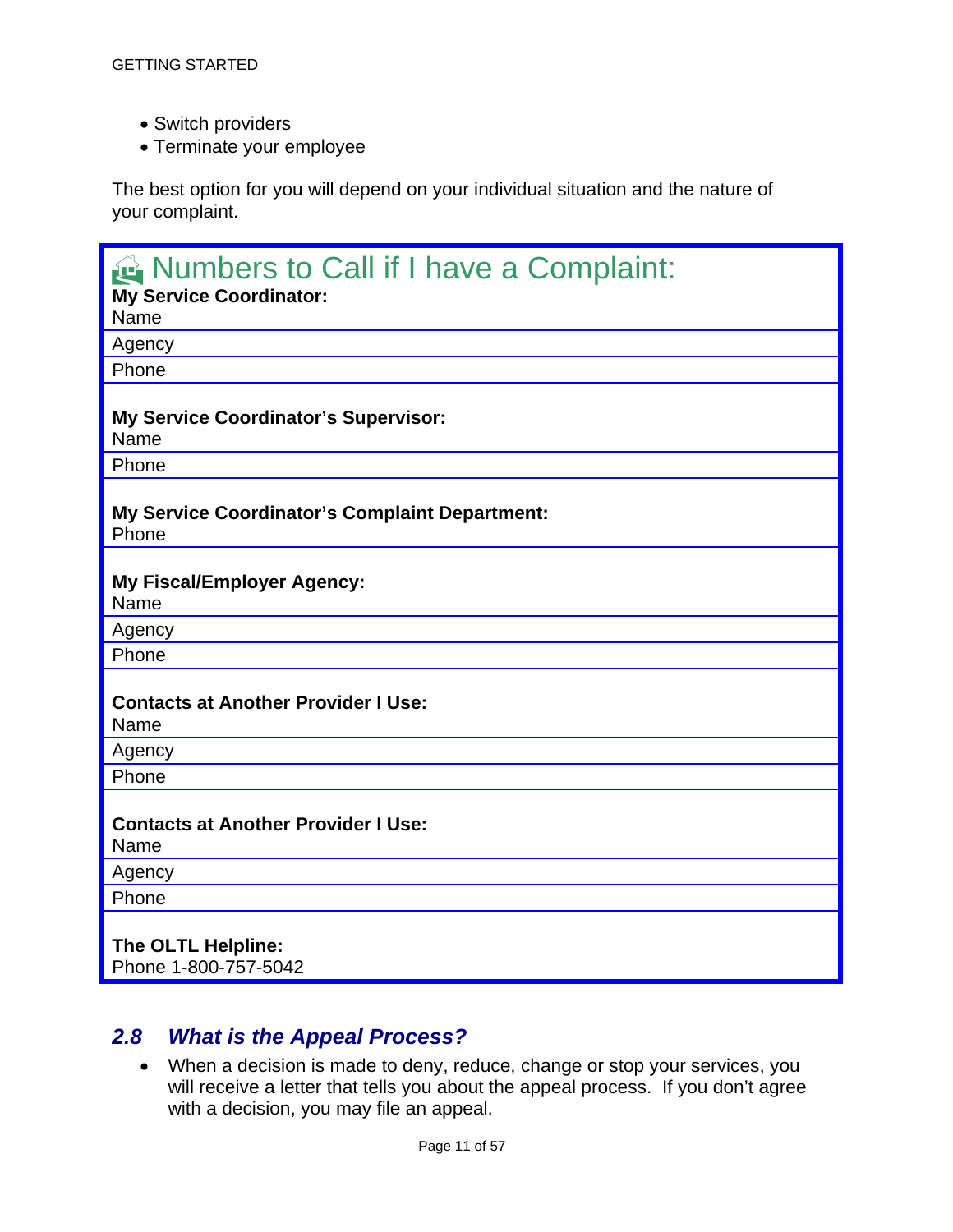- Switch providers
- Terminate your employee

The best option for you will depend on your individual situation and the nature of your complaint.

## Numbers to Call if I have a Complaint:

**My Service Coordinator:**
Name
Agency
Phone

**My Service Coordinator's Supervisor:**
Name
Phone

**My Service Coordinator's Complaint Department:**
Phone

**My Fiscal/Employer Agency:**
Name
Agency
Phone

**Contacts at Another Provider I Use:**
Name
Agency
Phone

**Contacts at Another Provider I Use:**
Name
Agency
Phone

**The OLTL Helpline:**
Phone 1-800-757-5042

## *2.8 What is the Appeal Process?*

- When a decision is made to deny, reduce, change or stop your services, you will receive a letter that tells you about the appeal process. If you don't agree with a decision, you may file an appeal.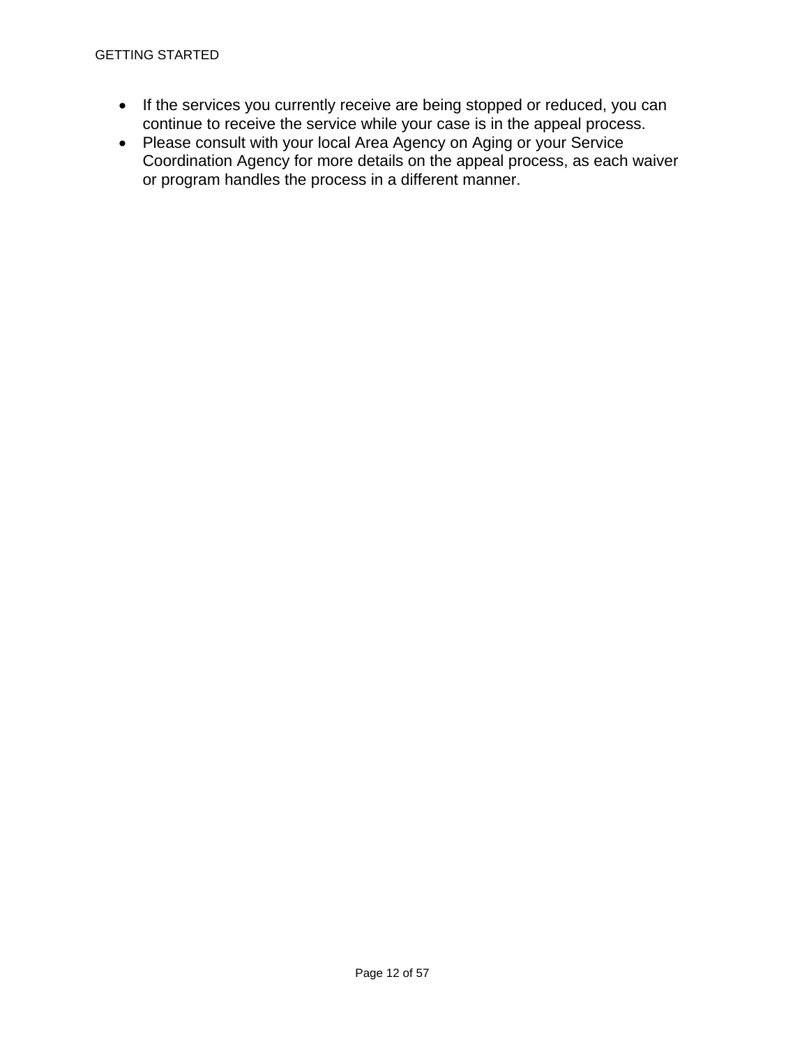- If the services you currently receive are being stopped or reduced, you can continue to receive the service while your case is in the appeal process.
- Please consult with your local Area Agency on Aging or your Service Coordination Agency for more details on the appeal process, as each waiver or program handles the process in a different manner.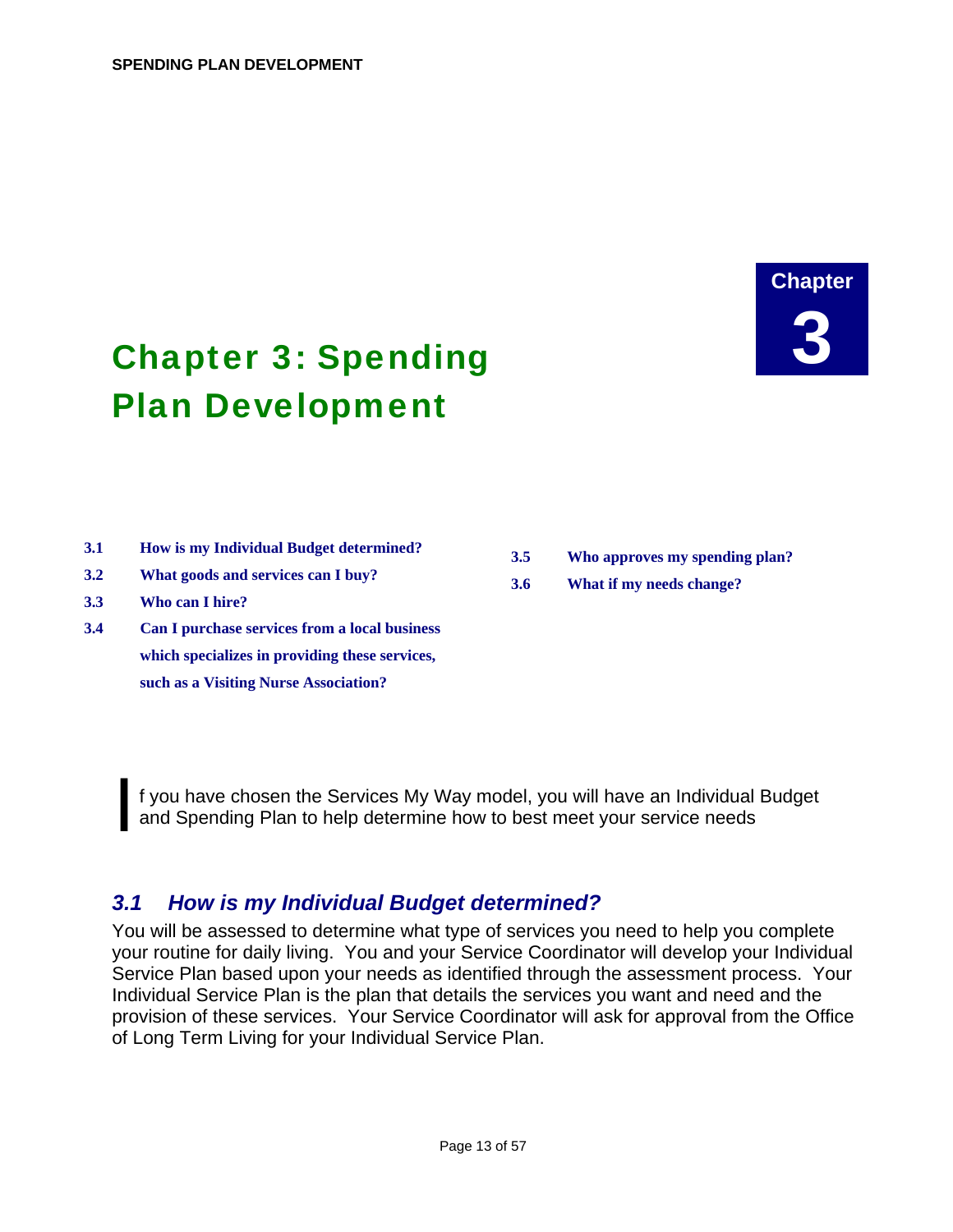Chapter

3

# Chapter 3: Spending Plan Development

- **3.1 How is my Individual Budget determined?**
- **3.2 What goods and services can I buy?**
- **3.3 Who can I hire?**
- **3.4 Can I purchase services from a local business which specializes in providing these services, such as a Visiting Nurse Association?**
- **3.5 Who approves my spending plan?**
- **3.6 What if my needs change?**

If you have chosen the Services My Way model, you will have an Individual Budget and Spending Plan to help determine how to best meet your service needs

## *3.1 How is my Individual Budget determined?*

You will be assessed to determine what type of services you need to help you complete your routine for daily living. You and your Service Coordinator will develop your Individual Service Plan based upon your needs as identified through the assessment process. Your Individual Service Plan is the plan that details the services you want and need and the provision of these services. Your Service Coordinator will ask for approval from the Office of Long Term Living for your Individual Service Plan.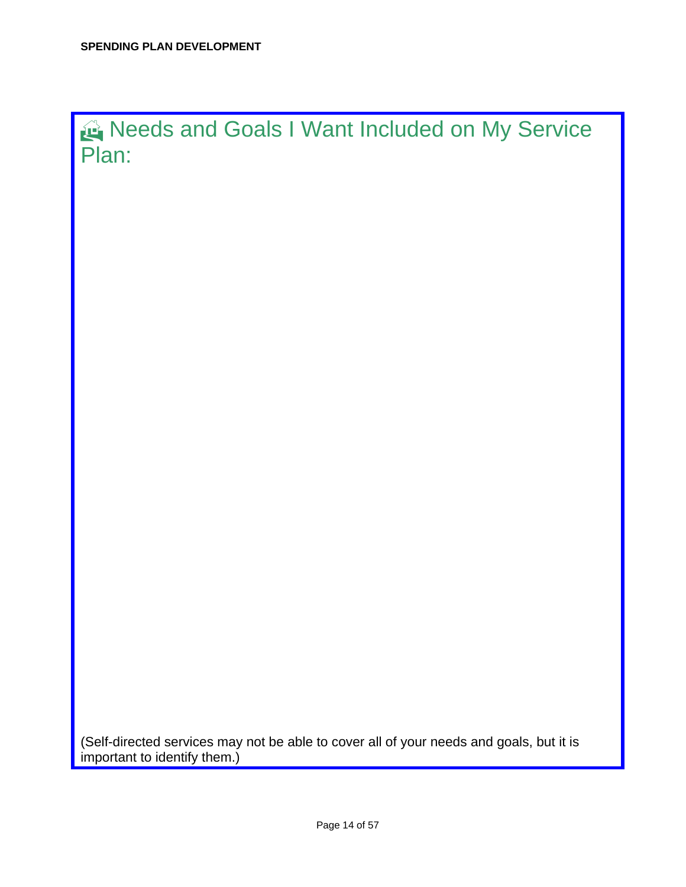## Needs and Goals I Want Included on My Service Plan:

(Self-directed services may not be able to cover all of your needs and goals, but it is important to identify them.)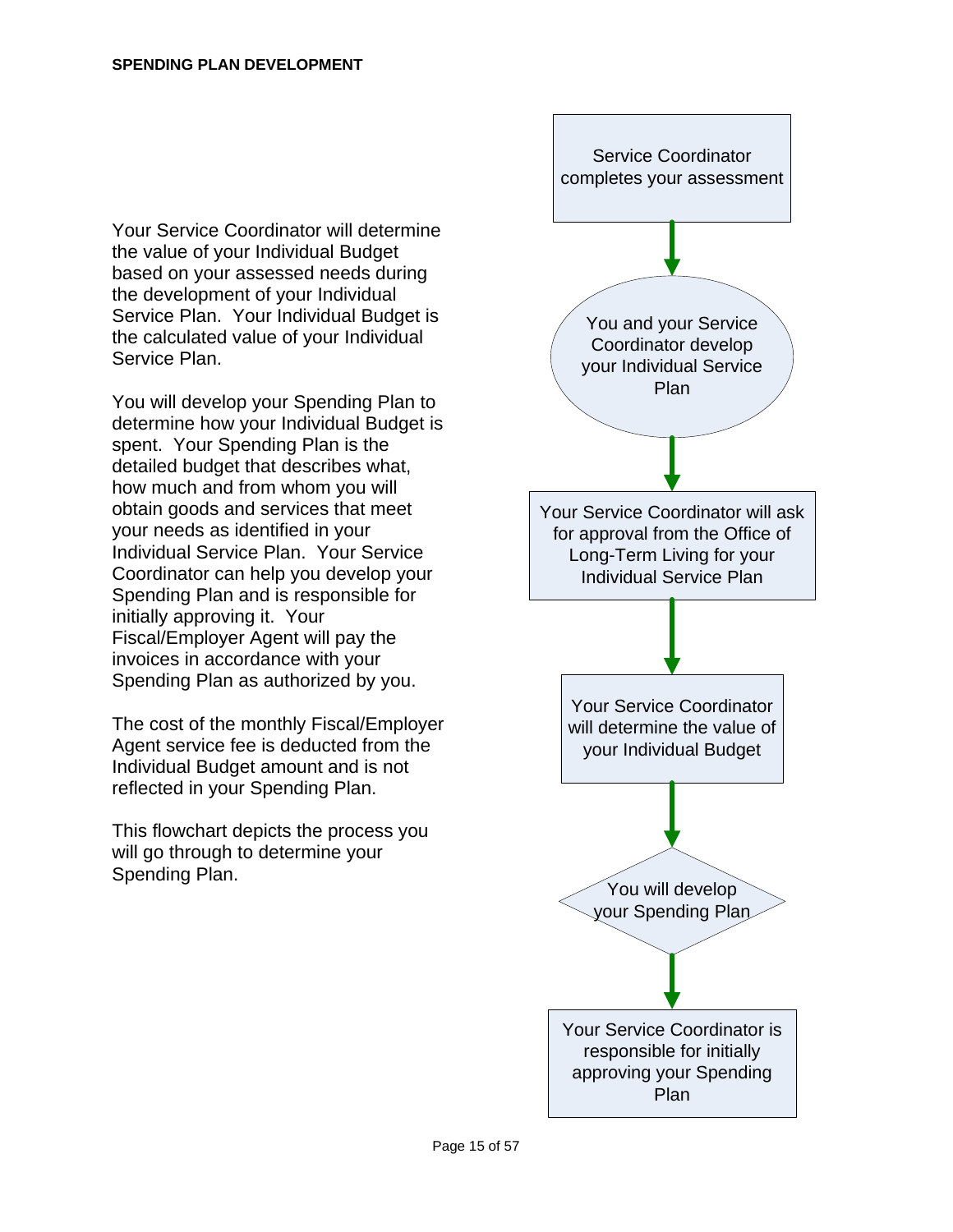**SPENDING PLAN DEVELOPMENT**

Your Service Coordinator will determine the value of your Individual Budget based on your assessed needs during the development of your Individual Service Plan. Your Individual Budget is the calculated value of your Individual Service Plan.

You will develop your Spending Plan to determine how your Individual Budget is spent. Your Spending Plan is the detailed budget that describes what, how much and from whom you will obtain goods and services that meet your needs as identified in your Individual Service Plan. Your Service Coordinator can help you develop your Spending Plan and is responsible for initially approving it. Your Fiscal/Employer Agent will pay the invoices in accordance with your Spending Plan as authorized by you.

The cost of the monthly Fiscal/Employer Agent service fee is deducted from the Individual Budget amount and is not reflected in your Spending Plan.

This flowchart depicts the process you will go through to determine your Spending Plan.

Service Coordinator completes your assessment

↓

You and your Service Coordinator develop your Individual Service Plan

↓

Your Service Coordinator will ask for approval from the Office of Long-Term Living for your Individual Service Plan

↓

Your Service Coordinator will determine the value of your Individual Budget

↓

You will develop your Spending Plan

↓

Your Service Coordinator is responsible for initially approving your Spending Plan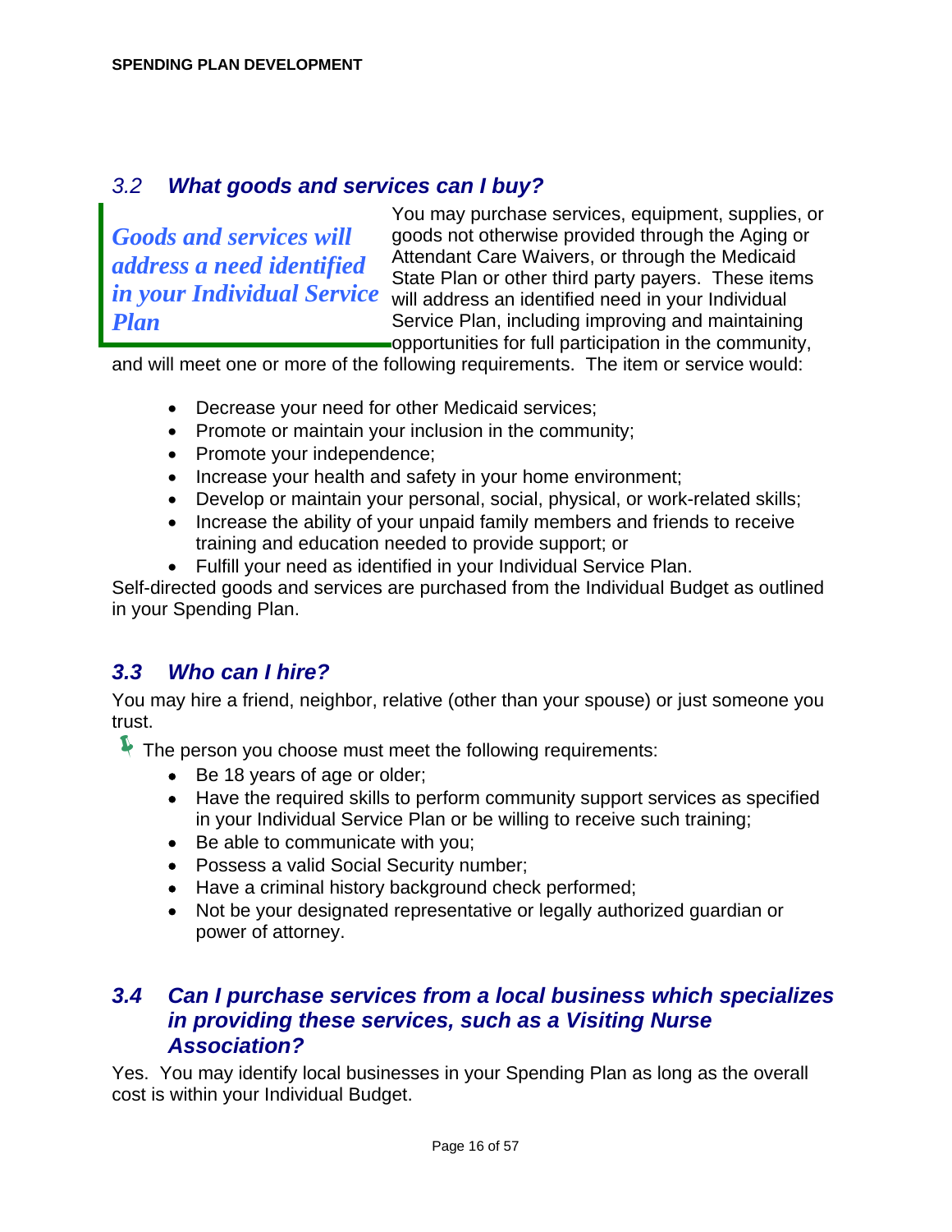## 3.2 What goods and services can I buy?

> ***Goods and services will address a need identified in your Individual Service Plan***

You may purchase services, equipment, supplies, or goods not otherwise provided through the Aging or Attendant Care Waivers, or through the Medicaid State Plan or other third party payers. These items will address an identified need in your Individual Service Plan, including improving and maintaining opportunities for full participation in the community, and will meet one or more of the following requirements. The item or service would:

- Decrease your need for other Medicaid services;
- Promote or maintain your inclusion in the community;
- Promote your independence;
- Increase your health and safety in your home environment;
- Develop or maintain your personal, social, physical, or work-related skills;
- Increase the ability of your unpaid family members and friends to receive training and education needed to provide support; or
- Fulfill your need as identified in your Individual Service Plan.

Self-directed goods and services are purchased from the Individual Budget as outlined in your Spending Plan.

## 3.3 Who can I hire?

You may hire a friend, neighbor, relative (other than your spouse) or just someone you trust.

The person you choose must meet the following requirements:

- Be 18 years of age or older;
- Have the required skills to perform community support services as specified in your Individual Service Plan or be willing to receive such training;
- Be able to communicate with you;
- Possess a valid Social Security number;
- Have a criminal history background check performed;
- Not be your designated representative or legally authorized guardian or power of attorney.

## 3.4 Can I purchase services from a local business which specializes in providing these services, such as a Visiting Nurse Association?

Yes. You may identify local businesses in your Spending Plan as long as the overall cost is within your Individual Budget.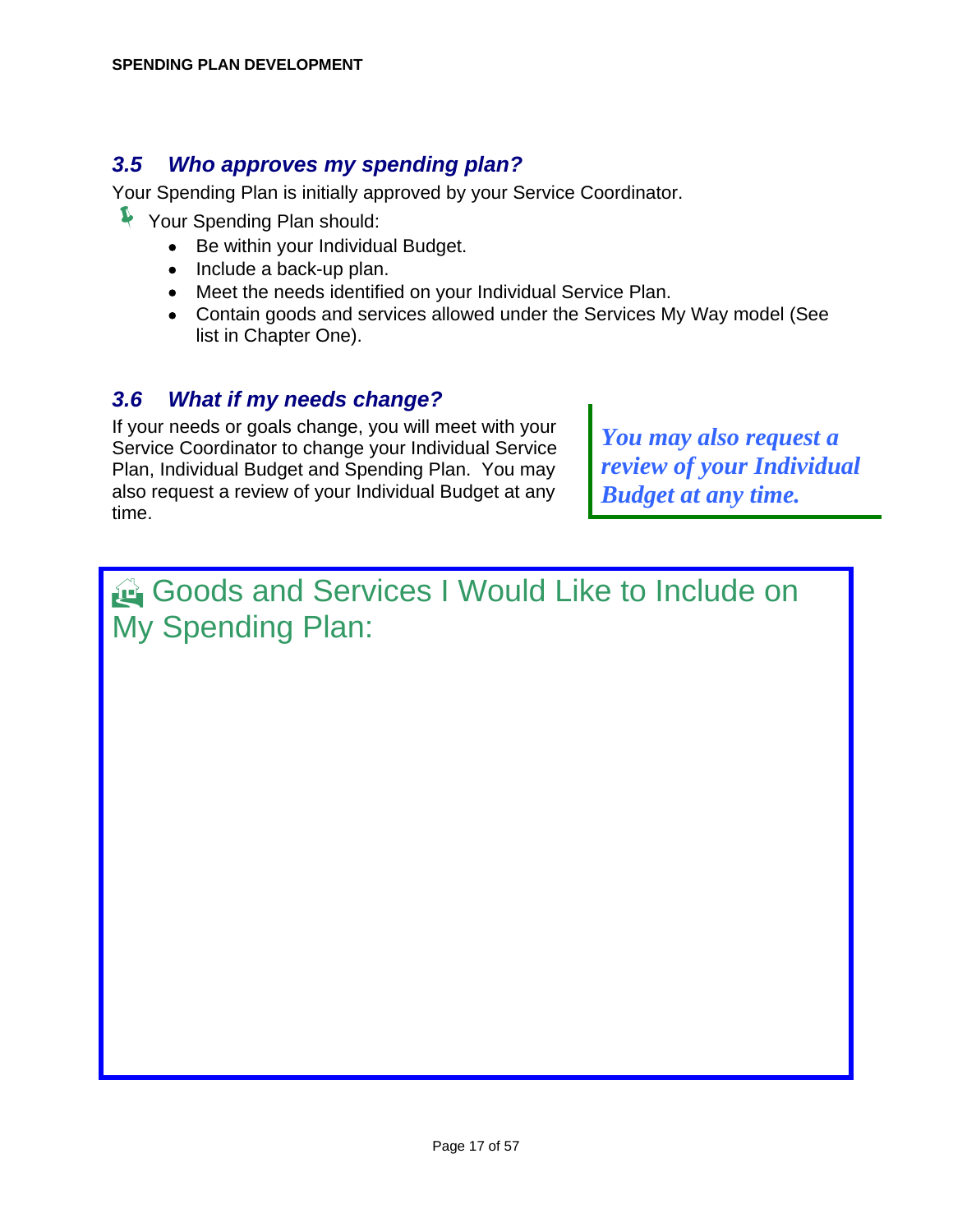## *3.5 Who approves my spending plan?*

Your Spending Plan is initially approved by your Service Coordinator.

Your Spending Plan should:

- Be within your Individual Budget.
- Include a back-up plan.
- Meet the needs identified on your Individual Service Plan.
- Contain goods and services allowed under the Services My Way model (See list in Chapter One).

## *3.6 What if my needs change?*

If your needs or goals change, you will meet with your Service Coordinator to change your Individual Service Plan, Individual Budget and Spending Plan. You may also request a review of your Individual Budget at any time.

> ***You may also request a review of your Individual Budget at any time.***

## Goods and Services I Would Like to Include on My Spending Plan: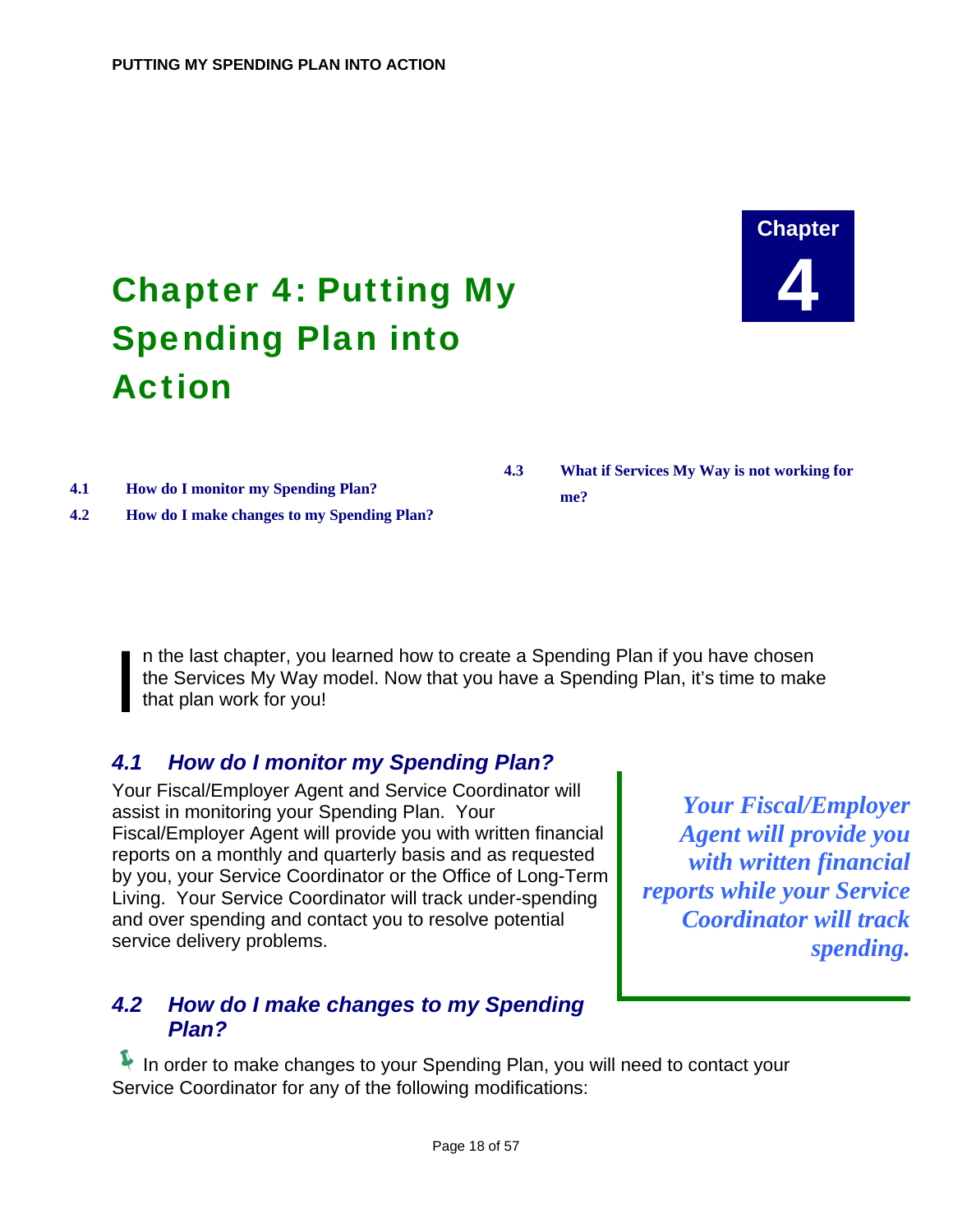Chapter 4

# Chapter 4: Putting My Spending Plan into Action

**4.1 How do I monitor my Spending Plan?**

**4.2 How do I make changes to my Spending Plan?**

**4.3 What if Services My Way is not working for me?**

In the last chapter, you learned how to create a Spending Plan if you have chosen the Services My Way model. Now that you have a Spending Plan, it's time to make that plan work for you!

## *4.1 How do I monitor my Spending Plan?*

Your Fiscal/Employer Agent and Service Coordinator will assist in monitoring your Spending Plan. Your Fiscal/Employer Agent will provide you with written financial reports on a monthly and quarterly basis and as requested by you, your Service Coordinator or the Office of Long-Term Living. Your Service Coordinator will track under-spending and over spending and contact you to resolve potential service delivery problems.

> ***Your Fiscal/Employer Agent will provide you with written financial reports while your Service Coordinator will track spending.***

## *4.2 How do I make changes to my Spending Plan?*

In order to make changes to your Spending Plan, you will need to contact your Service Coordinator for any of the following modifications: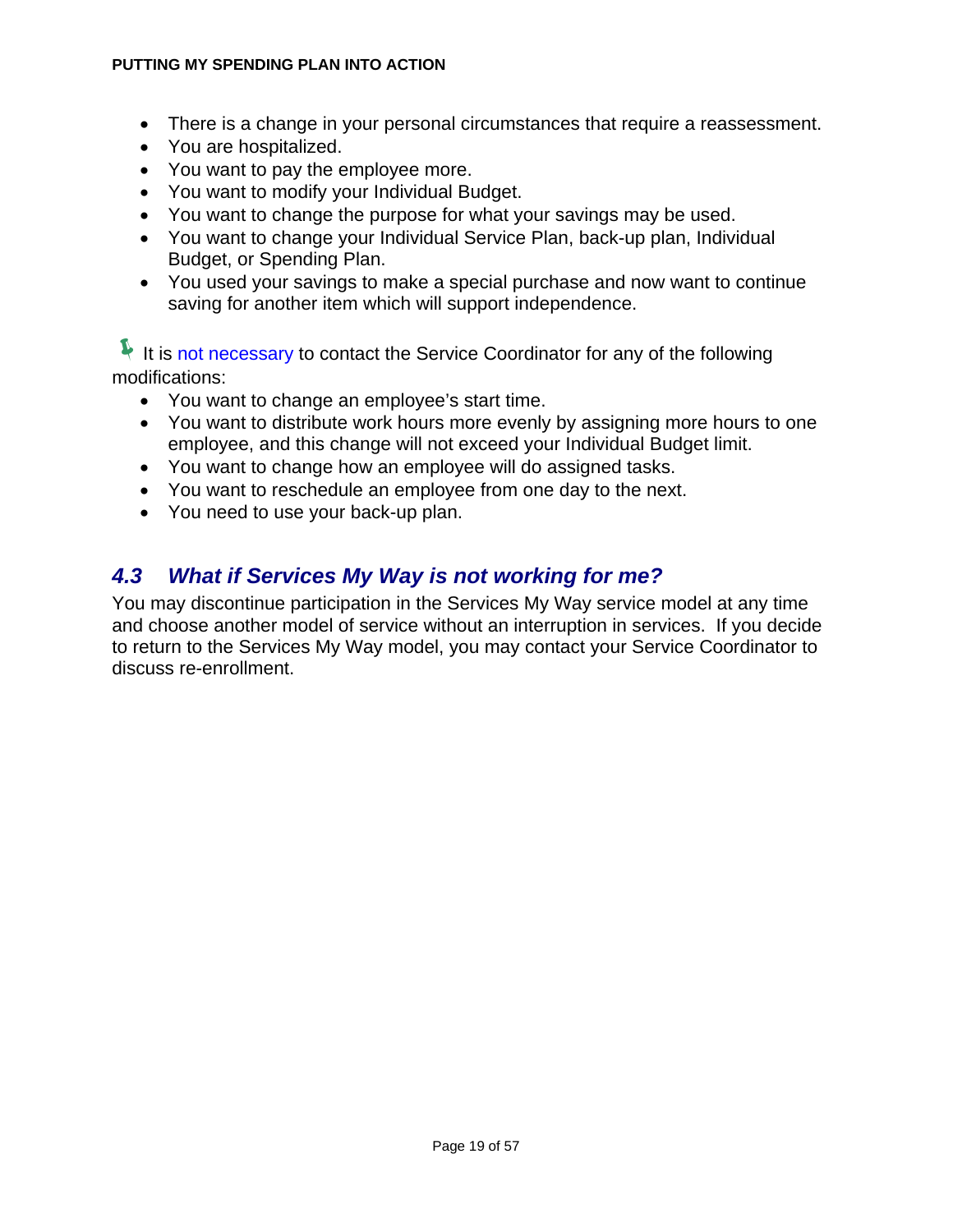- There is a change in your personal circumstances that require a reassessment.
- You are hospitalized.
- You want to pay the employee more.
- You want to modify your Individual Budget.
- You want to change the purpose for what your savings may be used.
- You want to change your Individual Service Plan, back-up plan, Individual Budget, or Spending Plan.
- You used your savings to make a special purchase and now want to continue saving for another item which will support independence.

It is not necessary to contact the Service Coordinator for any of the following modifications:

- You want to change an employee's start time.
- You want to distribute work hours more evenly by assigning more hours to one employee, and this change will not exceed your Individual Budget limit.
- You want to change how an employee will do assigned tasks.
- You want to reschedule an employee from one day to the next.
- You need to use your back-up plan.

## *4.3 What if Services My Way is not working for me?*

You may discontinue participation in the Services My Way service model at any time and choose another model of service without an interruption in services. If you decide to return to the Services My Way model, you may contact your Service Coordinator to discuss re-enrollment.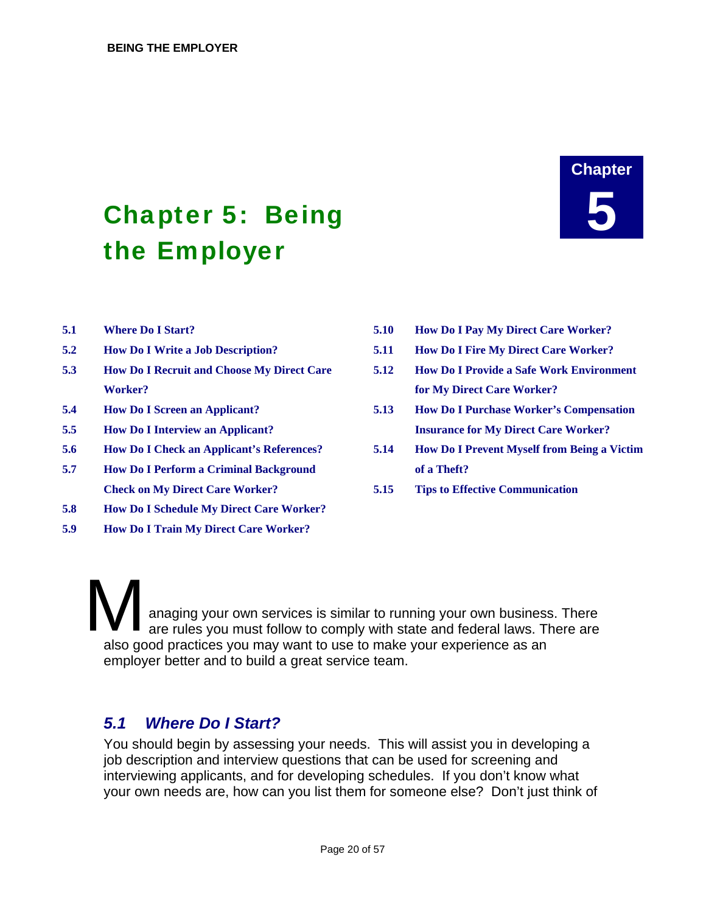Chapter 5

# Chapter 5: Being the Employer

| | | | |
|---|---|---|---|
| 5.1 | Where Do I Start? | 5.10 | How Do I Pay My Direct Care Worker? |
| 5.2 | How Do I Write a Job Description? | 5.11 | How Do I Fire My Direct Care Worker? |
| 5.3 | How Do I Recruit and Choose My Direct Care Worker? | 5.12 | How Do I Provide a Safe Work Environment for My Direct Care Worker? |
| 5.4 | How Do I Screen an Applicant? | 5.13 | How Do I Purchase Worker's Compensation Insurance for My Direct Care Worker? |
| 5.5 | How Do I Interview an Applicant? | 5.14 | How Do I Prevent Myself from Being a Victim of a Theft? |
| 5.6 | How Do I Check an Applicant's References? | 5.15 | Tips to Effective Communication |
| 5.7 | How Do I Perform a Criminal Background Check on My Direct Care Worker? | | |
| 5.8 | How Do I Schedule My Direct Care Worker? | | |
| 5.9 | How Do I Train My Direct Care Worker? | | |

Managing your own services is similar to running your own business. There are rules you must follow to comply with state and federal laws. There are also good practices you may want to use to make your experience as an employer better and to build a great service team.

## *5.1 Where Do I Start?*

You should begin by assessing your needs. This will assist you in developing a job description and interview questions that can be used for screening and interviewing applicants, and for developing schedules. If you don't know what your own needs are, how can you list them for someone else? Don't just think of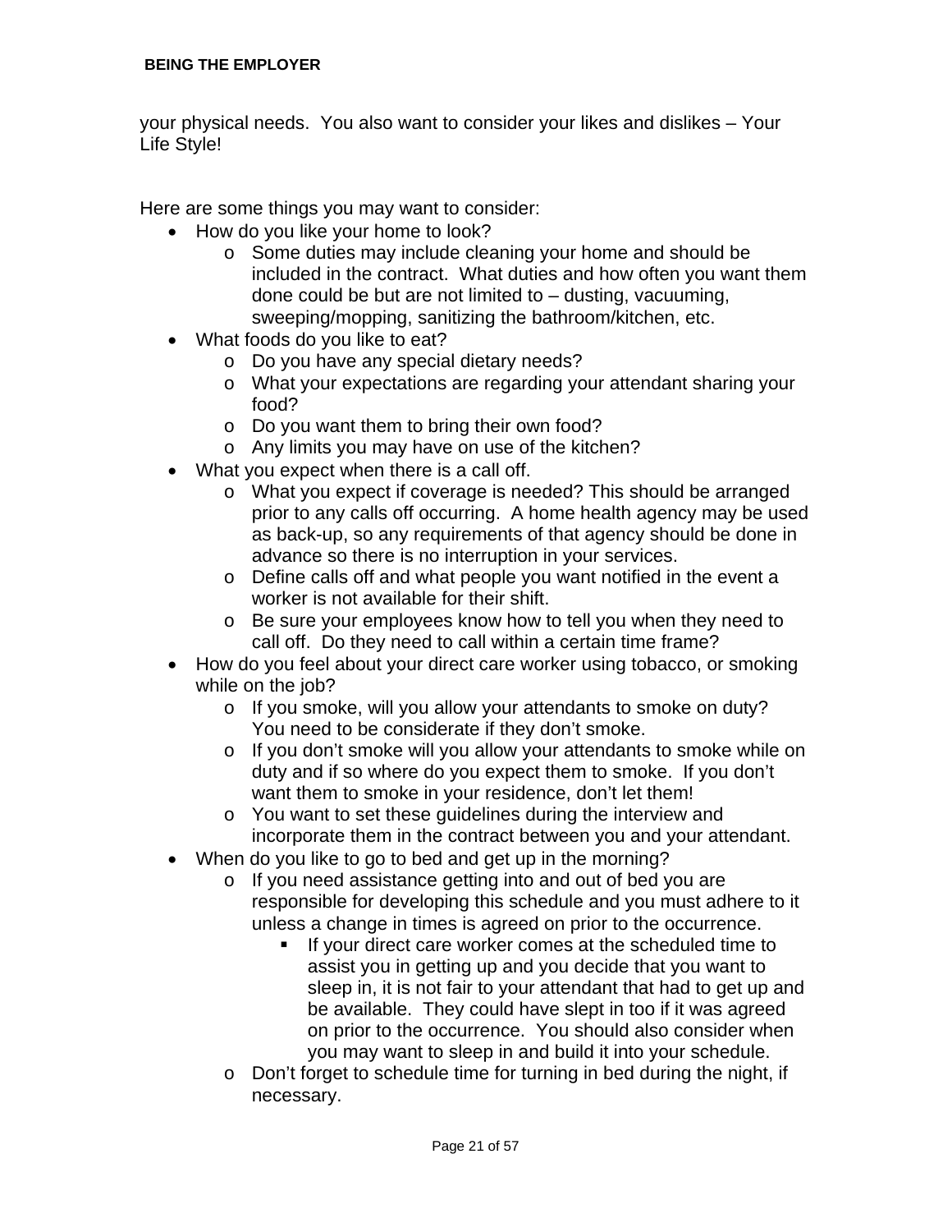your physical needs.  You also want to consider your likes and dislikes – Your Life Style!

Here are some things you may want to consider:

- How do you like your home to look?
  - Some duties may include cleaning your home and should be included in the contract.  What duties and how often you want them done could be but are not limited to – dusting, vacuuming, sweeping/mopping, sanitizing the bathroom/kitchen, etc.
- What foods do you like to eat?
  - Do you have any special dietary needs?
  - What your expectations are regarding your attendant sharing your food?
  - Do you want them to bring their own food?
  - Any limits you may have on use of the kitchen?
- What you expect when there is a call off.
  - What you expect if coverage is needed? This should be arranged prior to any calls off occurring.  A home health agency may be used as back-up, so any requirements of that agency should be done in advance so there is no interruption in your services.
  - Define calls off and what people you want notified in the event a worker is not available for their shift.
  - Be sure your employees know how to tell you when they need to call off.  Do they need to call within a certain time frame?
- How do you feel about your direct care worker using tobacco, or smoking while on the job?
  - If you smoke, will you allow your attendants to smoke on duty?  You need to be considerate if they don't smoke.
  - If you don't smoke will you allow your attendants to smoke while on duty and if so where do you expect them to smoke.  If you don't want them to smoke in your residence, don't let them!
  - You want to set these guidelines during the interview and incorporate them in the contract between you and your attendant.
- When do you like to go to bed and get up in the morning?
  - If you need assistance getting into and out of bed you are responsible for developing this schedule and you must adhere to it unless a change in times is agreed on prior to the occurrence.
    - If your direct care worker comes at the scheduled time to assist you in getting up and you decide that you want to sleep in, it is not fair to your attendant that had to get up and be available.  They could have slept in too if it was agreed on prior to the occurrence.  You should also consider when you may want to sleep in and build it into your schedule.
  - Don't forget to schedule time for turning in bed during the night, if necessary.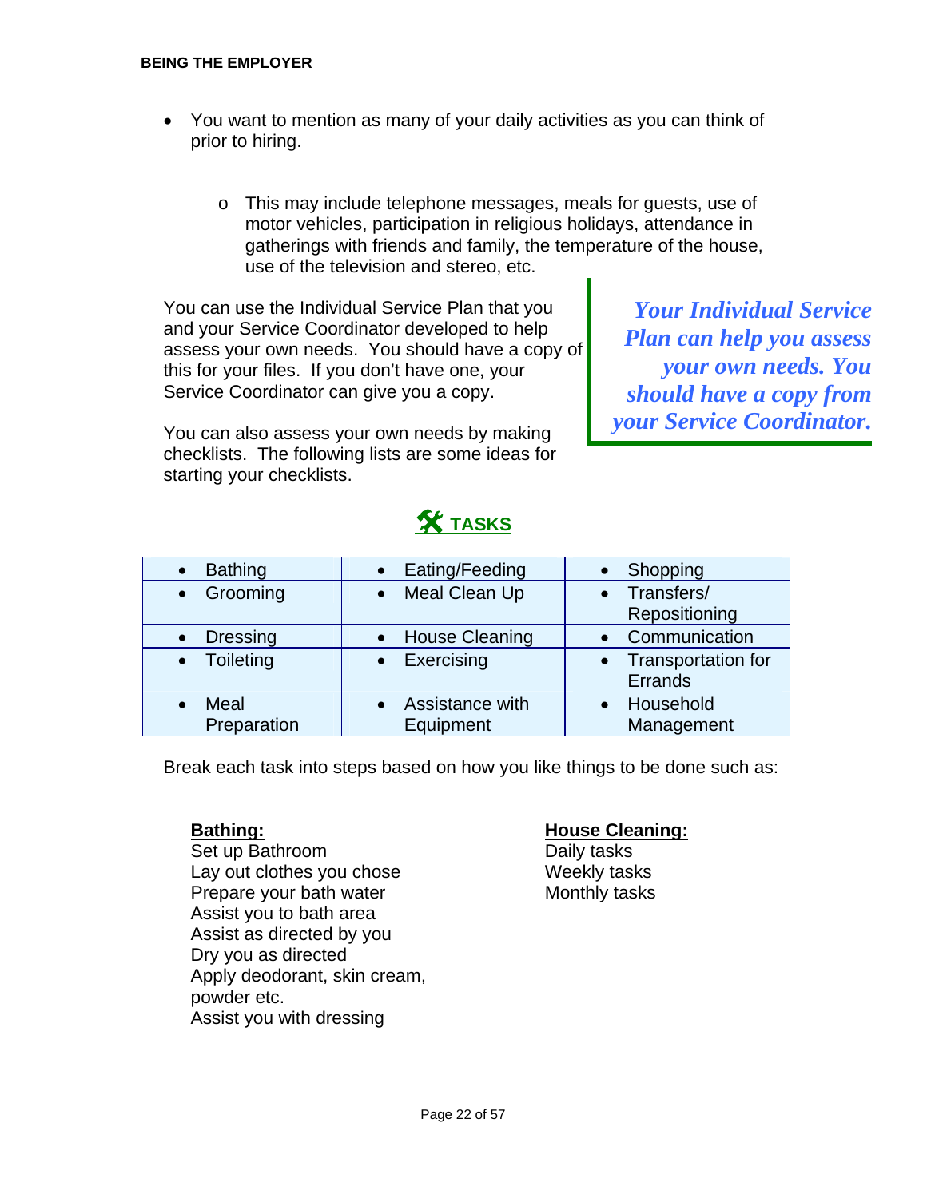- You want to mention as many of your daily activities as you can think of prior to hiring.
  - This may include telephone messages, meals for guests, use of motor vehicles, participation in religious holidays, attendance in gatherings with friends and family, the temperature of the house, use of the television and stereo, etc.

You can use the Individual Service Plan that you and your Service Coordinator developed to help assess your own needs. You should have a copy of this for your files. If you don't have one, your Service Coordinator can give you a copy.

> ***Your Individual Service Plan can help you assess your own needs. You should have a copy from your Service Coordinator.***

You can also assess your own needs by making checklists. The following lists are some ideas for starting your checklists.

## TASKS

| | | |
|---|---|---|
| • Bathing | • Eating/Feeding | • Shopping |
| • Grooming | • Meal Clean Up | • Transfers/ Repositioning |
| • Dressing | • House Cleaning | • Communication |
| • Toileting | • Exercising | • Transportation for Errands |
| • Meal Preparation | • Assistance with Equipment | • Household Management |

Break each task into steps based on how you like things to be done such as:

**Bathing:**
Set up Bathroom
Lay out clothes you chose
Prepare your bath water
Assist you to bath area
Assist as directed by you
Dry you as directed
Apply deodorant, skin cream, powder etc.
Assist you with dressing

**House Cleaning:**
Daily tasks
Weekly tasks
Monthly tasks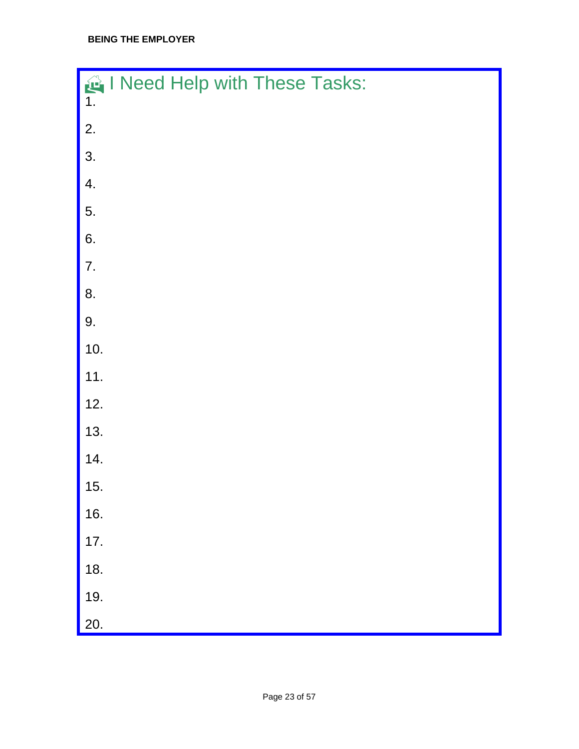## I Need Help with These Tasks:

1.
2.
3.
4.
5.
6.
7.
8.
9.
10.
11.
12.
13.
14.
15.
16.
17.
18.
19.
20.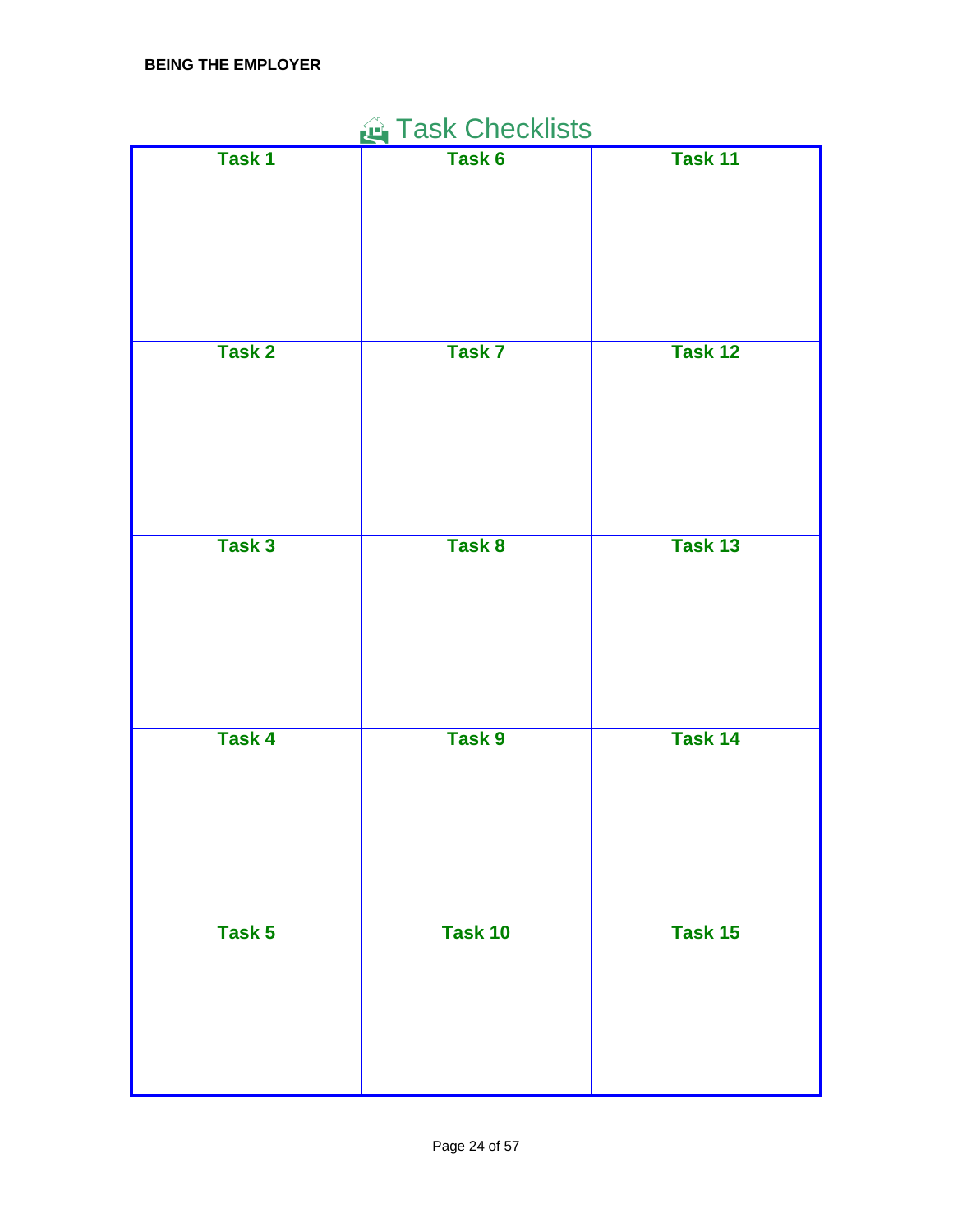# Task Checklists

| Task 1 | Task 6 | Task 11 |
|---|---|---|
| **Task 2** | **Task 7** | **Task 12** |
| **Task 3** | **Task 8** | **Task 13** |
| **Task 4** | **Task 9** | **Task 14** |
| **Task 5** | **Task 10** | **Task 15** |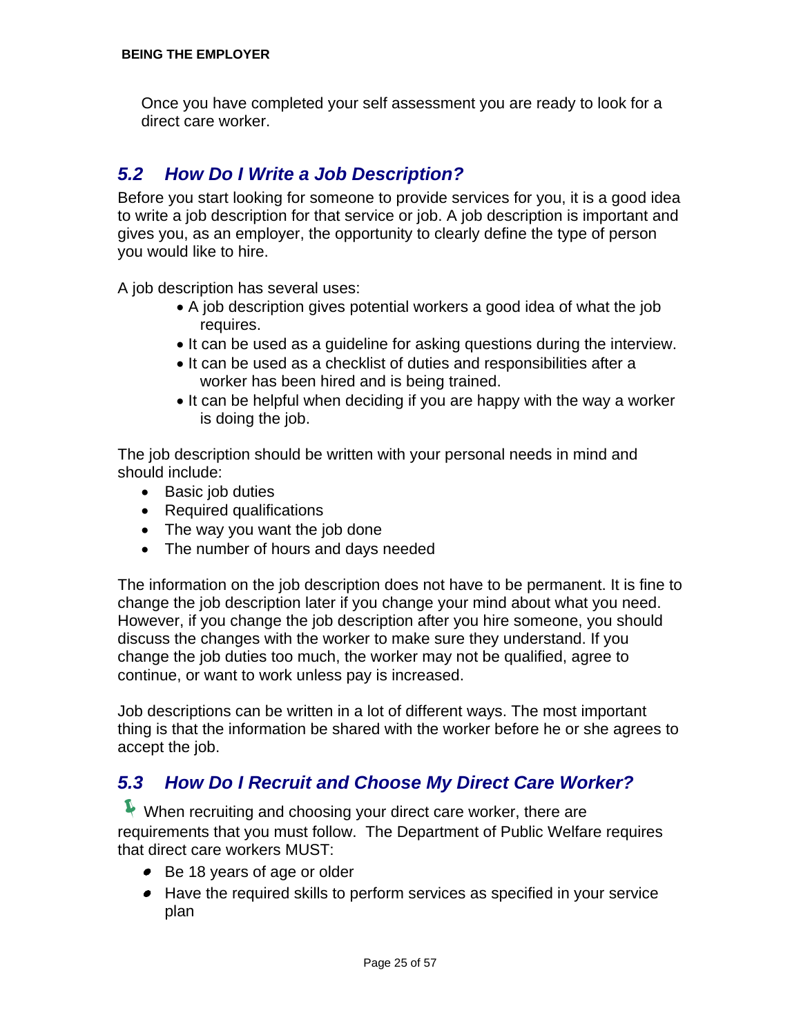Once you have completed your self assessment you are ready to look for a direct care worker.

## *5.2 How Do I Write a Job Description?*

Before you start looking for someone to provide services for you, it is a good idea to write a job description for that service or job. A job description is important and gives you, as an employer, the opportunity to clearly define the type of person you would like to hire.

A job description has several uses:

- A job description gives potential workers a good idea of what the job requires.
- It can be used as a guideline for asking questions during the interview.
- It can be used as a checklist of duties and responsibilities after a worker has been hired and is being trained.
- It can be helpful when deciding if you are happy with the way a worker is doing the job.

The job description should be written with your personal needs in mind and should include:

- Basic job duties
- Required qualifications
- The way you want the job done
- The number of hours and days needed

The information on the job description does not have to be permanent. It is fine to change the job description later if you change your mind about what you need. However, if you change the job description after you hire someone, you should discuss the changes with the worker to make sure they understand. If you change the job duties too much, the worker may not be qualified, agree to continue, or want to work unless pay is increased.

Job descriptions can be written in a lot of different ways. The most important thing is that the information be shared with the worker before he or she agrees to accept the job.

## *5.3 How Do I Recruit and Choose My Direct Care Worker?*

When recruiting and choosing your direct care worker, there are requirements that you must follow. The Department of Public Welfare requires that direct care workers MUST:

- Be 18 years of age or older
- Have the required skills to perform services as specified in your service plan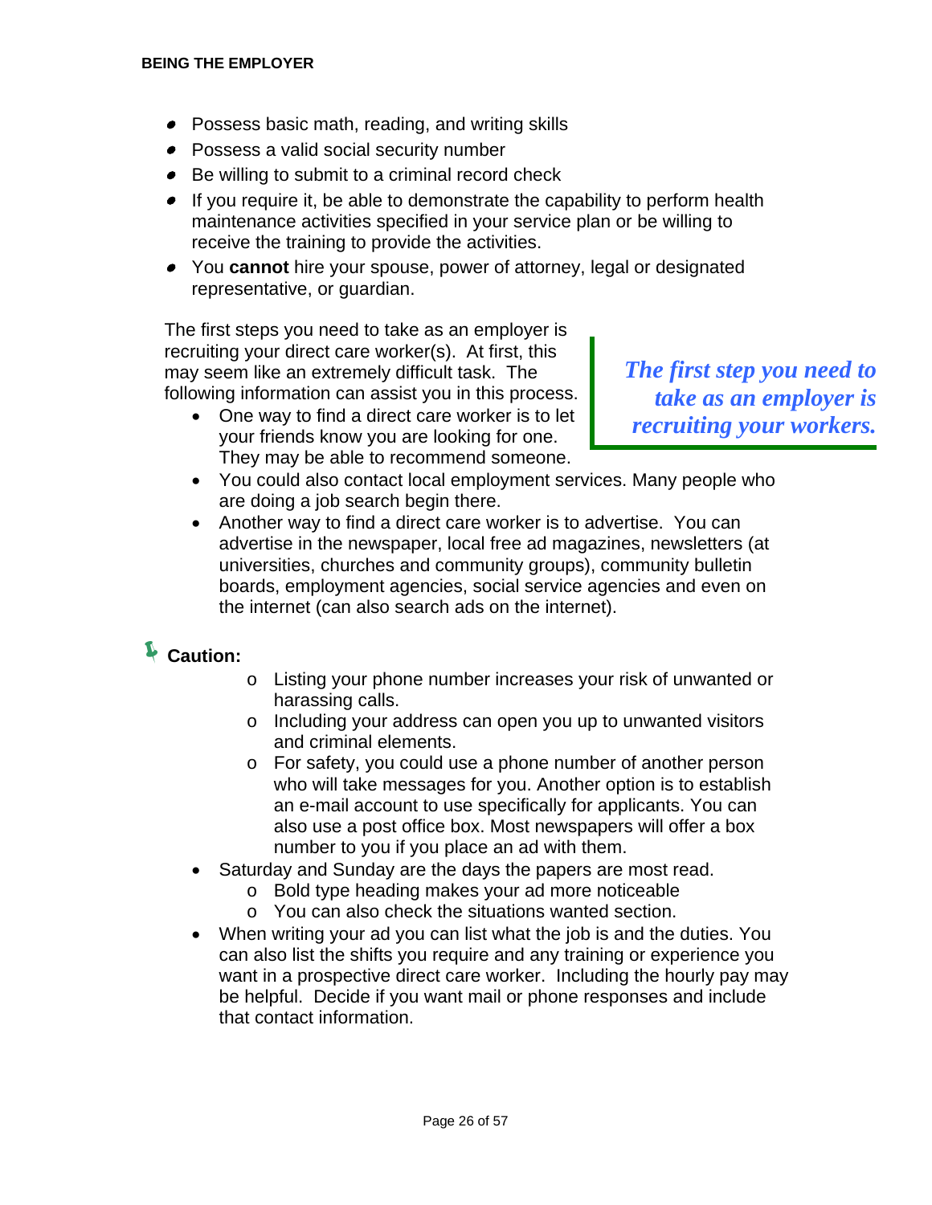- Possess basic math, reading, and writing skills
- Possess a valid social security number
- Be willing to submit to a criminal record check
- If you require it, be able to demonstrate the capability to perform health maintenance activities specified in your service plan or be willing to receive the training to provide the activities.
- You **cannot** hire your spouse, power of attorney, legal or designated representative, or guardian.

The first steps you need to take as an employer is recruiting your direct care worker(s). At first, this may seem like an extremely difficult task. The following information can assist you in this process.

***The first step you need to take as an employer is recruiting your workers.***

- One way to find a direct care worker is to let your friends know you are looking for one. They may be able to recommend someone.
- You could also contact local employment services. Many people who are doing a job search begin there.
- Another way to find a direct care worker is to advertise. You can advertise in the newspaper, local free ad magazines, newsletters (at universities, churches and community groups), community bulletin boards, employment agencies, social service agencies and even on the internet (can also search ads on the internet).

**Caution:**

- Listing your phone number increases your risk of unwanted or harassing calls.
- Including your address can open you up to unwanted visitors and criminal elements.
- For safety, you could use a phone number of another person who will take messages for you. Another option is to establish an e-mail account to use specifically for applicants. You can also use a post office box. Most newspapers will offer a box number to you if you place an ad with them.

- Saturday and Sunday are the days the papers are most read.
  - Bold type heading makes your ad more noticeable
  - You can also check the situations wanted section.
- When writing your ad you can list what the job is and the duties. You can also list the shifts you require and any training or experience you want in a prospective direct care worker. Including the hourly pay may be helpful. Decide if you want mail or phone responses and include that contact information.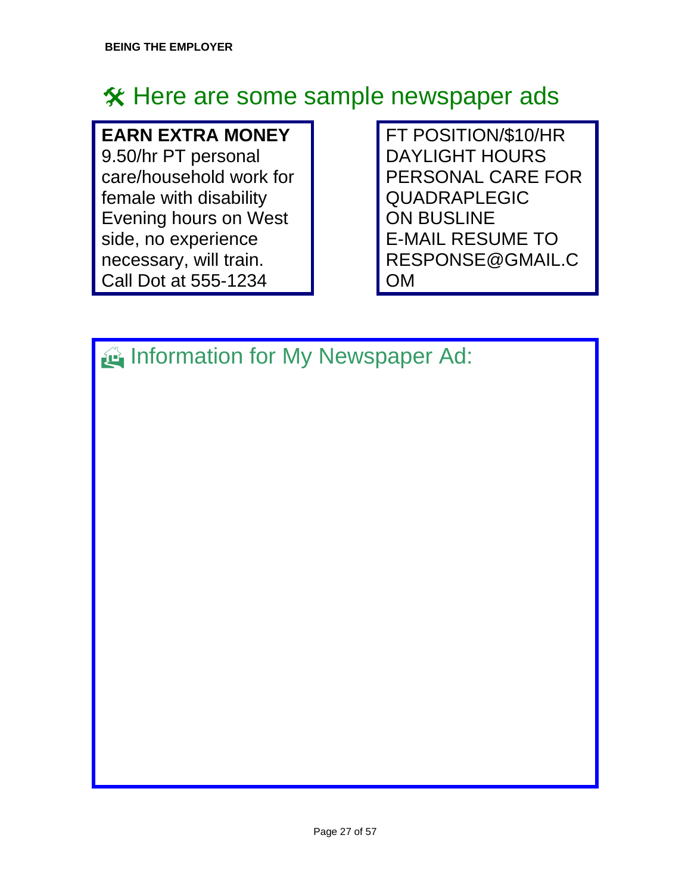## 🛠 Here are some sample newspaper ads

**EARN EXTRA MONEY**
9.50/hr PT personal care/household work for female with disability Evening hours on West side, no experience necessary, will train.
Call Dot at 555-1234

FT POSITION/$10/HR
DAYLIGHT HOURS
PERSONAL CARE FOR QUADRAPLEGIC
ON BUSLINE
E-MAIL RESUME TO RESPONSE@GMAIL.COM

## Information for My Newspaper Ad: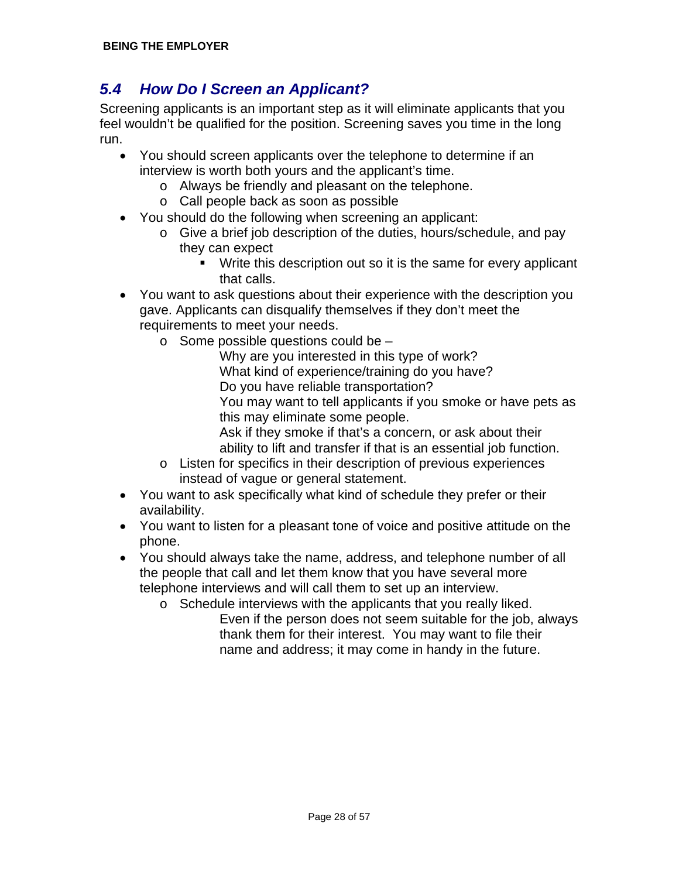## 5.4 *How Do I Screen an Applicant?*

Screening applicants is an important step as it will eliminate applicants that you feel wouldn't be qualified for the position. Screening saves you time in the long run.

- You should screen applicants over the telephone to determine if an interview is worth both yours and the applicant's time.
  - Always be friendly and pleasant on the telephone.
  - Call people back as soon as possible
- You should do the following when screening an applicant:
  - Give a brief job description of the duties, hours/schedule, and pay they can expect
    - Write this description out so it is the same for every applicant that calls.
- You want to ask questions about their experience with the description you gave. Applicants can disqualify themselves if they don't meet the requirements to meet your needs.
  - Some possible questions could be –
    - Why are you interested in this type of work?
    - What kind of experience/training do you have?
    - Do you have reliable transportation?
    - You may want to tell applicants if you smoke or have pets as this may eliminate some people.
    - Ask if they smoke if that's a concern, or ask about their ability to lift and transfer if that is an essential job function.
  - Listen for specifics in their description of previous experiences instead of vague or general statement.
- You want to ask specifically what kind of schedule they prefer or their availability.
- You want to listen for a pleasant tone of voice and positive attitude on the phone.
- You should always take the name, address, and telephone number of all the people that call and let them know that you have several more telephone interviews and will call them to set up an interview.
  - Schedule interviews with the applicants that you really liked.
    - Even if the person does not seem suitable for the job, always thank them for their interest. You may want to file their name and address; it may come in handy in the future.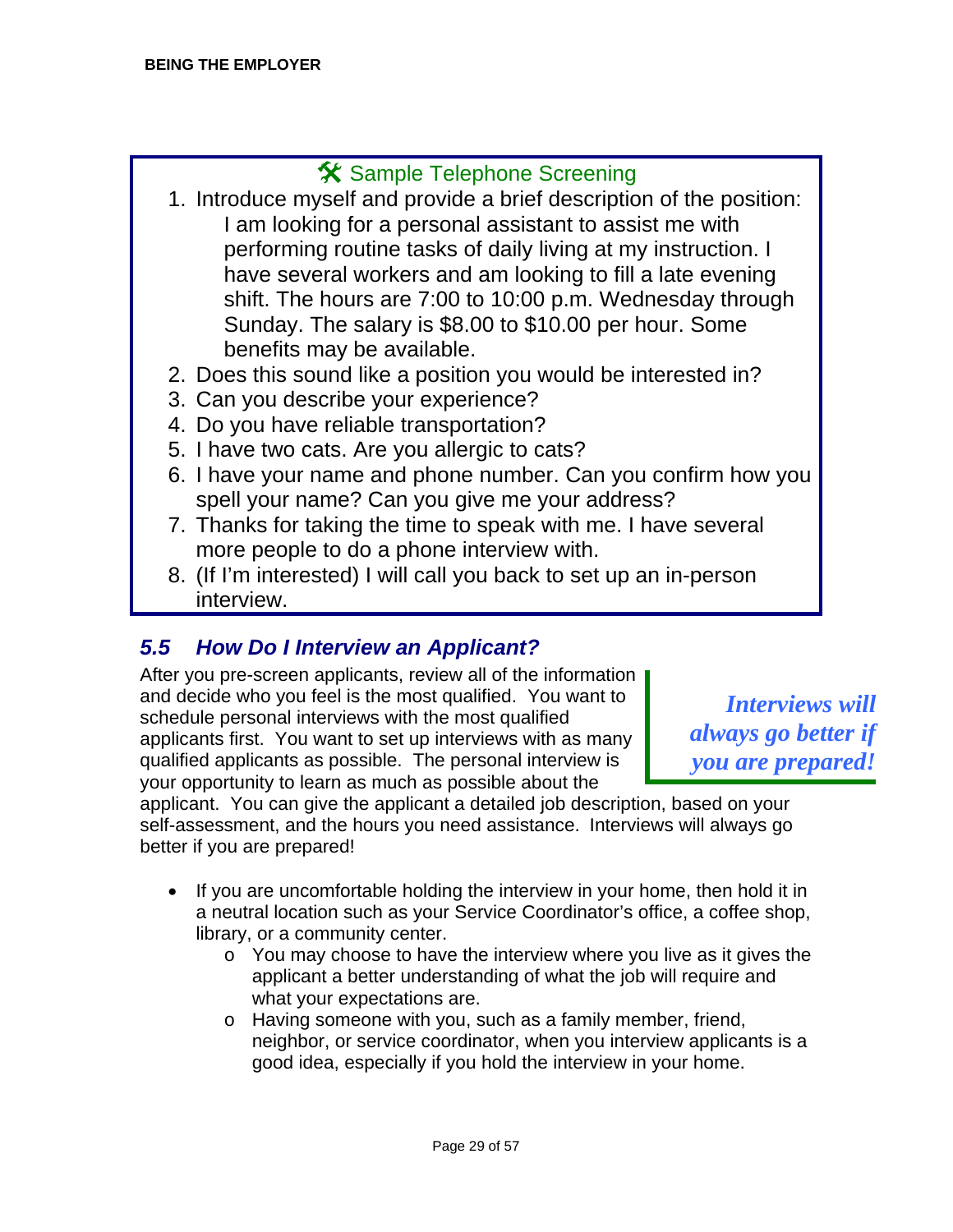### 🛠 Sample Telephone Screening

1. Introduce myself and provide a brief description of the position:
   I am looking for a personal assistant to assist me with performing routine tasks of daily living at my instruction. I have several workers and am looking to fill a late evening shift. The hours are 7:00 to 10:00 p.m. Wednesday through Sunday. The salary is $8.00 to $10.00 per hour. Some benefits may be available.
2. Does this sound like a position you would be interested in?
3. Can you describe your experience?
4. Do you have reliable transportation?
5. I have two cats. Are you allergic to cats?
6. I have your name and phone number. Can you confirm how you spell your name? Can you give me your address?
7. Thanks for taking the time to speak with me. I have several more people to do a phone interview with.
8. (If I'm interested) I will call you back to set up an in-person interview.

## *5.5 How Do I Interview an Applicant?*

After you pre-screen applicants, review all of the information and decide who you feel is the most qualified. You want to schedule personal interviews with the most qualified applicants first. You want to set up interviews with as many qualified applicants as possible. The personal interview is your opportunity to learn as much as possible about the applicant. You can give the applicant a detailed job description, based on your self-assessment, and the hours you need assistance. Interviews will always go better if you are prepared!

> ***Interviews will always go better if you are prepared!***

- If you are uncomfortable holding the interview in your home, then hold it in a neutral location such as your Service Coordinator's office, a coffee shop, library, or a community center.
  - You may choose to have the interview where you live as it gives the applicant a better understanding of what the job will require and what your expectations are.
  - Having someone with you, such as a family member, friend, neighbor, or service coordinator, when you interview applicants is a good idea, especially if you hold the interview in your home.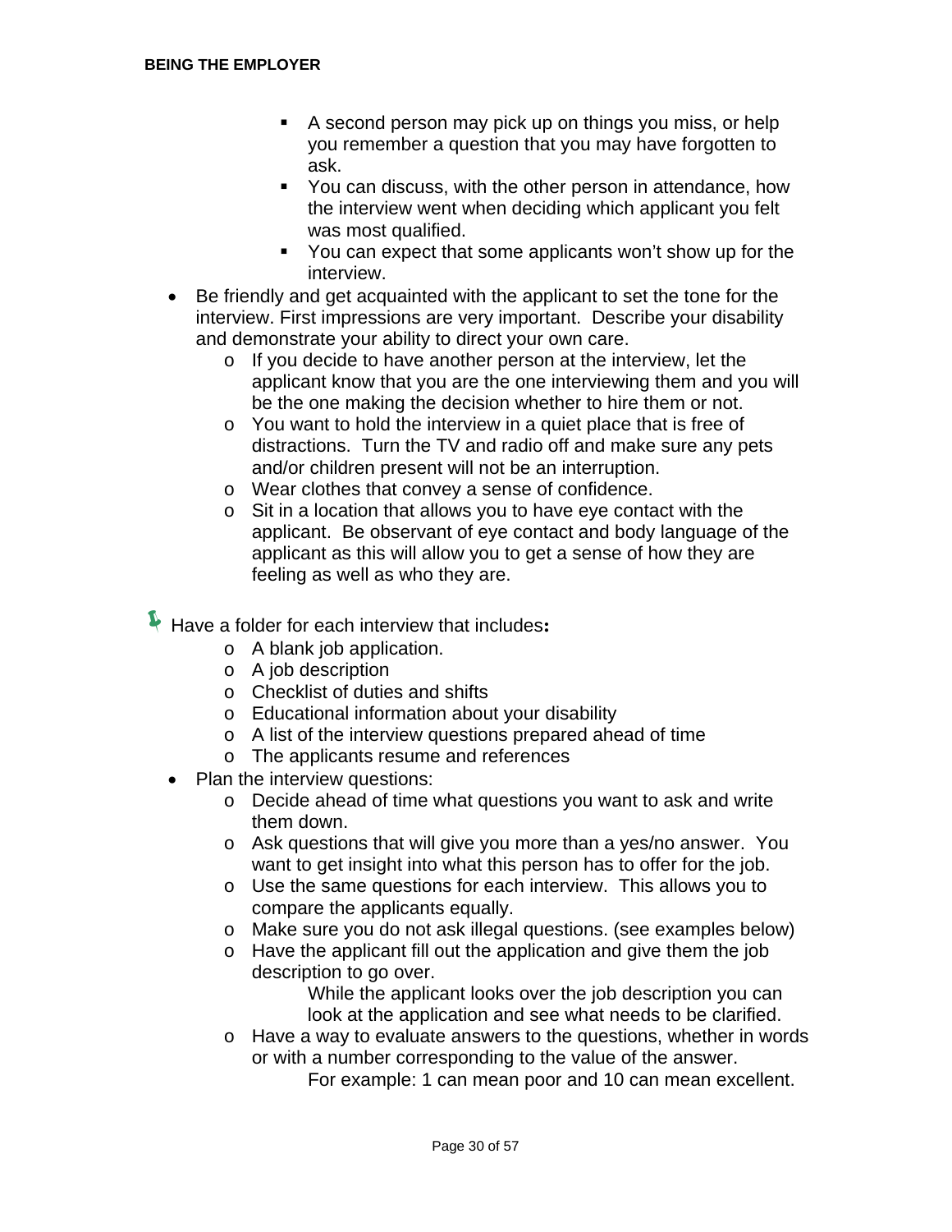- A second person may pick up on things you miss, or help you remember a question that you may have forgotten to ask.
    - You can discuss, with the other person in attendance, how the interview went when deciding which applicant you felt was most qualified.
    - You can expect that some applicants won't show up for the interview.
- Be friendly and get acquainted with the applicant to set the tone for the interview. First impressions are very important. Describe your disability and demonstrate your ability to direct your own care.
    - If you decide to have another person at the interview, let the applicant know that you are the one interviewing them and you will be the one making the decision whether to hire them or not.
    - You want to hold the interview in a quiet place that is free of distractions. Turn the TV and radio off and make sure any pets and/or children present will not be an interruption.
    - Wear clothes that convey a sense of confidence.
    - Sit in a location that allows you to have eye contact with the applicant. Be observant of eye contact and body language of the applicant as this will allow you to get a sense of how they are feeling as well as who they are.

Have a folder for each interview that includes**:**

- A blank job application.
- A job description
- Checklist of duties and shifts
- Educational information about your disability
- A list of the interview questions prepared ahead of time
- The applicants resume and references

- Plan the interview questions:
    - Decide ahead of time what questions you want to ask and write them down.
    - Ask questions that will give you more than a yes/no answer. You want to get insight into what this person has to offer for the job.
    - Use the same questions for each interview. This allows you to compare the applicants equally.
    - Make sure you do not ask illegal questions. (see examples below)
    - Have the applicant fill out the application and give them the job description to go over.
        - While the applicant looks over the job description you can look at the application and see what needs to be clarified.
    - Have a way to evaluate answers to the questions, whether in words or with a number corresponding to the value of the answer.
        - For example: 1 can mean poor and 10 can mean excellent.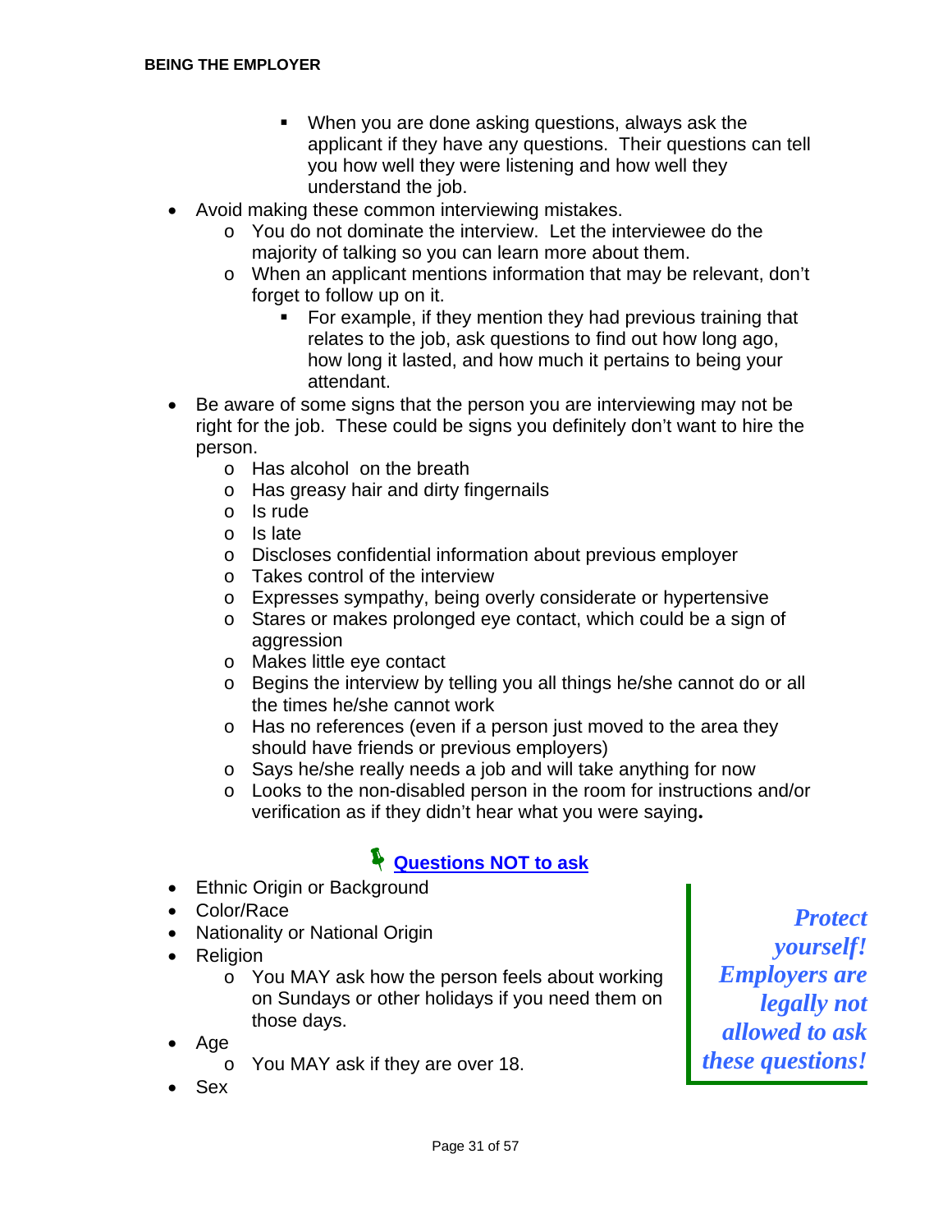- When you are done asking questions, always ask the applicant if they have any questions. Their questions can tell you how well they were listening and how well they understand the job.
- Avoid making these common interviewing mistakes.
  - You do not dominate the interview. Let the interviewee do the majority of talking so you can learn more about them.
  - When an applicant mentions information that may be relevant, don't forget to follow up on it.
    - For example, if they mention they had previous training that relates to the job, ask questions to find out how long ago, how long it lasted, and how much it pertains to being your attendant.
- Be aware of some signs that the person you are interviewing may not be right for the job. These could be signs you definitely don't want to hire the person.
  - Has alcohol on the breath
  - Has greasy hair and dirty fingernails
  - Is rude
  - Is late
  - Discloses confidential information about previous employer
  - Takes control of the interview
  - Expresses sympathy, being overly considerate or hypertensive
  - Stares or makes prolonged eye contact, which could be a sign of aggression
  - Makes little eye contact
  - Begins the interview by telling you all things he/she cannot do or all the times he/she cannot work
  - Has no references (even if a person just moved to the area they should have friends or previous employers)
  - Says he/she really needs a job and will take anything for now
  - Looks to the non-disabled person in the room for instructions and/or verification as if they didn't hear what you were saying**.**

## Questions NOT to ask

- Ethnic Origin or Background
- Color/Race
- Nationality or National Origin
- Religion
  - You MAY ask how the person feels about working on Sundays or other holidays if you need them on those days.
- Age
  - You MAY ask if they are over 18.
- Sex

***Protect yourself! Employers are legally not allowed to ask these questions!***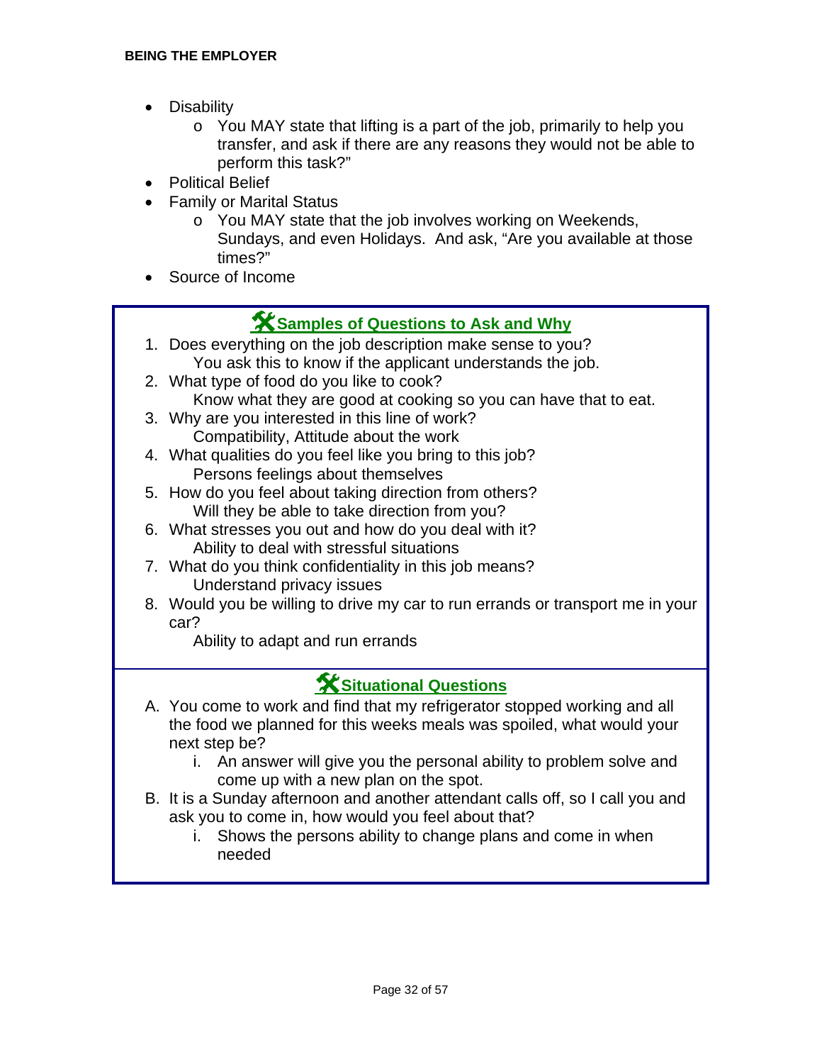- Disability
    - You MAY state that lifting is a part of the job, primarily to help you transfer, and ask if there are any reasons they would not be able to perform this task?"
- Political Belief
- Family or Marital Status
    - You MAY state that the job involves working on Weekends, Sundays, and even Holidays. And ask, "Are you available at those times?"
- Source of Income

## Samples of Questions to Ask and Why

1. Does everything on the job description make sense to you?
   You ask this to know if the applicant understands the job.
2. What type of food do you like to cook?
   Know what they are good at cooking so you can have that to eat.
3. Why are you interested in this line of work?
   Compatibility, Attitude about the work
4. What qualities do you feel like you bring to this job?
   Persons feelings about themselves
5. How do you feel about taking direction from others?
   Will they be able to take direction from you?
6. What stresses you out and how do you deal with it?
   Ability to deal with stressful situations
7. What do you think confidentiality in this job means?
   Understand privacy issues
8. Would you be willing to drive my car to run errands or transport me in your car?
   Ability to adapt and run errands

## Situational Questions

A. You come to work and find that my refrigerator stopped working and all the food we planned for this weeks meals was spoiled, what would your next step be?
   i. An answer will give you the personal ability to problem solve and come up with a new plan on the spot.

B. It is a Sunday afternoon and another attendant calls off, so I call you and ask you to come in, how would you feel about that?
   i. Shows the persons ability to change plans and come in when needed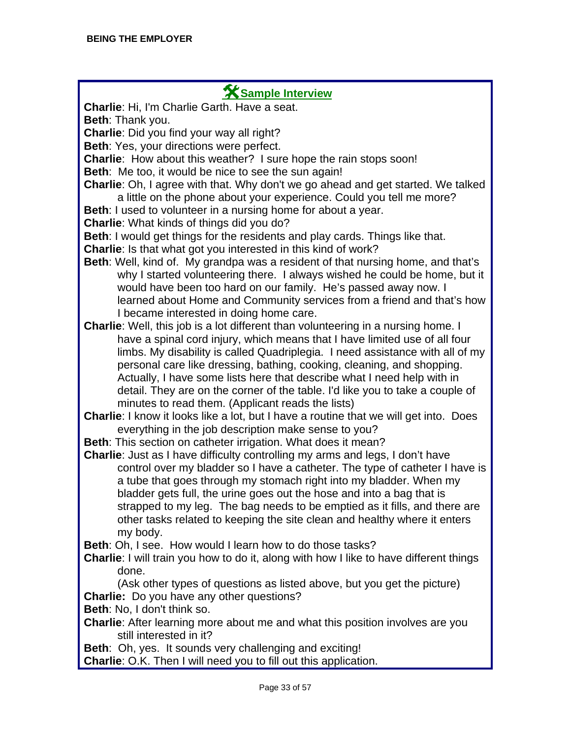## Sample Interview

**Charlie**: Hi, I'm Charlie Garth. Have a seat.

**Beth**: Thank you.

**Charlie**: Did you find your way all right?

**Beth**: Yes, your directions were perfect.

**Charlie**: How about this weather? I sure hope the rain stops soon!

**Beth**: Me too, it would be nice to see the sun again!

**Charlie**: Oh, I agree with that. Why don't we go ahead and get started. We talked a little on the phone about your experience. Could you tell me more?

**Beth**: I used to volunteer in a nursing home for about a year.

**Charlie**: What kinds of things did you do?

**Beth**: I would get things for the residents and play cards. Things like that.

**Charlie**: Is that what got you interested in this kind of work?

**Beth**: Well, kind of. My grandpa was a resident of that nursing home, and that's why I started volunteering there. I always wished he could be home, but it would have been too hard on our family. He's passed away now. I learned about Home and Community services from a friend and that's how I became interested in doing home care.

**Charlie**: Well, this job is a lot different than volunteering in a nursing home. I have a spinal cord injury, which means that I have limited use of all four limbs. My disability is called Quadriplegia. I need assistance with all of my personal care like dressing, bathing, cooking, cleaning, and shopping. Actually, I have some lists here that describe what I need help with in detail. They are on the corner of the table. I'd like you to take a couple of minutes to read them. (Applicant reads the lists)

**Charlie**: I know it looks like a lot, but I have a routine that we will get into. Does everything in the job description make sense to you?

**Beth**: This section on catheter irrigation. What does it mean?

**Charlie**: Just as I have difficulty controlling my arms and legs, I don't have control over my bladder so I have a catheter. The type of catheter I have is a tube that goes through my stomach right into my bladder. When my bladder gets full, the urine goes out the hose and into a bag that is strapped to my leg. The bag needs to be emptied as it fills, and there are other tasks related to keeping the site clean and healthy where it enters my body.

**Beth**: Oh, I see. How would I learn how to do those tasks?

**Charlie**: I will train you how to do it, along with how I like to have different things done.

(Ask other types of questions as listed above, but you get the picture)

**Charlie:** Do you have any other questions?

**Beth**: No, I don't think so.

**Charlie**: After learning more about me and what this position involves are you still interested in it?

**Beth**: Oh, yes. It sounds very challenging and exciting!

**Charlie**: O.K. Then I will need you to fill out this application.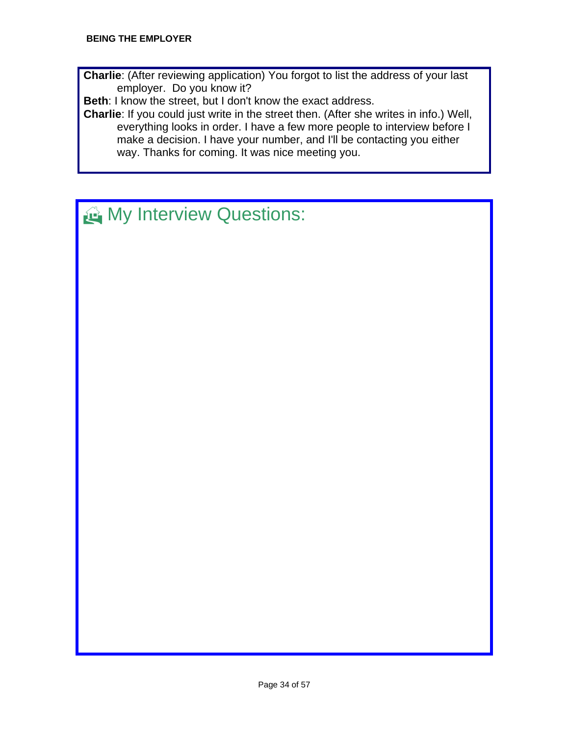**Charlie**: (After reviewing application) You forgot to list the address of your last employer. Do you know it?

**Beth**: I know the street, but I don't know the exact address.

**Charlie**: If you could just write in the street then. (After she writes in info.) Well, everything looks in order. I have a few more people to interview before I make a decision. I have your number, and I'll be contacting you either way. Thanks for coming. It was nice meeting you.

## My Interview Questions: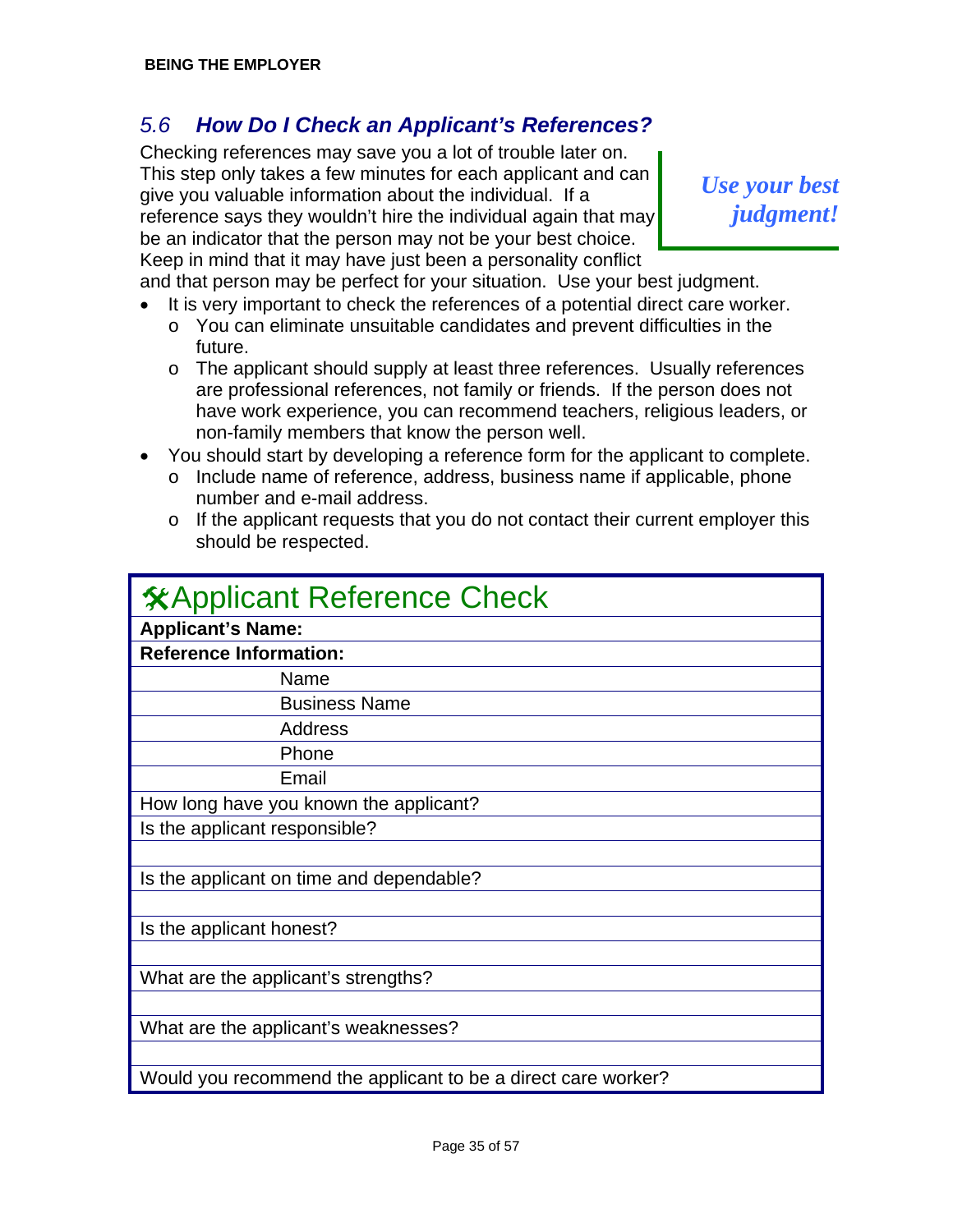## 5.6 How Do I Check an Applicant's References?

*Use your best judgment!*

Checking references may save you a lot of trouble later on. This step only takes a few minutes for each applicant and can give you valuable information about the individual. If a reference says they wouldn't hire the individual again that may be an indicator that the person may not be your best choice. Keep in mind that it may have just been a personality conflict and that person may be perfect for your situation. Use your best judgment.

- It is very important to check the references of a potential direct care worker.
  - You can eliminate unsuitable candidates and prevent difficulties in the future.
  - The applicant should supply at least three references. Usually references are professional references, not family or friends. If the person does not have work experience, you can recommend teachers, religious leaders, or non-family members that know the person well.
- You should start by developing a reference form for the applicant to complete.
  - Include name of reference, address, business name if applicable, phone number and e-mail address.
  - If the applicant requests that you do not contact their current employer this should be respected.

| Applicant Reference Check |
|---|
| **Applicant's Name:** |
| **Reference Information:** |
| Name |
| Business Name |
| Address |
| Phone |
| Email |
| How long have you known the applicant? |
| Is the applicant responsible? |
| |
| Is the applicant on time and dependable? |
| |
| Is the applicant honest? |
| |
| What are the applicant's strengths? |
| |
| What are the applicant's weaknesses? |
| |
| Would you recommend the applicant to be a direct care worker? |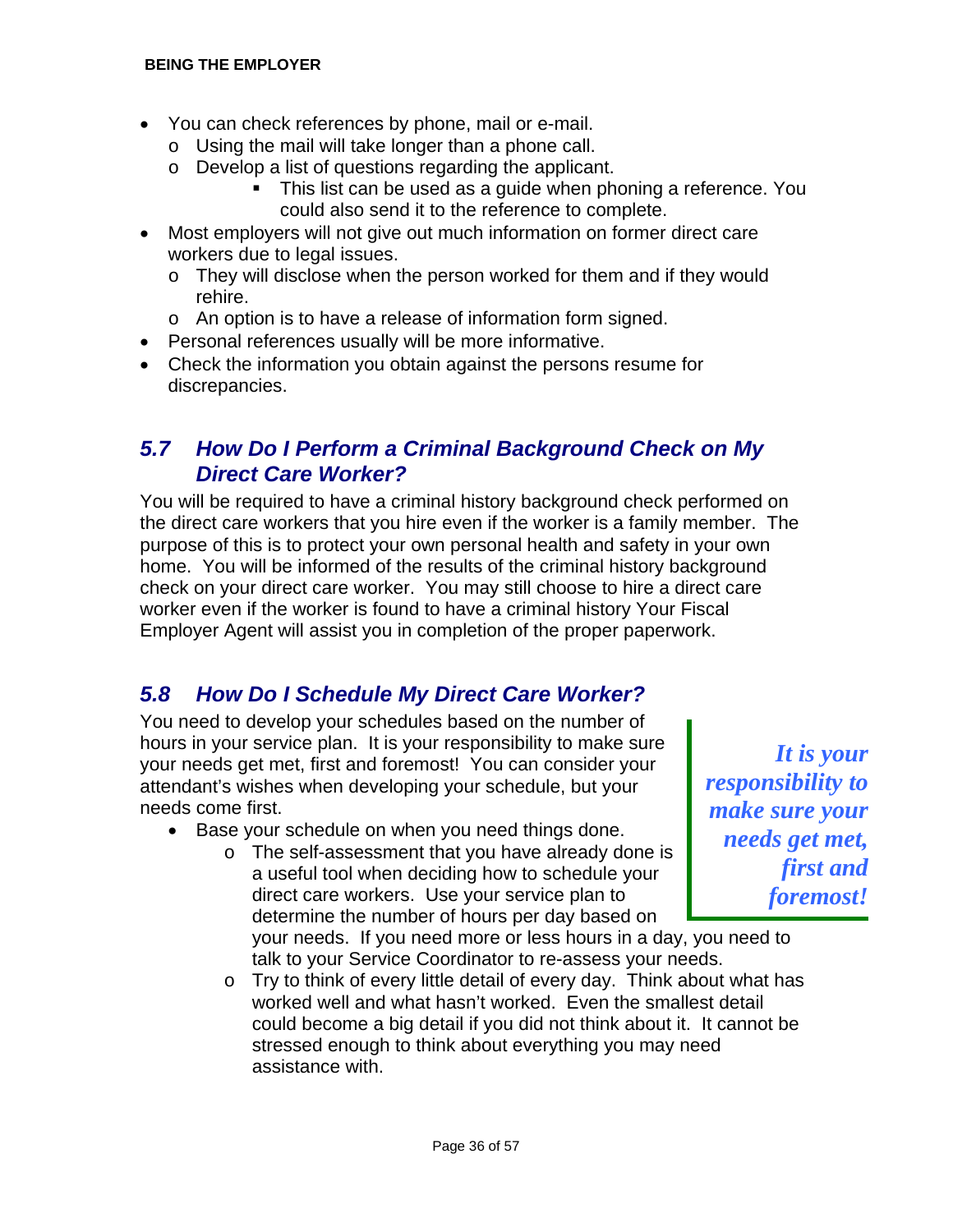- You can check references by phone, mail or e-mail.
  - Using the mail will take longer than a phone call.
  - Develop a list of questions regarding the applicant.
    - This list can be used as a guide when phoning a reference. You could also send it to the reference to complete.
- Most employers will not give out much information on former direct care workers due to legal issues.
  - They will disclose when the person worked for them and if they would rehire.
  - An option is to have a release of information form signed.
- Personal references usually will be more informative.
- Check the information you obtain against the persons resume for discrepancies.

## *5.7 How Do I Perform a Criminal Background Check on My Direct Care Worker?*

You will be required to have a criminal history background check performed on the direct care workers that you hire even if the worker is a family member. The purpose of this is to protect your own personal health and safety in your own home. You will be informed of the results of the criminal history background check on your direct care worker. You may still choose to hire a direct care worker even if the worker is found to have a criminal history Your Fiscal Employer Agent will assist you in completion of the proper paperwork.

## *5.8 How Do I Schedule My Direct Care Worker?*

You need to develop your schedules based on the number of hours in your service plan. It is your responsibility to make sure your needs get met, first and foremost! You can consider your attendant's wishes when developing your schedule, but your needs come first.

> ***It is your responsibility to make sure your needs get met, first and foremost!***

- Base your schedule on when you need things done.
  - The self-assessment that you have already done is a useful tool when deciding how to schedule your direct care workers. Use your service plan to determine the number of hours per day based on your needs. If you need more or less hours in a day, you need to talk to your Service Coordinator to re-assess your needs.
  - Try to think of every little detail of every day. Think about what has worked well and what hasn't worked. Even the smallest detail could become a big detail if you did not think about it. It cannot be stressed enough to think about everything you may need assistance with.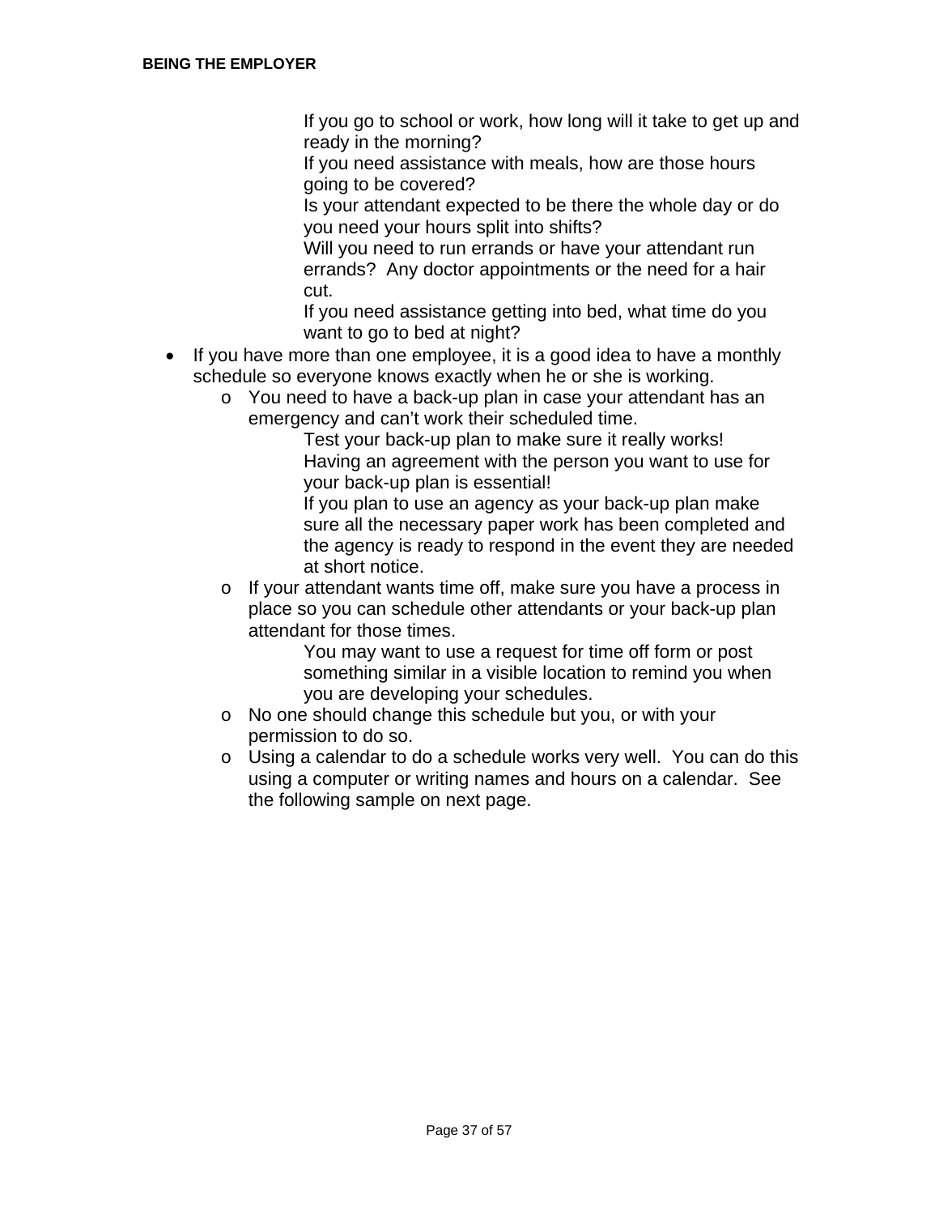- If you go to school or work, how long will it take to get up and ready in the morning?
  - If you need assistance with meals, how are those hours going to be covered?
  - Is your attendant expected to be there the whole day or do you need your hours split into shifts?
  - Will you need to run errands or have your attendant run errands? Any doctor appointments or the need for a hair cut.
  - If you need assistance getting into bed, what time do you want to go to bed at night?

- If you have more than one employee, it is a good idea to have a monthly schedule so everyone knows exactly when he or she is working.
  - You need to have a back-up plan in case your attendant has an emergency and can't work their scheduled time.
    - Test your back-up plan to make sure it really works!
    - Having an agreement with the person you want to use for your back-up plan is essential!
    - If you plan to use an agency as your back-up plan make sure all the necessary paper work has been completed and the agency is ready to respond in the event they are needed at short notice.
  - If your attendant wants time off, make sure you have a process in place so you can schedule other attendants or your back-up plan attendant for those times.
    - You may want to use a request for time off form or post something similar in a visible location to remind you when you are developing your schedules.
  - No one should change this schedule but you, or with your permission to do so.
  - Using a calendar to do a schedule works very well. You can do this using a computer or writing names and hours on a calendar. See the following sample on next page.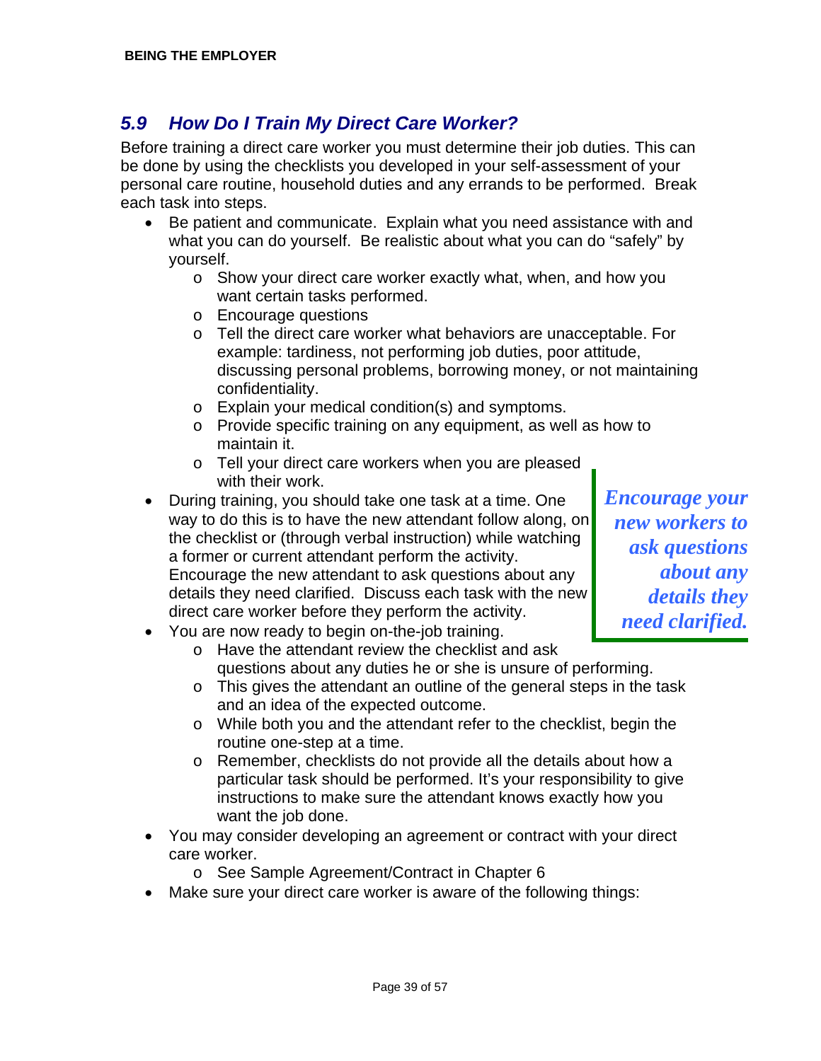## 5.9 How Do I Train My Direct Care Worker?

Before training a direct care worker you must determine their job duties. This can be done by using the checklists you developed in your self-assessment of your personal care routine, household duties and any errands to be performed. Break each task into steps.

- Be patient and communicate. Explain what you need assistance with and what you can do yourself. Be realistic about what you can do "safely" by yourself.
    - Show your direct care worker exactly what, when, and how you want certain tasks performed.
    - Encourage questions
    - Tell the direct care worker what behaviors are unacceptable. For example: tardiness, not performing job duties, poor attitude, discussing personal problems, borrowing money, or not maintaining confidentiality.
    - Explain your medical condition(s) and symptoms.
    - Provide specific training on any equipment, as well as how to maintain it.
    - Tell your direct care workers when you are pleased with their work.
- During training, you should take one task at a time. One way to do this is to have the new attendant follow along, on the checklist or (through verbal instruction) while watching a former or current attendant perform the activity. Encourage the new attendant to ask questions about any details they need clarified. Discuss each task with the new direct care worker before they perform the activity.
- You are now ready to begin on-the-job training.
    - Have the attendant review the checklist and ask questions about any duties he or she is unsure of performing.
    - This gives the attendant an outline of the general steps in the task and an idea of the expected outcome.
    - While both you and the attendant refer to the checklist, begin the routine one-step at a time.
    - Remember, checklists do not provide all the details about how a particular task should be performed. It's your responsibility to give instructions to make sure the attendant knows exactly how you want the job done.
- You may consider developing an agreement or contract with your direct care worker.
    - See Sample Agreement/Contract in Chapter 6
- Make sure your direct care worker is aware of the following things:

***Encourage your new workers to ask questions about any details they need clarified.***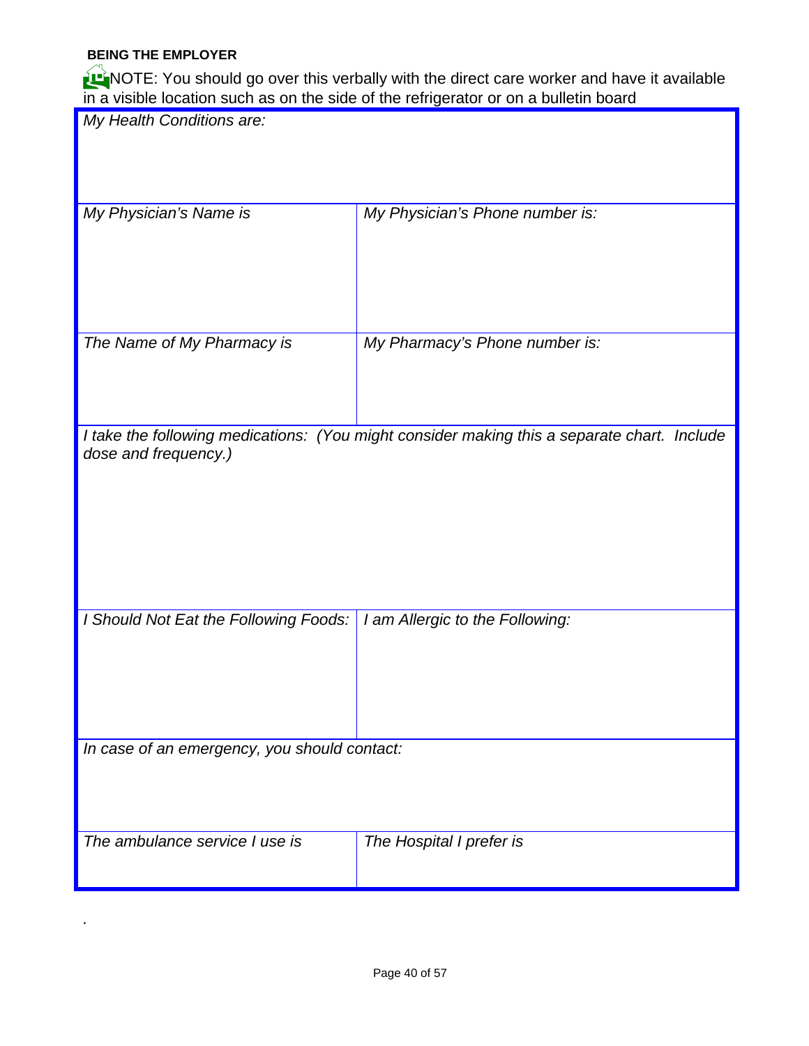**BEING THE EMPLOYER**

NOTE: You should go over this verbally with the direct care worker and have it available in a visible location such as on the side of the refrigerator or on a bulletin board

| *My Health Conditions are:* | |
|---|---|
| *My Physician's Name is* | *My Physician's Phone number is:* |
| *The Name of My Pharmacy is* | *My Pharmacy's Phone number is:* |
| *I take the following medications: (You might consider making this a separate chart. Include dose and frequency.)* | |
| *I Should Not Eat the Following Foods:* | *I am Allergic to the Following:* |
| *In case of an emergency, you should contact:* | |
| *The ambulance service I use is* | *The Hospital I prefer is* |

.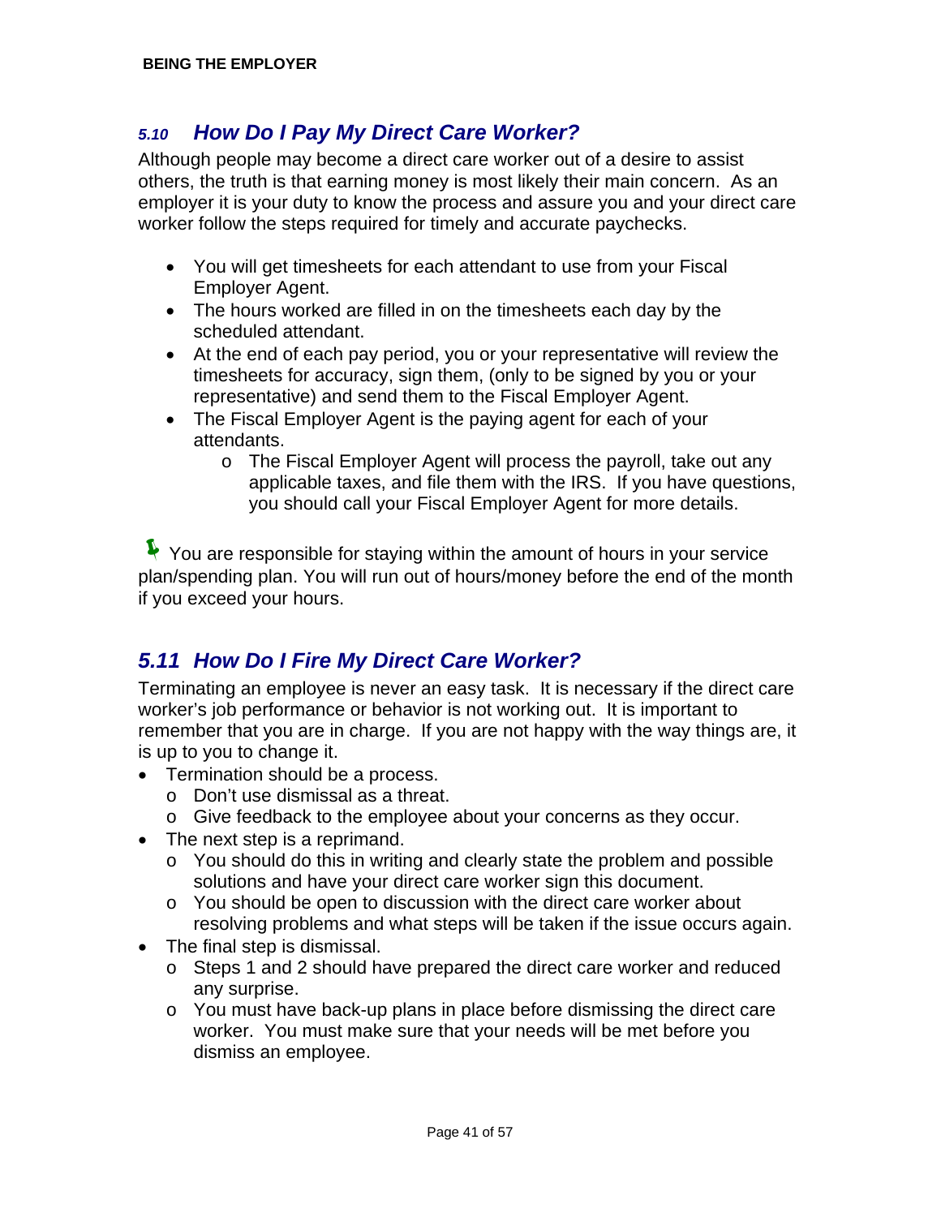## *5.10 How Do I Pay My Direct Care Worker?*

Although people may become a direct care worker out of a desire to assist others, the truth is that earning money is most likely their main concern. As an employer it is your duty to know the process and assure you and your direct care worker follow the steps required for timely and accurate paychecks.

- You will get timesheets for each attendant to use from your Fiscal Employer Agent.
- The hours worked are filled in on the timesheets each day by the scheduled attendant.
- At the end of each pay period, you or your representative will review the timesheets for accuracy, sign them, (only to be signed by you or your representative) and send them to the Fiscal Employer Agent.
- The Fiscal Employer Agent is the paying agent for each of your attendants.
  - The Fiscal Employer Agent will process the payroll, take out any applicable taxes, and file them with the IRS. If you have questions, you should call your Fiscal Employer Agent for more details.

You are responsible for staying within the amount of hours in your service plan/spending plan. You will run out of hours/money before the end of the month if you exceed your hours.

## *5.11 How Do I Fire My Direct Care Worker?*

Terminating an employee is never an easy task. It is necessary if the direct care worker's job performance or behavior is not working out. It is important to remember that you are in charge. If you are not happy with the way things are, it is up to you to change it.

- Termination should be a process.
  - Don't use dismissal as a threat.
  - Give feedback to the employee about your concerns as they occur.
- The next step is a reprimand.
  - You should do this in writing and clearly state the problem and possible solutions and have your direct care worker sign this document.
  - You should be open to discussion with the direct care worker about resolving problems and what steps will be taken if the issue occurs again.
- The final step is dismissal.
  - Steps 1 and 2 should have prepared the direct care worker and reduced any surprise.
  - You must have back-up plans in place before dismissing the direct care worker. You must make sure that your needs will be met before you dismiss an employee.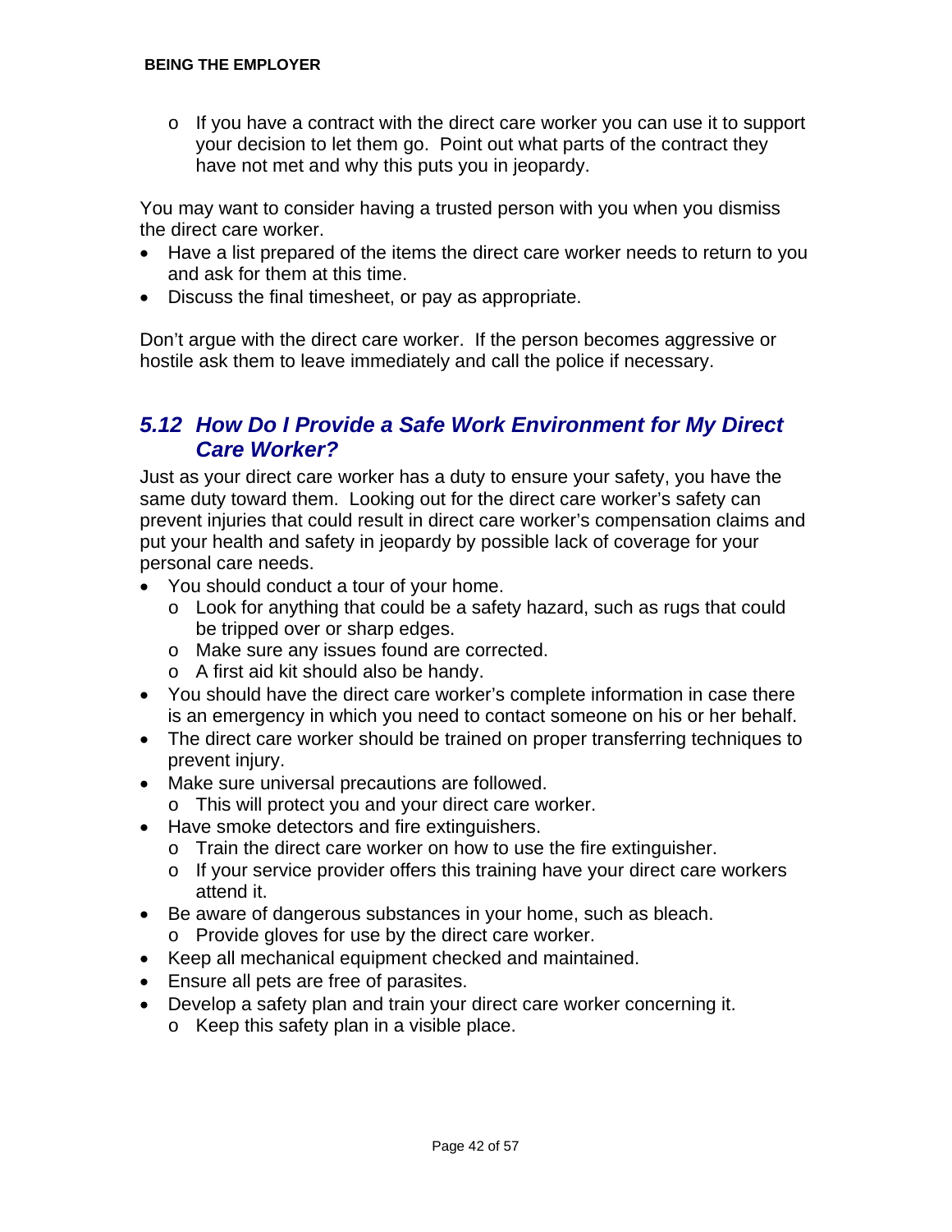- If you have a contract with the direct care worker you can use it to support your decision to let them go. Point out what parts of the contract they have not met and why this puts you in jeopardy.

You may want to consider having a trusted person with you when you dismiss the direct care worker.

- Have a list prepared of the items the direct care worker needs to return to you and ask for them at this time.
- Discuss the final timesheet, or pay as appropriate.

Don't argue with the direct care worker. If the person becomes aggressive or hostile ask them to leave immediately and call the police if necessary.

## *5.12 How Do I Provide a Safe Work Environment for My Direct Care Worker?*

Just as your direct care worker has a duty to ensure your safety, you have the same duty toward them. Looking out for the direct care worker's safety can prevent injuries that could result in direct care worker's compensation claims and put your health and safety in jeopardy by possible lack of coverage for your personal care needs.

- You should conduct a tour of your home.
  - Look for anything that could be a safety hazard, such as rugs that could be tripped over or sharp edges.
  - Make sure any issues found are corrected.
  - A first aid kit should also be handy.
- You should have the direct care worker's complete information in case there is an emergency in which you need to contact someone on his or her behalf.
- The direct care worker should be trained on proper transferring techniques to prevent injury.
- Make sure universal precautions are followed.
  - This will protect you and your direct care worker.
- Have smoke detectors and fire extinguishers.
  - Train the direct care worker on how to use the fire extinguisher.
  - If your service provider offers this training have your direct care workers attend it.
- Be aware of dangerous substances in your home, such as bleach.
  - Provide gloves for use by the direct care worker.
- Keep all mechanical equipment checked and maintained.
- Ensure all pets are free of parasites.
- Develop a safety plan and train your direct care worker concerning it.
  - Keep this safety plan in a visible place.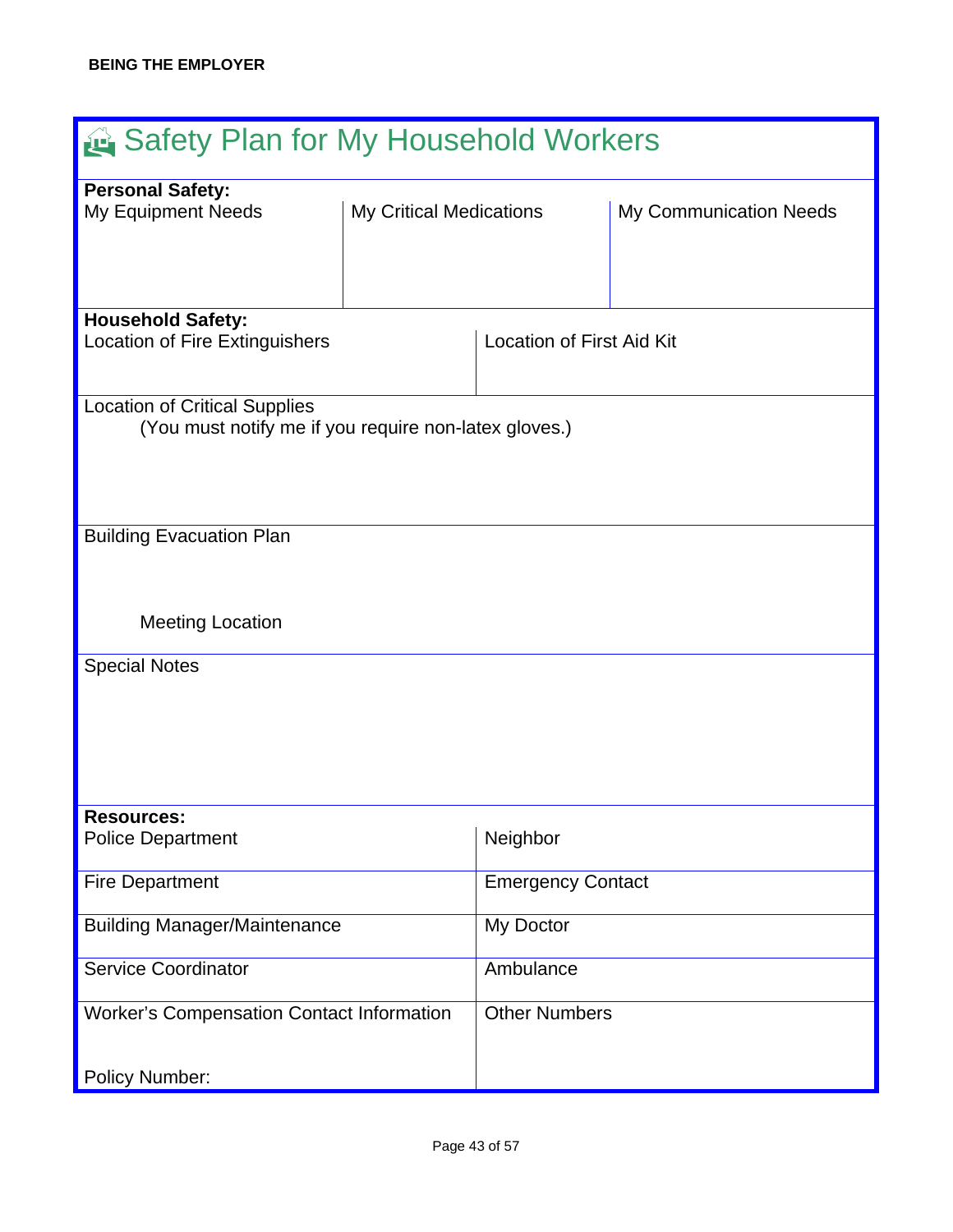# Safety Plan for My Household Workers

**Personal Safety:**

| My Equipment Needs | My Critical Medications | My Communication Needs |
|---|---|---|
| | | |

**Household Safety:**

| Location of Fire Extinguishers | Location of First Aid Kit |
|---|---|
| | |

Location of Critical Supplies

(You must notify me if you require non-latex gloves.)

Building Evacuation Plan

Meeting Location

Special Notes

**Resources:**

| | |
|---|---|
| Police Department | Neighbor |
| Fire Department | Emergency Contact |
| Building Manager/Maintenance | My Doctor |
| Service Coordinator | Ambulance |
| Worker's Compensation Contact Information<br><br>Policy Number: | Other Numbers |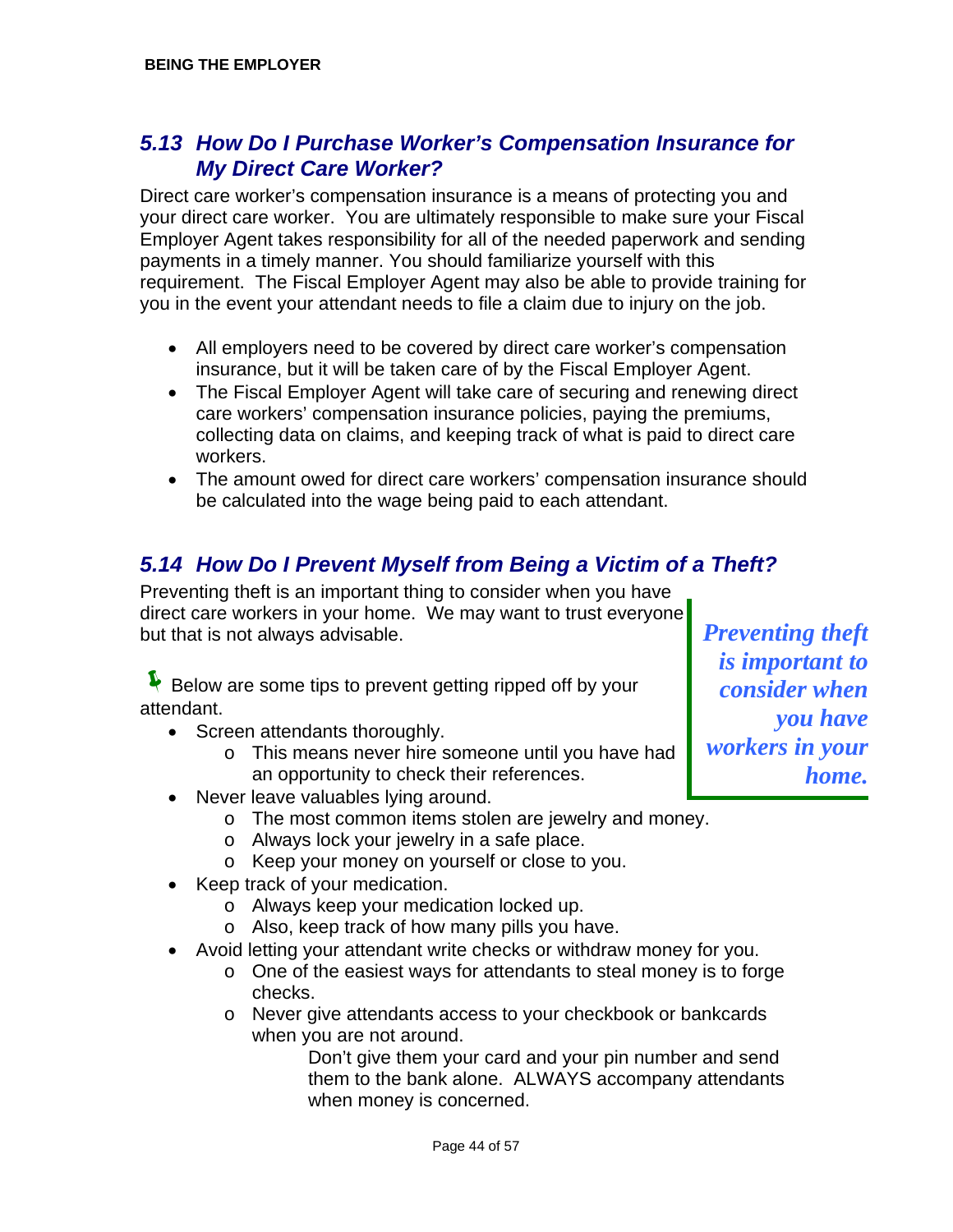## 5.13 *How Do I Purchase Worker's Compensation Insurance for My Direct Care Worker?*

Direct care worker's compensation insurance is a means of protecting you and your direct care worker. You are ultimately responsible to make sure your Fiscal Employer Agent takes responsibility for all of the needed paperwork and sending payments in a timely manner. You should familiarize yourself with this requirement. The Fiscal Employer Agent may also be able to provide training for you in the event your attendant needs to file a claim due to injury on the job.

- All employers need to be covered by direct care worker's compensation insurance, but it will be taken care of by the Fiscal Employer Agent.
- The Fiscal Employer Agent will take care of securing and renewing direct care workers' compensation insurance policies, paying the premiums, collecting data on claims, and keeping track of what is paid to direct care workers.
- The amount owed for direct care workers' compensation insurance should be calculated into the wage being paid to each attendant.

## 5.14 *How Do I Prevent Myself from Being a Victim of a Theft?*

Preventing theft is an important thing to consider when you have direct care workers in your home. We may want to trust everyone but that is not always advisable.

***Preventing theft is important to consider when you have workers in your home.***

Below are some tips to prevent getting ripped off by your attendant.

- Screen attendants thoroughly.
  - This means never hire someone until you have had an opportunity to check their references.
- Never leave valuables lying around.
  - The most common items stolen are jewelry and money.
  - Always lock your jewelry in a safe place.
  - Keep your money on yourself or close to you.
- Keep track of your medication.
  - Always keep your medication locked up.
  - Also, keep track of how many pills you have.
- Avoid letting your attendant write checks or withdraw money for you.
  - One of the easiest ways for attendants to steal money is to forge checks.
  - Never give attendants access to your checkbook or bankcards when you are not around.
    - Don't give them your card and your pin number and send them to the bank alone. ALWAYS accompany attendants when money is concerned.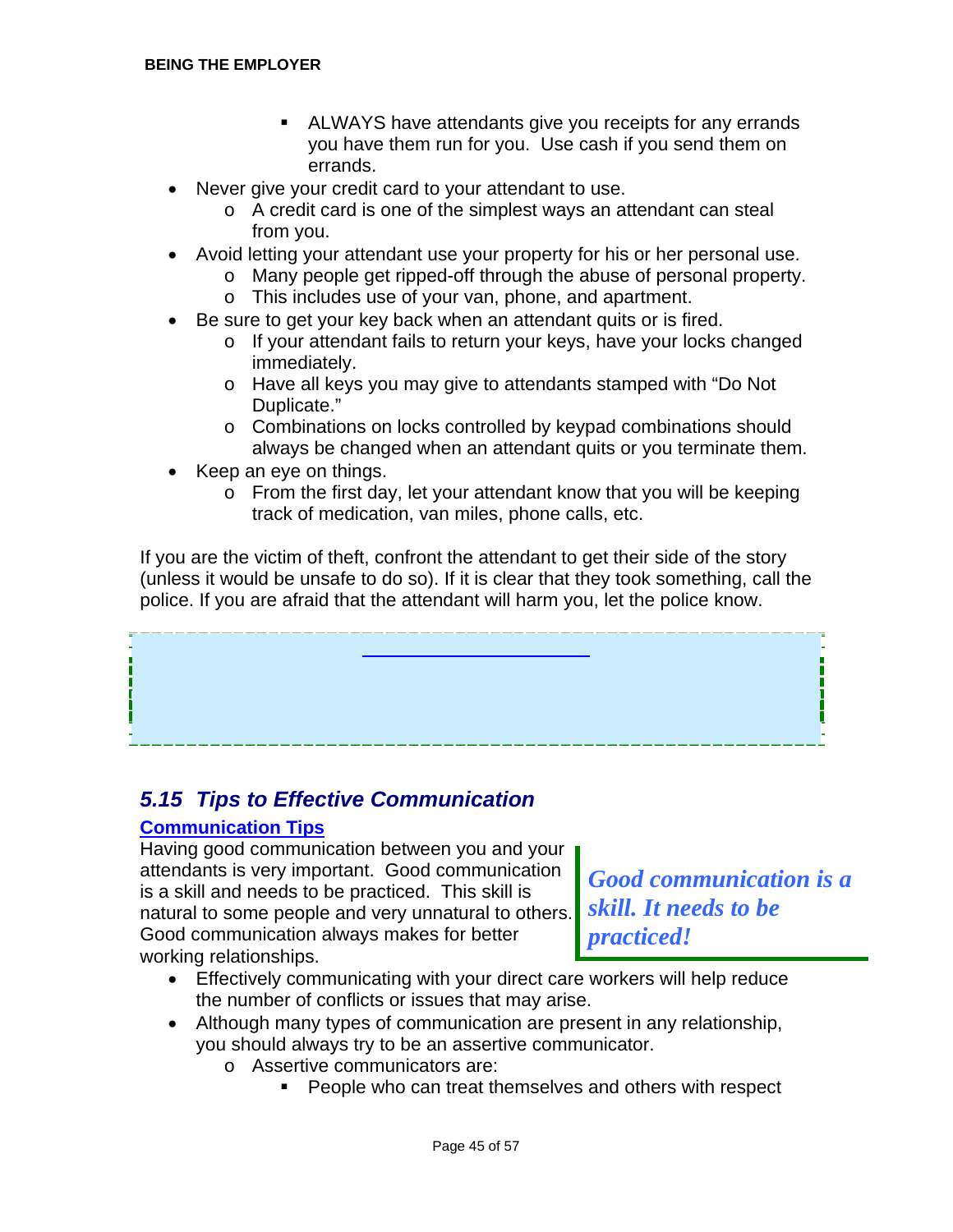- ALWAYS have attendants give you receipts for any errands you have them run for you. Use cash if you send them on errands.
- Never give your credit card to your attendant to use.
  - A credit card is one of the simplest ways an attendant can steal from you.
- Avoid letting your attendant use your property for his or her personal use.
  - Many people get ripped-off through the abuse of personal property.
  - This includes use of your van, phone, and apartment.
- Be sure to get your key back when an attendant quits or is fired.
  - If your attendant fails to return your keys, have your locks changed immediately.
  - Have all keys you may give to attendants stamped with "Do Not Duplicate."
  - Combinations on locks controlled by keypad combinations should always be changed when an attendant quits or you terminate them.
- Keep an eye on things.
  - From the first day, let your attendant know that you will be keeping track of medication, van miles, phone calls, etc.

If you are the victim of theft, confront the attendant to get their side of the story (unless it would be unsafe to do so). If it is clear that they took something, call the police. If you are afraid that the attendant will harm you, let the police know.

## *5.15 Tips to Effective Communication*

### Communication Tips

Having good communication between you and your attendants is very important. Good communication is a skill and needs to be practiced. This skill is natural to some people and very unnatural to others. Good communication always makes for better working relationships.

> ***Good communication is a skill. It needs to be practiced!***

- Effectively communicating with your direct care workers will help reduce the number of conflicts or issues that may arise.
- Although many types of communication are present in any relationship, you should always try to be an assertive communicator.
  - Assertive communicators are:
    - People who can treat themselves and others with respect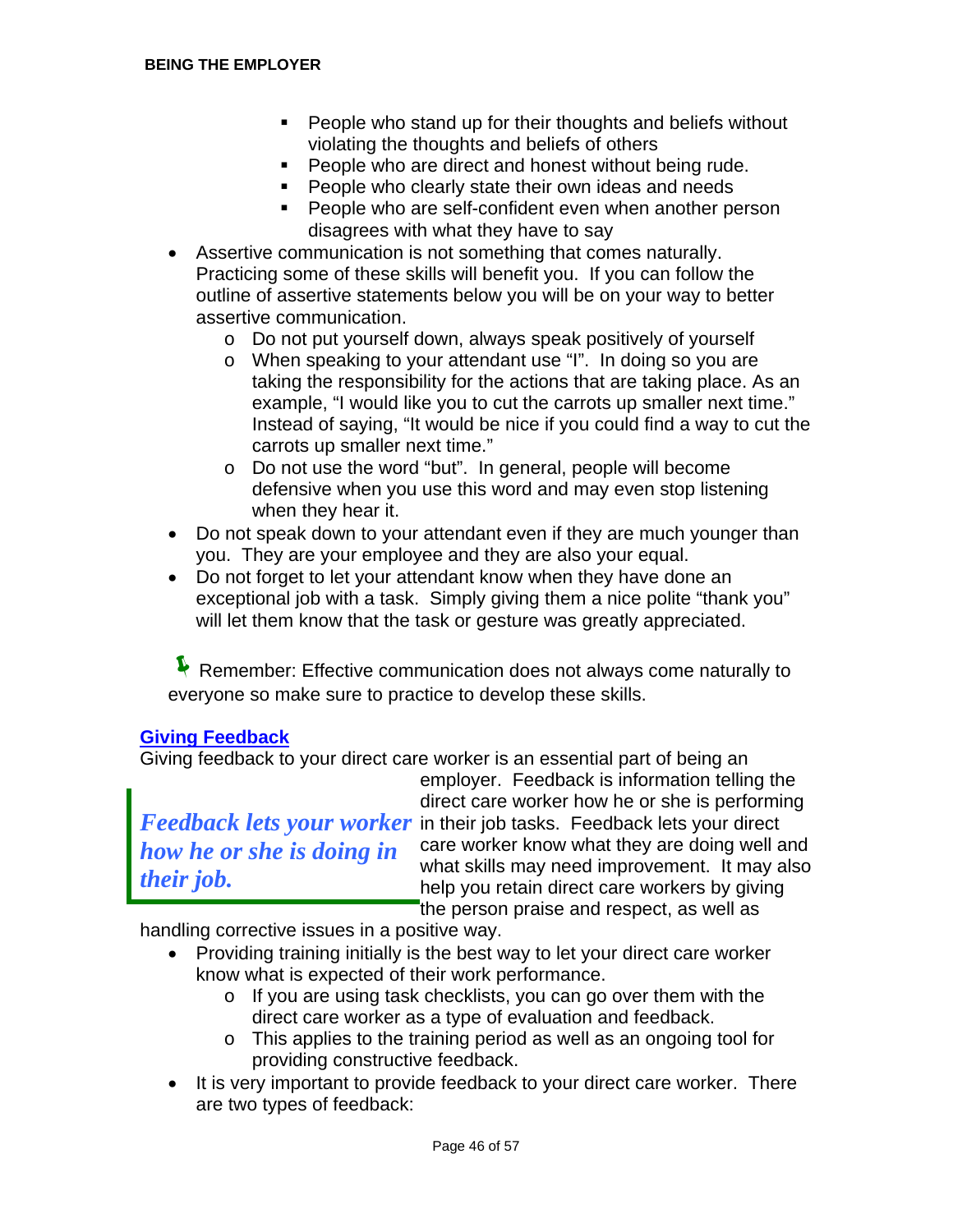- People who stand up for their thoughts and beliefs without violating the thoughts and beliefs of others
  - People who are direct and honest without being rude.
  - People who clearly state their own ideas and needs
  - People who are self-confident even when another person disagrees with what they have to say
- Assertive communication is not something that comes naturally. Practicing some of these skills will benefit you. If you can follow the outline of assertive statements below you will be on your way to better assertive communication.
  - Do not put yourself down, always speak positively of yourself
  - When speaking to your attendant use "I". In doing so you are taking the responsibility for the actions that are taking place. As an example, "I would like you to cut the carrots up smaller next time." Instead of saying, "It would be nice if you could find a way to cut the carrots up smaller next time."
  - Do not use the word "but". In general, people will become defensive when you use this word and may even stop listening when they hear it.
- Do not speak down to your attendant even if they are much younger than you. They are your employee and they are also your equal.
- Do not forget to let your attendant know when they have done an exceptional job with a task. Simply giving them a nice polite "thank you" will let them know that the task or gesture was greatly appreciated.

Remember: Effective communication does not always come naturally to everyone so make sure to practice to develop these skills.

## Giving Feedback

Giving feedback to your direct care worker is an essential part of being an employer. Feedback is information telling the direct care worker how he or she is performing in their job tasks. Feedback lets your direct care worker know what they are doing well and what skills may need improvement. It may also help you retain direct care workers by giving the person praise and respect, as well as handling corrective issues in a positive way.

> ***Feedback lets your worker how he or she is doing in their job.***

- Providing training initially is the best way to let your direct care worker know what is expected of their work performance.
  - If you are using task checklists, you can go over them with the direct care worker as a type of evaluation and feedback.
  - This applies to the training period as well as an ongoing tool for providing constructive feedback.
- It is very important to provide feedback to your direct care worker. There are two types of feedback: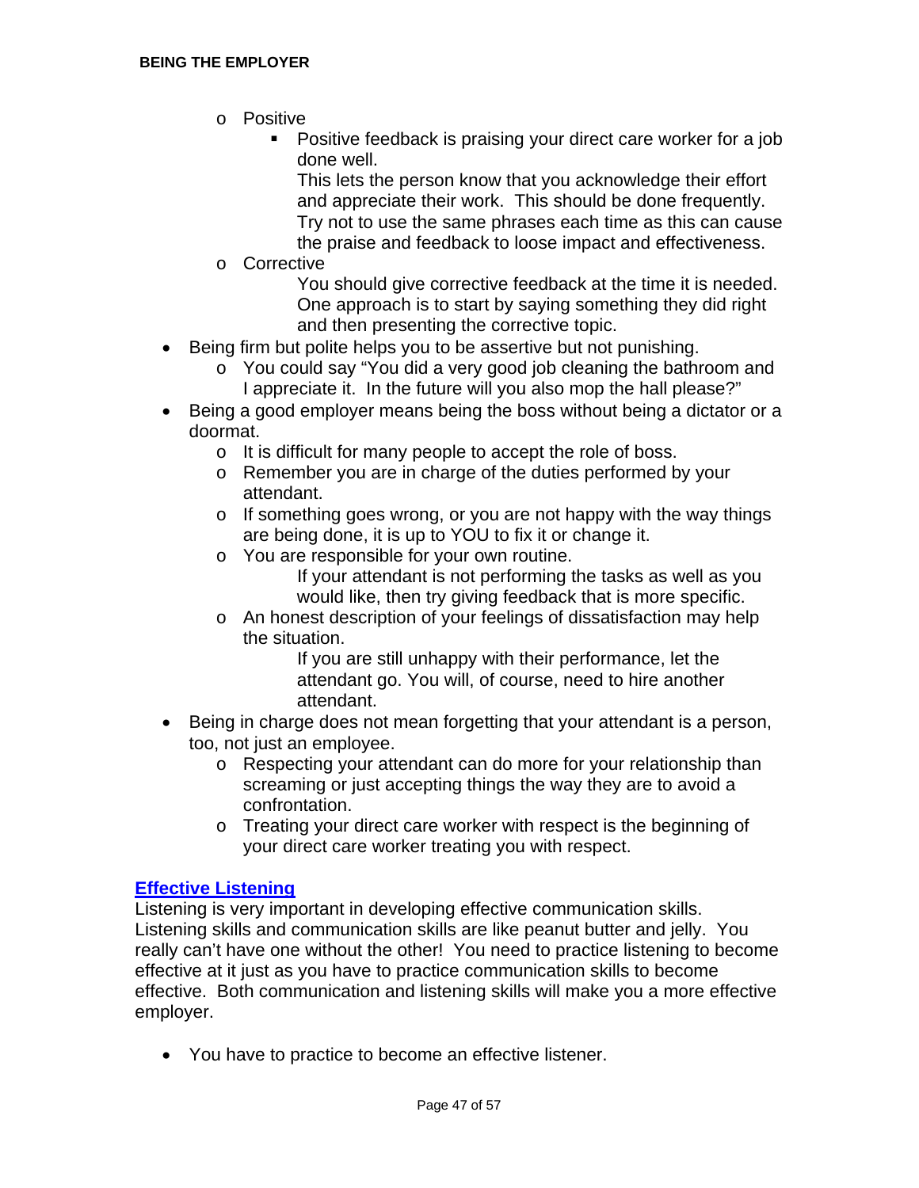- Positive
  - Positive feedback is praising your direct care worker for a job done well.

    This lets the person know that you acknowledge their effort and appreciate their work. This should be done frequently. Try not to use the same phrases each time as this can cause the praise and feedback to loose impact and effectiveness.
- Corrective

  You should give corrective feedback at the time it is needed. One approach is to start by saying something they did right and then presenting the corrective topic.

- Being firm but polite helps you to be assertive but not punishing.
  - You could say "You did a very good job cleaning the bathroom and I appreciate it. In the future will you also mop the hall please?"
- Being a good employer means being the boss without being a dictator or a doormat.
  - It is difficult for many people to accept the role of boss.
  - Remember you are in charge of the duties performed by your attendant.
  - If something goes wrong, or you are not happy with the way things are being done, it is up to YOU to fix it or change it.
  - You are responsible for your own routine.

    If your attendant is not performing the tasks as well as you would like, then try giving feedback that is more specific.
  - An honest description of your feelings of dissatisfaction may help the situation.

    If you are still unhappy with their performance, let the attendant go. You will, of course, need to hire another attendant.
- Being in charge does not mean forgetting that your attendant is a person, too, not just an employee.
  - Respecting your attendant can do more for your relationship than screaming or just accepting things the way they are to avoid a confrontation.
  - Treating your direct care worker with respect is the beginning of your direct care worker treating you with respect.

## Effective Listening

Listening is very important in developing effective communication skills. Listening skills and communication skills are like peanut butter and jelly. You really can't have one without the other! You need to practice listening to become effective at it just as you have to practice communication skills to become effective. Both communication and listening skills will make you a more effective employer.

- You have to practice to become an effective listener.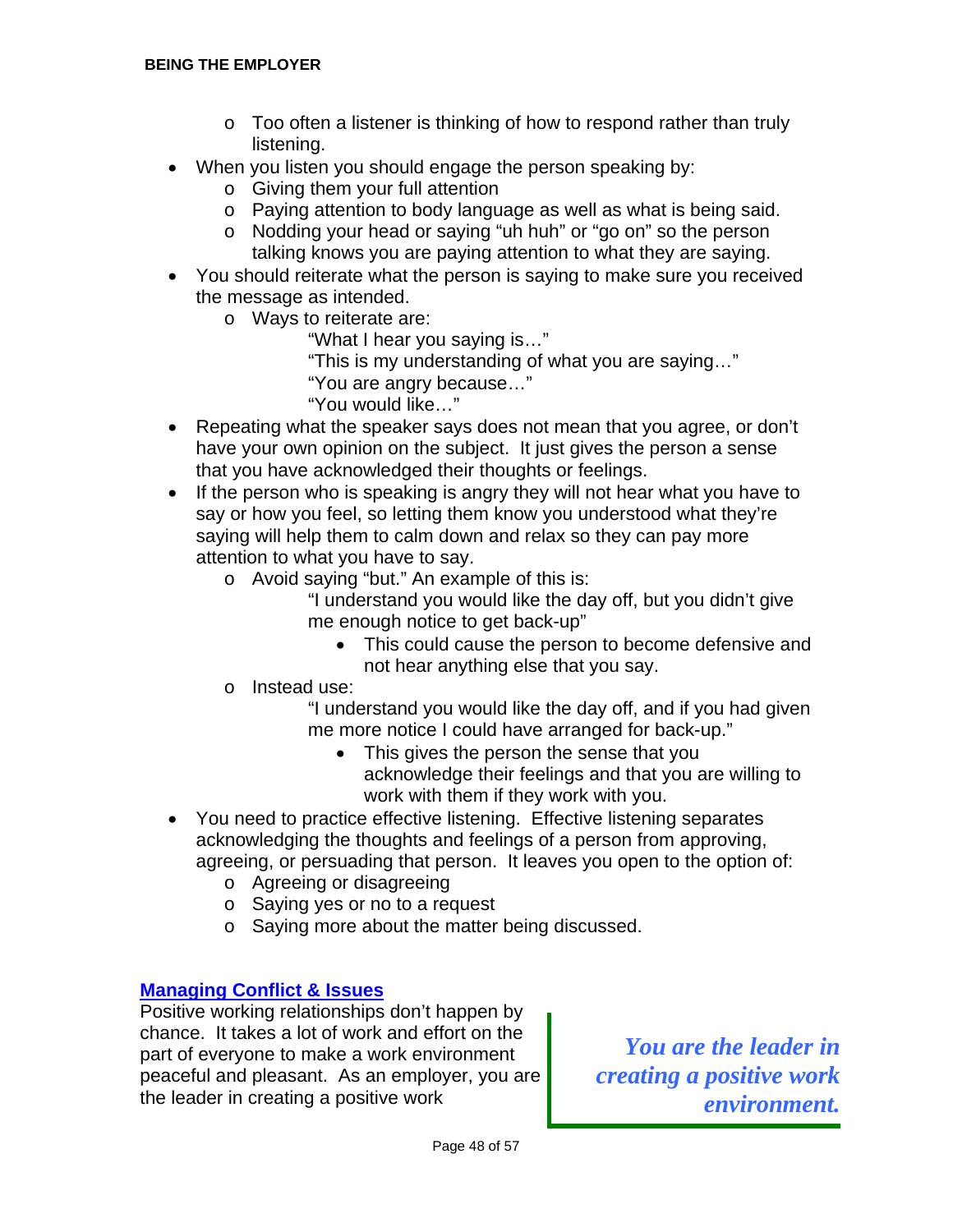- Too often a listener is thinking of how to respond rather than truly listening.
- When you listen you should engage the person speaking by:
  - Giving them your full attention
  - Paying attention to body language as well as what is being said.
  - Nodding your head or saying "uh huh" or "go on" so the person talking knows you are paying attention to what they are saying.
- You should reiterate what the person is saying to make sure you received the message as intended.
  - Ways to reiterate are:

    "What I hear you saying is…"
    "This is my understanding of what you are saying…"
    "You are angry because…"
    "You would like…"
- Repeating what the speaker says does not mean that you agree, or don't have your own opinion on the subject. It just gives the person a sense that you have acknowledged their thoughts or feelings.
- If the person who is speaking is angry they will not hear what you have to say or how you feel, so letting them know you understood what they're saying will help them to calm down and relax so they can pay more attention to what you have to say.
  - Avoid saying "but." An example of this is:

    "I understand you would like the day off, but you didn't give me enough notice to get back-up"
    - This could cause the person to become defensive and not hear anything else that you say.
  - Instead use:

    "I understand you would like the day off, and if you had given me more notice I could have arranged for back-up."
    - This gives the person the sense that you acknowledge their feelings and that you are willing to work with them if they work with you.
- You need to practice effective listening. Effective listening separates acknowledging the thoughts and feelings of a person from approving, agreeing, or persuading that person. It leaves you open to the option of:
  - Agreeing or disagreeing
  - Saying yes or no to a request
  - Saying more about the matter being discussed.

## Managing Conflict & Issues

Positive working relationships don't happen by chance. It takes a lot of work and effort on the part of everyone to make a work environment peaceful and pleasant. As an employer, you are the leader in creating a positive work

> ***You are the leader in creating a positive work environment.***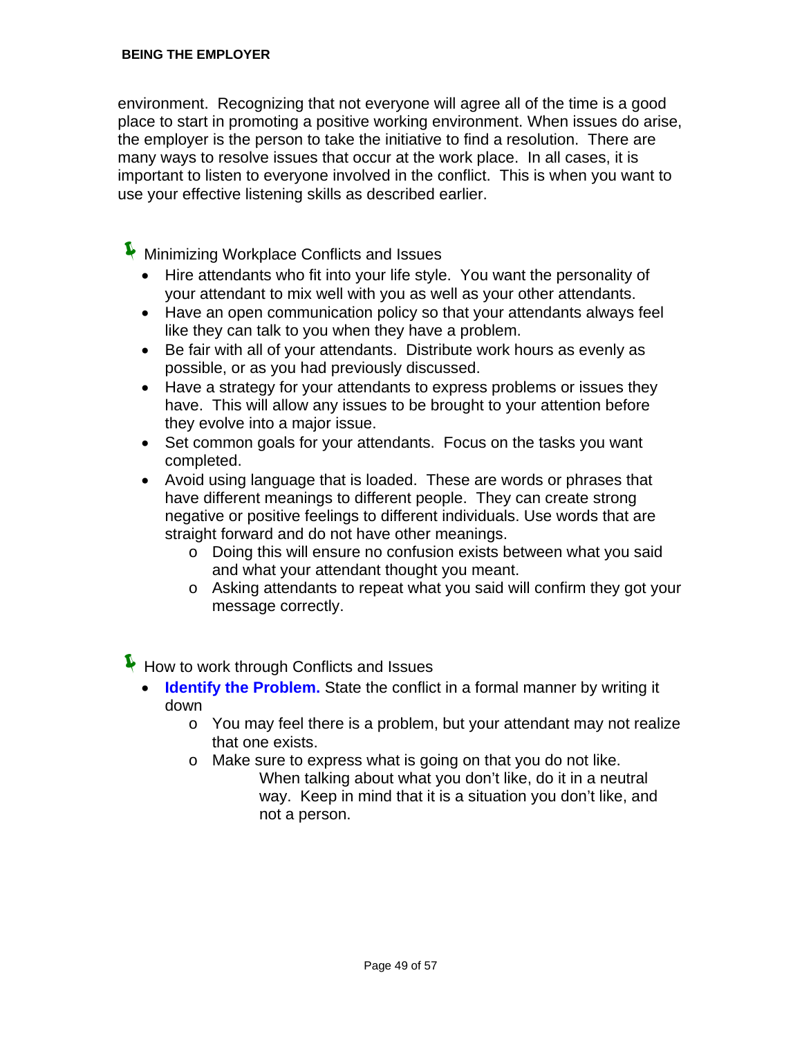environment. Recognizing that not everyone will agree all of the time is a good place to start in promoting a positive working environment. When issues do arise, the employer is the person to take the initiative to find a resolution. There are many ways to resolve issues that occur at the work place. In all cases, it is important to listen to everyone involved in the conflict. This is when you want to use your effective listening skills as described earlier.

### Minimizing Workplace Conflicts and Issues

- Hire attendants who fit into your life style. You want the personality of your attendant to mix well with you as well as your other attendants.
- Have an open communication policy so that your attendants always feel like they can talk to you when they have a problem.
- Be fair with all of your attendants. Distribute work hours as evenly as possible, or as you had previously discussed.
- Have a strategy for your attendants to express problems or issues they have. This will allow any issues to be brought to your attention before they evolve into a major issue.
- Set common goals for your attendants. Focus on the tasks you want completed.
- Avoid using language that is loaded. These are words or phrases that have different meanings to different people. They can create strong negative or positive feelings to different individuals. Use words that are straight forward and do not have other meanings.
  - Doing this will ensure no confusion exists between what you said and what your attendant thought you meant.
  - Asking attendants to repeat what you said will confirm they got your message correctly.

### How to work through Conflicts and Issues

- **Identify the Problem.** State the conflict in a formal manner by writing it down
  - You may feel there is a problem, but your attendant may not realize that one exists.
  - Make sure to express what is going on that you do not like.
    - When talking about what you don't like, do it in a neutral way. Keep in mind that it is a situation you don't like, and not a person.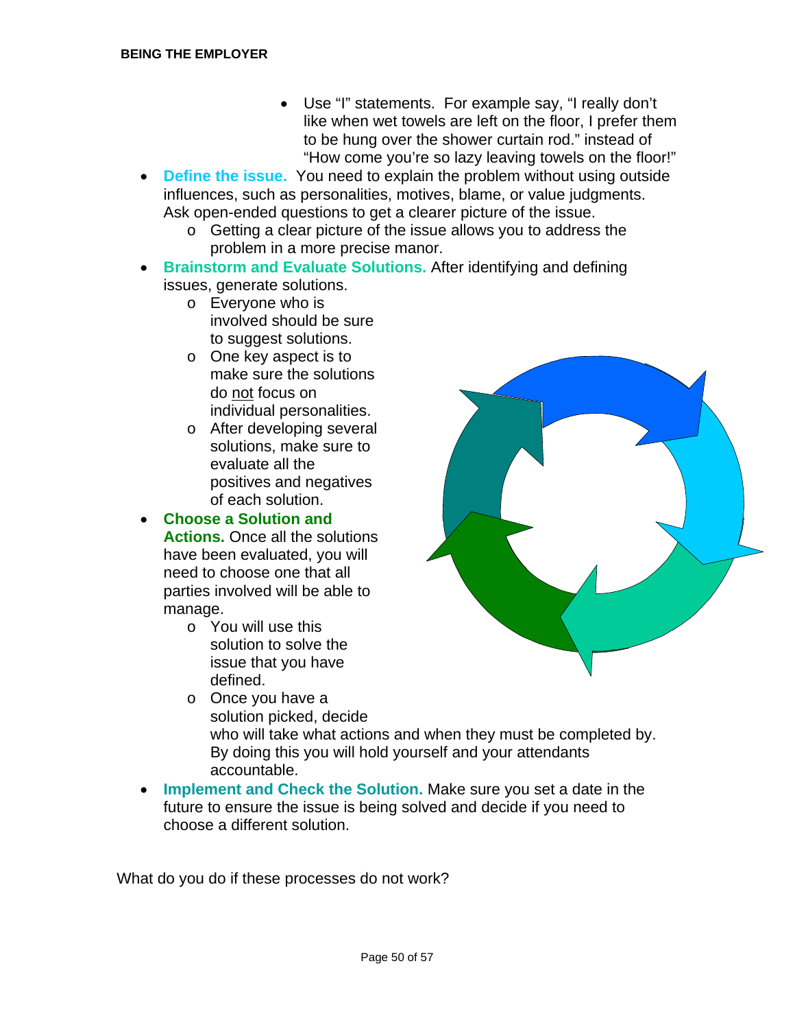- Use "I" statements. For example say, "I really don't like when wet towels are left on the floor, I prefer them to be hung over the shower curtain rod." instead of "How come you're so lazy leaving towels on the floor!"

- **Define the issue.** You need to explain the problem without using outside influences, such as personalities, motives, blame, or value judgments. Ask open-ended questions to get a clearer picture of the issue.
  - Getting a clear picture of the issue allows you to address the problem in a more precise manor.
- **Brainstorm and Evaluate Solutions.** After identifying and defining issues, generate solutions.
  - Everyone who is involved should be sure to suggest solutions.
  - One key aspect is to make sure the solutions do not focus on individual personalities.
  - After developing several solutions, make sure to evaluate all the positives and negatives of each solution.
- **Choose a Solution and Actions.** Once all the solutions have been evaluated, you will need to choose one that all parties involved will be able to manage.
  - You will use this solution to solve the issue that you have defined.
  - Once you have a solution picked, decide who will take what actions and when they must be completed by. By doing this you will hold yourself and your attendants accountable.
- **Implement and Check the Solution.** Make sure you set a date in the future to ensure the issue is being solved and decide if you need to choose a different solution.

What do you do if these processes do not work?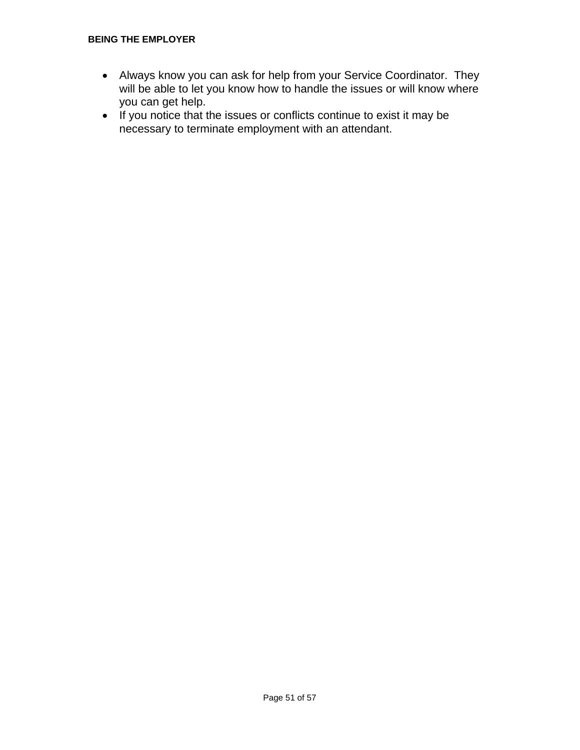- Always know you can ask for help from your Service Coordinator. They will be able to let you know how to handle the issues or will know where you can get help.
- If you notice that the issues or conflicts continue to exist it may be necessary to terminate employment with an attendant.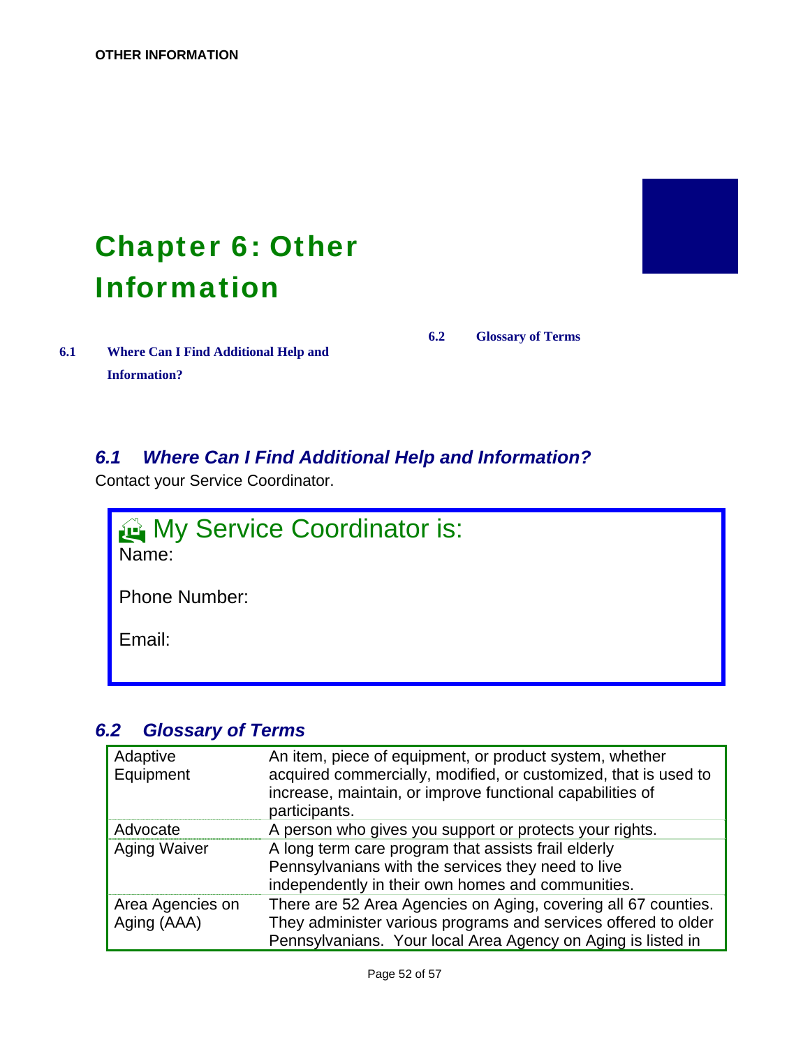# Chapter 6: Other Information

6.1 Where Can I Find Additional Help and Information?

6.2 Glossary of Terms

## 6.1 Where Can I Find Additional Help and Information?

Contact your Service Coordinator.

**My Service Coordinator is:**

Name:

Phone Number:

Email:

## 6.2 Glossary of Terms

| | |
|---|---|
| Adaptive Equipment | An item, piece of equipment, or product system, whether acquired commercially, modified, or customized, that is used to increase, maintain, or improve functional capabilities of participants. |
| Advocate | A person who gives you support or protects your rights. |
| Aging Waiver | A long term care program that assists frail elderly Pennsylvanians with the services they need to live independently in their own homes and communities. |
| Area Agencies on Aging (AAA) | There are 52 Area Agencies on Aging, covering all 67 counties. They administer various programs and services offered to older Pennsylvanians. Your local Area Agency on Aging is listed in |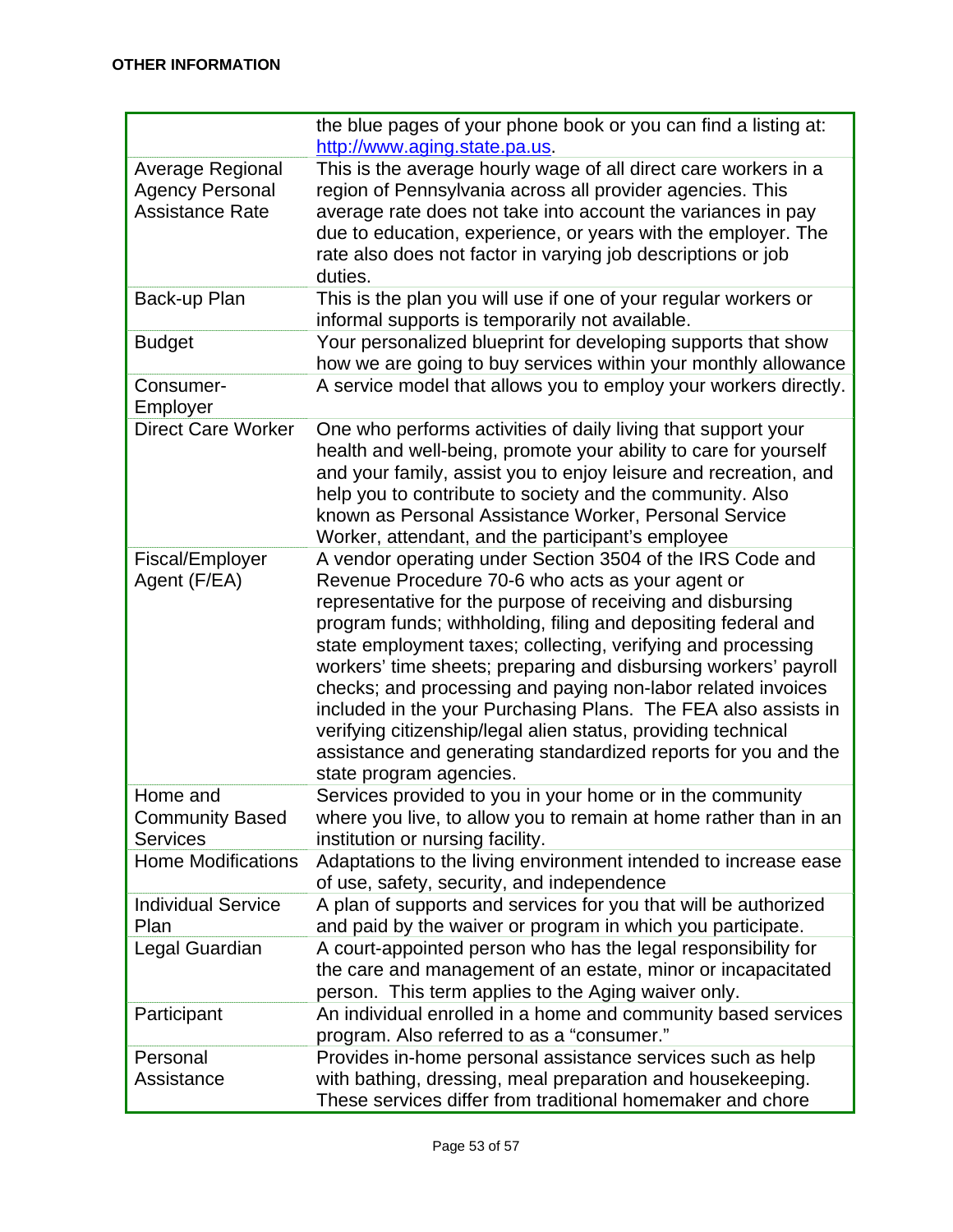**OTHER INFORMATION**

| | |
|---|---|
| | the blue pages of your phone book or you can find a listing at: http://www.aging.state.pa.us. |
| Average Regional Agency Personal Assistance Rate | This is the average hourly wage of all direct care workers in a region of Pennsylvania across all provider agencies. This average rate does not take into account the variances in pay due to education, experience, or years with the employer. The rate also does not factor in varying job descriptions or job duties. |
| Back-up Plan | This is the plan you will use if one of your regular workers or informal supports is temporarily not available. |
| Budget | Your personalized blueprint for developing supports that show how we are going to buy services within your monthly allowance |
| Consumer-Employer | A service model that allows you to employ your workers directly. |
| Direct Care Worker | One who performs activities of daily living that support your health and well-being, promote your ability to care for yourself and your family, assist you to enjoy leisure and recreation, and help you to contribute to society and the community. Also known as Personal Assistance Worker, Personal Service Worker, attendant, and the participant's employee |
| Fiscal/Employer Agent (F/EA) | A vendor operating under Section 3504 of the IRS Code and Revenue Procedure 70-6 who acts as your agent or representative for the purpose of receiving and disbursing program funds; withholding, filing and depositing federal and state employment taxes; collecting, verifying and processing workers' time sheets; preparing and disbursing workers' payroll checks; and processing and paying non-labor related invoices included in the your Purchasing Plans. The FEA also assists in verifying citizenship/legal alien status, providing technical assistance and generating standardized reports for you and the state program agencies. |
| Home and Community Based Services | Services provided to you in your home or in the community where you live, to allow you to remain at home rather than in an institution or nursing facility. |
| Home Modifications | Adaptations to the living environment intended to increase ease of use, safety, security, and independence |
| Individual Service Plan | A plan of supports and services for you that will be authorized and paid by the waiver or program in which you participate. |
| Legal Guardian | A court-appointed person who has the legal responsibility for the care and management of an estate, minor or incapacitated person. This term applies to the Aging waiver only. |
| Participant | An individual enrolled in a home and community based services program. Also referred to as a "consumer." |
| Personal Assistance | Provides in-home personal assistance services such as help with bathing, dressing, meal preparation and housekeeping. These services differ from traditional homemaker and chore |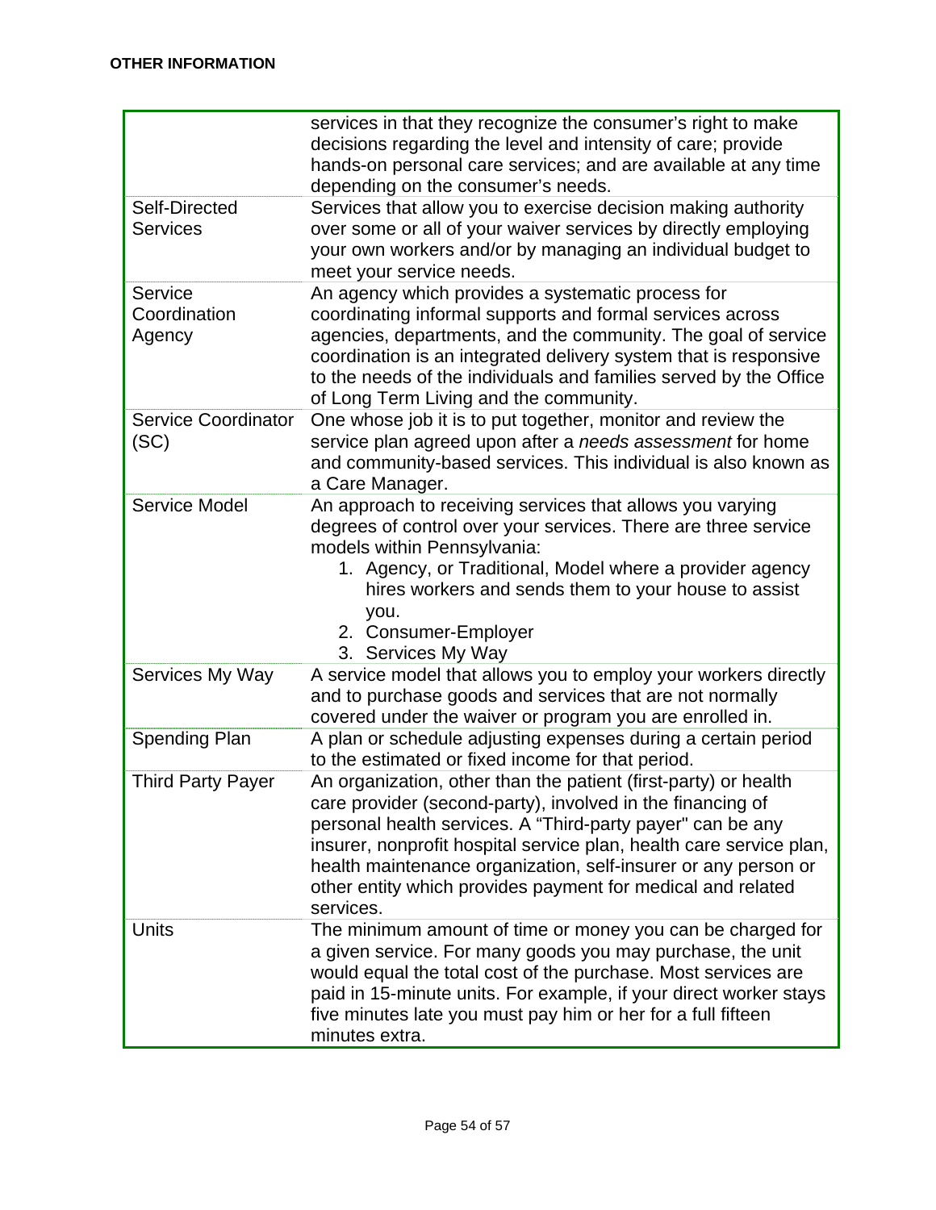**OTHER INFORMATION**

| | |
|---|---|
| | services in that they recognize the consumer's right to make decisions regarding the level and intensity of care; provide hands-on personal care services; and are available at any time depending on the consumer's needs. |
| Self-Directed Services | Services that allow you to exercise decision making authority over some or all of your waiver services by directly employing your own workers and/or by managing an individual budget to meet your service needs. |
| Service Coordination Agency | An agency which provides a systematic process for coordinating informal supports and formal services across agencies, departments, and the community. The goal of service coordination is an integrated delivery system that is responsive to the needs of the individuals and families served by the Office of Long Term Living and the community. |
| Service Coordinator (SC) | One whose job it is to put together, monitor and review the service plan agreed upon after a *needs assessment* for home and community-based services. This individual is also known as a Care Manager. |
| Service Model | An approach to receiving services that allows you varying degrees of control over your services. There are three service models within Pennsylvania: 1. Agency, or Traditional, Model where a provider agency hires workers and sends them to your house to assist you. 2. Consumer-Employer 3. Services My Way |
| Services My Way | A service model that allows you to employ your workers directly and to purchase goods and services that are not normally covered under the waiver or program you are enrolled in. |
| Spending Plan | A plan or schedule adjusting expenses during a certain period to the estimated or fixed income for that period. |
| Third Party Payer | An organization, other than the patient (first-party) or health care provider (second-party), involved in the financing of personal health services. A "Third-party payer" can be any insurer, nonprofit hospital service plan, health care service plan, health maintenance organization, self-insurer or any person or other entity which provides payment for medical and related services. |
| Units | The minimum amount of time or money you can be charged for a given service. For many goods you may purchase, the unit would equal the total cost of the purchase. Most services are paid in 15-minute units. For example, if your direct worker stays five minutes late you must pay him or her for a full fifteen minutes extra. |